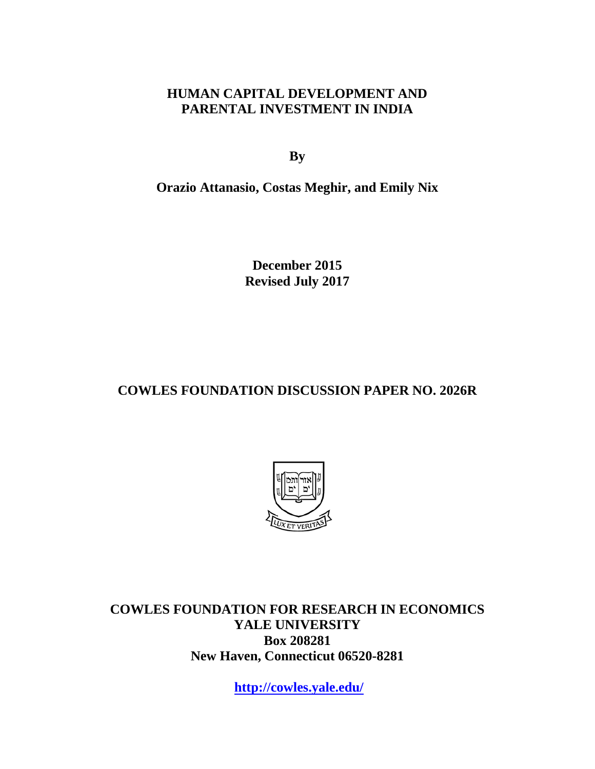# HUMAN CAPITAL DEVELOPMENT AND PARENTAL INVESTMENT IN INDIA

**By**

**Orazio Attanasio, Costas Meghir, and Emily Nix**

**December 2015**
**Revised July 2017**

## COWLES FOUNDATION DISCUSSION PAPER NO. 2026R

**COWLES FOUNDATION FOR RESEARCH IN ECONOMICS**
**YALE UNIVERSITY**
**Box 208281**
**New Haven, Connecticut 06520-8281**

**http://cowles.yale.edu/**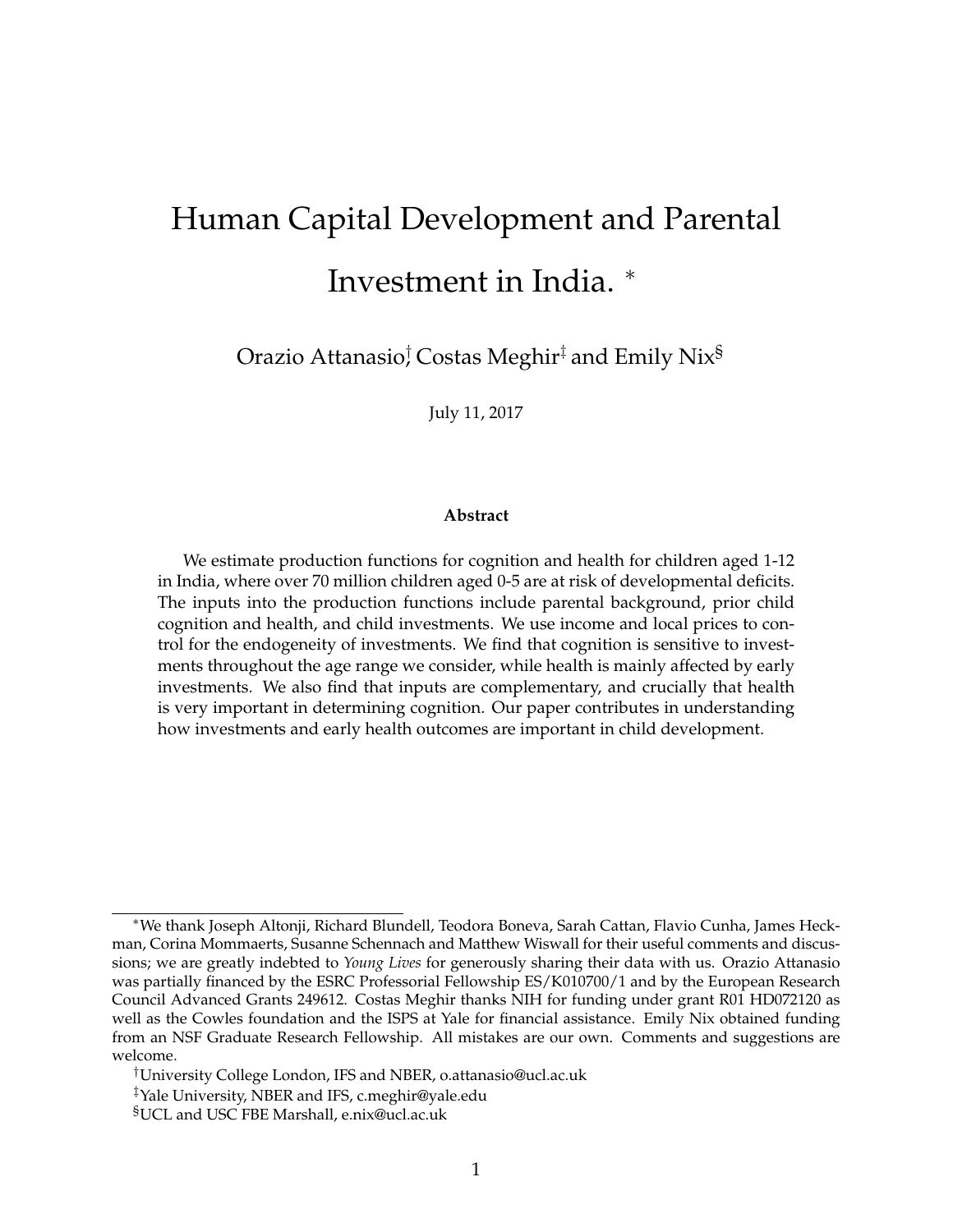# Human Capital Development and Parental Investment in India. *

Orazio Attanasio[†], Costas Meghir[‡] and Emily Nix[§]

July 11, 2017

**Abstract**

We estimate production functions for cognition and health for children aged 1-12 in India, where over 70 million children aged 0-5 are at risk of developmental deficits. The inputs into the production functions include parental background, prior child cognition and health, and child investments. We use income and local prices to control for the endogeneity of investments. We find that cognition is sensitive to investments throughout the age range we consider, while health is mainly affected by early investments. We also find that inputs are complementary, and crucially that health is very important in determining cognition. Our paper contributes in understanding how investments and early health outcomes are important in child development.

---

*We thank Joseph Altonji, Richard Blundell, Teodora Boneva, Sarah Cattan, Flavio Cunha, James Heckman, Corina Mommaerts, Susanne Schennach and Matthew Wiswall for their useful comments and discussions; we are greatly indebted to *Young Lives* for generously sharing their data with us. Orazio Attanasio was partially financed by the ESRC Professorial Fellowship ES/K010700/1 and by the European Research Council Advanced Grants 249612. Costas Meghir thanks NIH for funding under grant R01 HD072120 as well as the Cowles foundation and the ISPS at Yale for financial assistance. Emily Nix obtained funding from an NSF Graduate Research Fellowship. All mistakes are our own. Comments and suggestions are welcome.

[†] University College London, IFS and NBER, o.attanasio@ucl.ac.uk

[‡] Yale University, NBER and IFS, c.meghir@yale.edu

[§] UCL and USC FBE Marshall, e.nix@ucl.ac.uk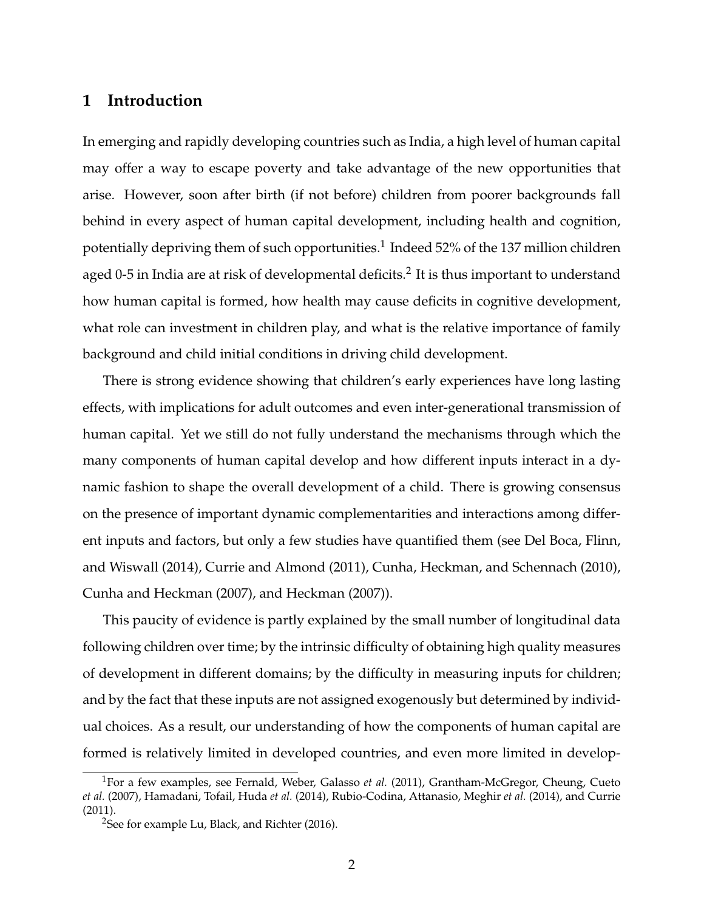## 1 Introduction

In emerging and rapidly developing countries such as India, a high level of human capital may offer a way to escape poverty and take advantage of the new opportunities that arise. However, soon after birth (if not before) children from poorer backgrounds fall behind in every aspect of human capital development, including health and cognition, potentially depriving them of such opportunities.[1] Indeed 52% of the 137 million children aged 0-5 in India are at risk of developmental deficits.[2] It is thus important to understand how human capital is formed, how health may cause deficits in cognitive development, what role can investment in children play, and what is the relative importance of family background and child initial conditions in driving child development.

There is strong evidence showing that children's early experiences have long lasting effects, with implications for adult outcomes and even inter-generational transmission of human capital. Yet we still do not fully understand the mechanisms through which the many components of human capital develop and how different inputs interact in a dynamic fashion to shape the overall development of a child. There is growing consensus on the presence of important dynamic complementarities and interactions among different inputs and factors, but only a few studies have quantified them (see Del Boca, Flinn, and Wiswall (2014), Currie and Almond (2011), Cunha, Heckman, and Schennach (2010), Cunha and Heckman (2007), and Heckman (2007)).

This paucity of evidence is partly explained by the small number of longitudinal data following children over time; by the intrinsic difficulty of obtaining high quality measures of development in different domains; by the difficulty in measuring inputs for children; and by the fact that these inputs are not assigned exogenously but determined by individual choices. As a result, our understanding of how the components of human capital are formed is relatively limited in developed countries, and even more limited in develop-

[1] For a few examples, see Fernald, Weber, Galasso *et al.* (2011), Grantham-McGregor, Cheung, Cueto *et al.* (2007), Hamadani, Tofail, Huda *et al.* (2014), Rubio-Codina, Attanasio, Meghir *et al.* (2014), and Currie (2011).

[2] See for example Lu, Black, and Richter (2016).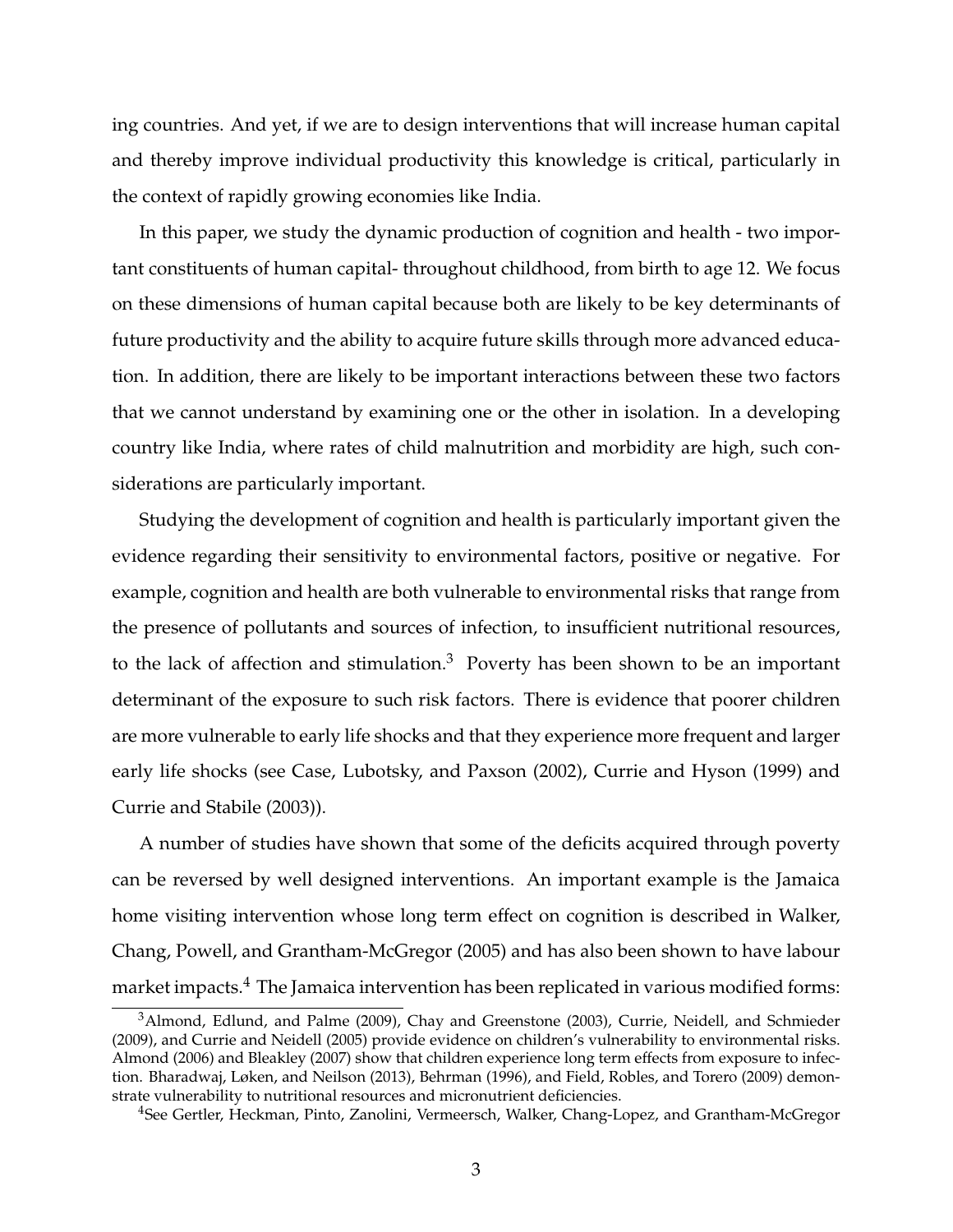ing countries. And yet, if we are to design interventions that will increase human capital and thereby improve individual productivity this knowledge is critical, particularly in the context of rapidly growing economies like India.

In this paper, we study the dynamic production of cognition and health - two important constituents of human capital- throughout childhood, from birth to age 12. We focus on these dimensions of human capital because both are likely to be key determinants of future productivity and the ability to acquire future skills through more advanced education. In addition, there are likely to be important interactions between these two factors that we cannot understand by examining one or the other in isolation. In a developing country like India, where rates of child malnutrition and morbidity are high, such considerations are particularly important.

Studying the development of cognition and health is particularly important given the evidence regarding their sensitivity to environmental factors, positive or negative. For example, cognition and health are both vulnerable to environmental risks that range from the presence of pollutants and sources of infection, to insufficient nutritional resources, to the lack of affection and stimulation.[3] Poverty has been shown to be an important determinant of the exposure to such risk factors. There is evidence that poorer children are more vulnerable to early life shocks and that they experience more frequent and larger early life shocks (see Case, Lubotsky, and Paxson (2002), Currie and Hyson (1999) and Currie and Stabile (2003)).

A number of studies have shown that some of the deficits acquired through poverty can be reversed by well designed interventions. An important example is the Jamaica home visiting intervention whose long term effect on cognition is described in Walker, Chang, Powell, and Grantham-McGregor (2005) and has also been shown to have labour market impacts.[4] The Jamaica intervention has been replicated in various modified forms:

[3] Almond, Edlund, and Palme (2009), Chay and Greenstone (2003), Currie, Neidell, and Schmieder (2009), and Currie and Neidell (2005) provide evidence on children's vulnerability to environmental risks. Almond (2006) and Bleakley (2007) show that children experience long term effects from exposure to infection. Bharadwaj, Løken, and Neilson (2013), Behrman (1996), and Field, Robles, and Torero (2009) demonstrate vulnerability to nutritional resources and micronutrient deficiencies.

[4] See Gertler, Heckman, Pinto, Zanolini, Vermeersch, Walker, Chang-Lopez, and Grantham-McGregor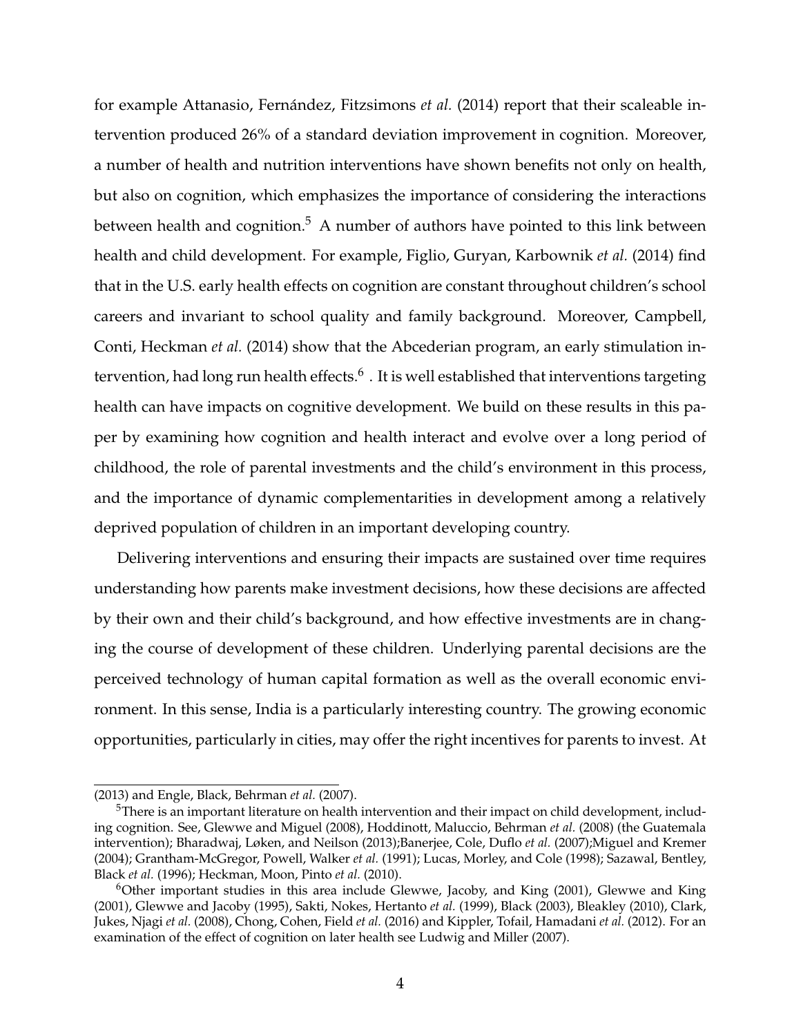for example Attanasio, Fernández, Fitzsimons *et al.* (2014) report that their scaleable intervention produced 26% of a standard deviation improvement in cognition. Moreover, a number of health and nutrition interventions have shown benefits not only on health, but also on cognition, which emphasizes the importance of considering the interactions between health and cognition.[5] A number of authors have pointed to this link between health and child development. For example, Figlio, Guryan, Karbownik *et al.* (2014) find that in the U.S. early health effects on cognition are constant throughout children's school careers and invariant to school quality and family background. Moreover, Campbell, Conti, Heckman *et al.* (2014) show that the Abcederian program, an early stimulation intervention, had long run health effects.[6] . It is well established that interventions targeting health can have impacts on cognitive development. We build on these results in this paper by examining how cognition and health interact and evolve over a long period of childhood, the role of parental investments and the child's environment in this process, and the importance of dynamic complementarities in development among a relatively deprived population of children in an important developing country.

Delivering interventions and ensuring their impacts are sustained over time requires understanding how parents make investment decisions, how these decisions are affected by their own and their child's background, and how effective investments are in changing the course of development of these children. Underlying parental decisions are the perceived technology of human capital formation as well as the overall economic environment. In this sense, India is a particularly interesting country. The growing economic opportunities, particularly in cities, may offer the right incentives for parents to invest. At

(2013) and Engle, Black, Behrman *et al.* (2007).

[5]There is an important literature on health intervention and their impact on child development, including cognition. See, Glewwe and Miguel (2008), Hoddinott, Maluccio, Behrman *et al.* (2008) (the Guatemala intervention); Bharadwaj, Løken, and Neilson (2013);Banerjee, Cole, Duflo *et al.* (2007);Miguel and Kremer (2004); Grantham-McGregor, Powell, Walker *et al.* (1991); Lucas, Morley, and Cole (1998); Sazawal, Bentley, Black *et al.* (1996); Heckman, Moon, Pinto *et al.* (2010).

[6]Other important studies in this area include Glewwe, Jacoby, and King (2001), Glewwe and King (2001), Glewwe and Jacoby (1995), Sakti, Nokes, Hertanto *et al.* (1999), Black (2003), Bleakley (2010), Clark, Jukes, Njagi *et al.* (2008), Chong, Cohen, Field *et al.* (2016) and Kippler, Tofail, Hamadani *et al.* (2012). For an examination of the effect of cognition on later health see Ludwig and Miller (2007).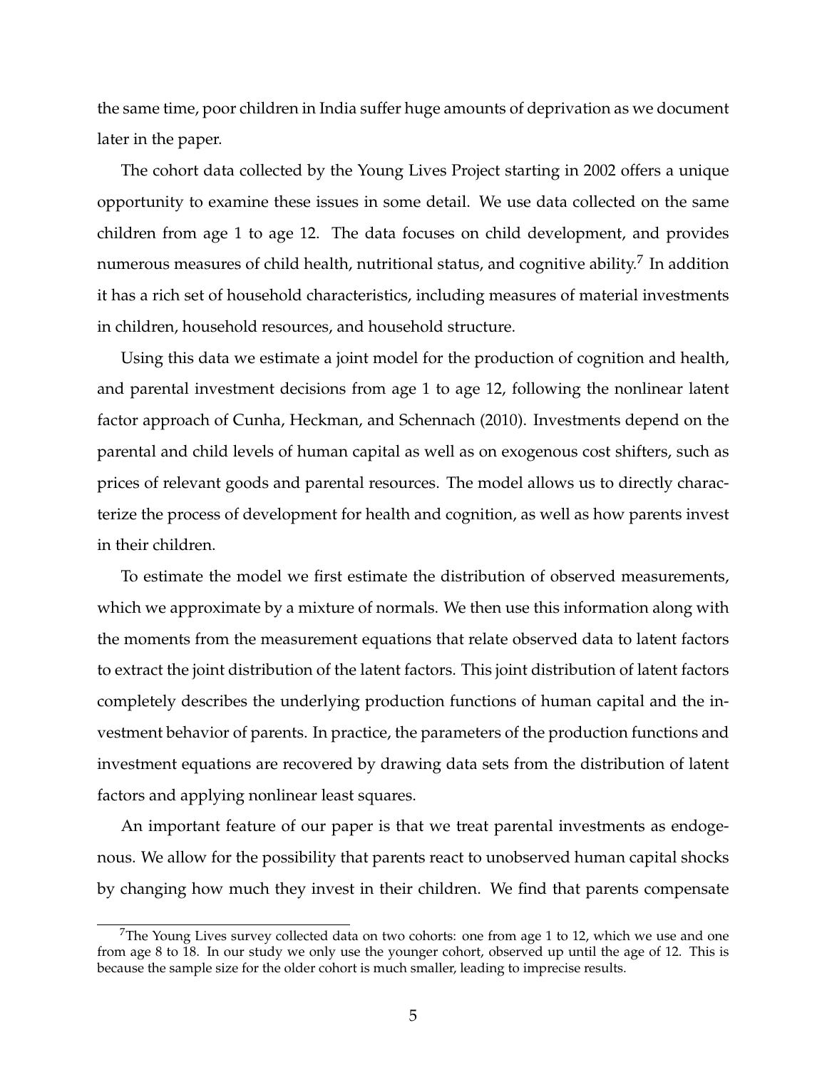the same time, poor children in India suffer huge amounts of deprivation as we document later in the paper.

The cohort data collected by the Young Lives Project starting in 2002 offers a unique opportunity to examine these issues in some detail. We use data collected on the same children from age 1 to age 12. The data focuses on child development, and provides numerous measures of child health, nutritional status, and cognitive ability.[7] In addition it has a rich set of household characteristics, including measures of material investments in children, household resources, and household structure.

Using this data we estimate a joint model for the production of cognition and health, and parental investment decisions from age 1 to age 12, following the nonlinear latent factor approach of Cunha, Heckman, and Schennach (2010). Investments depend on the parental and child levels of human capital as well as on exogenous cost shifters, such as prices of relevant goods and parental resources. The model allows us to directly characterize the process of development for health and cognition, as well as how parents invest in their children.

To estimate the model we first estimate the distribution of observed measurements, which we approximate by a mixture of normals. We then use this information along with the moments from the measurement equations that relate observed data to latent factors to extract the joint distribution of the latent factors. This joint distribution of latent factors completely describes the underlying production functions of human capital and the investment behavior of parents. In practice, the parameters of the production functions and investment equations are recovered by drawing data sets from the distribution of latent factors and applying nonlinear least squares.

An important feature of our paper is that we treat parental investments as endogenous. We allow for the possibility that parents react to unobserved human capital shocks by changing how much they invest in their children. We find that parents compensate

[7]The Young Lives survey collected data on two cohorts: one from age 1 to 12, which we use and one from age 8 to 18. In our study we only use the younger cohort, observed up until the age of 12. This is because the sample size for the older cohort is much smaller, leading to imprecise results.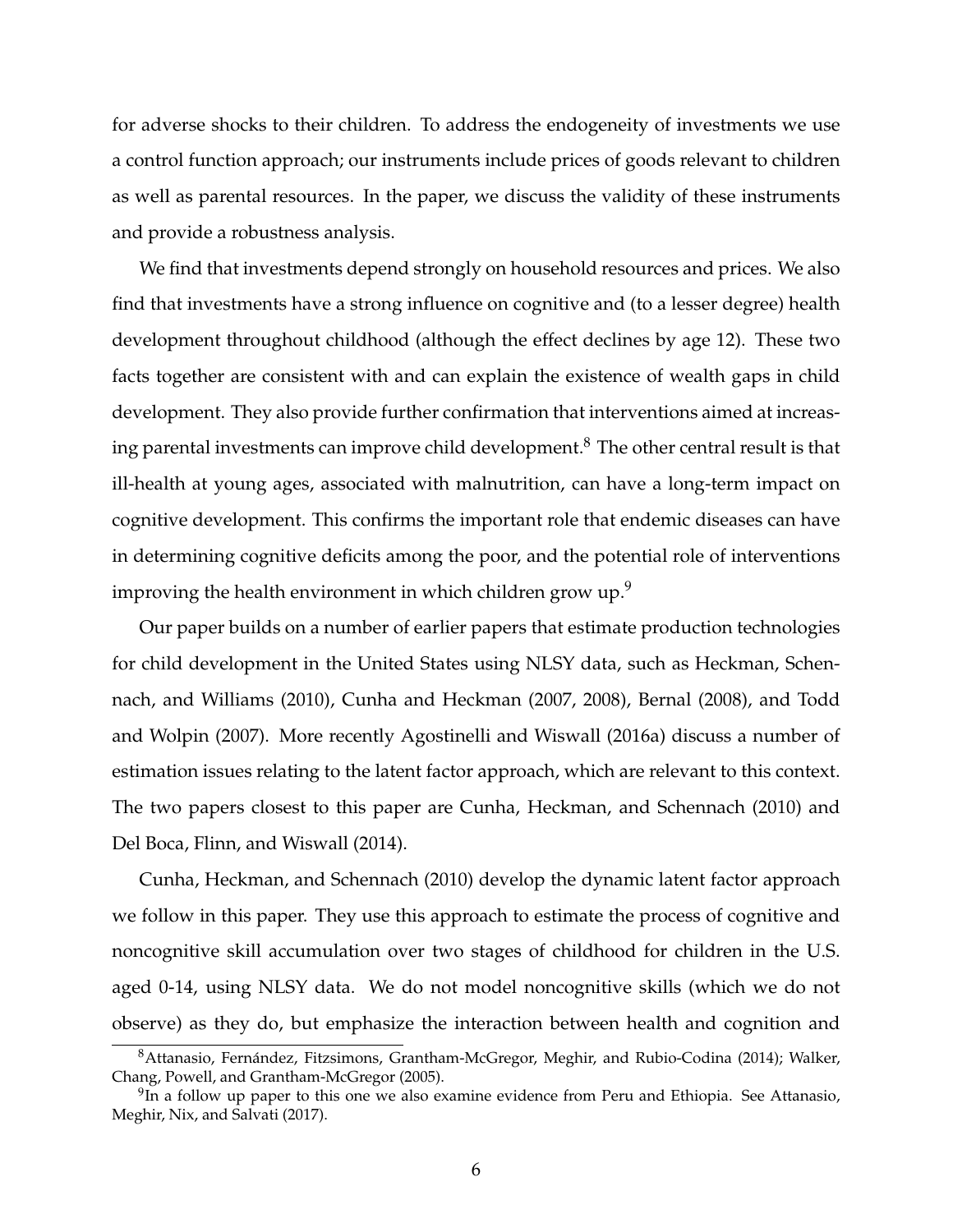for adverse shocks to their children. To address the endogeneity of investments we use a control function approach; our instruments include prices of goods relevant to children as well as parental resources. In the paper, we discuss the validity of these instruments and provide a robustness analysis.

We find that investments depend strongly on household resources and prices. We also find that investments have a strong influence on cognitive and (to a lesser degree) health development throughout childhood (although the effect declines by age 12). These two facts together are consistent with and can explain the existence of wealth gaps in child development. They also provide further confirmation that interventions aimed at increasing parental investments can improve child development.[8] The other central result is that ill-health at young ages, associated with malnutrition, can have a long-term impact on cognitive development. This confirms the important role that endemic diseases can have in determining cognitive deficits among the poor, and the potential role of interventions improving the health environment in which children grow up.[9]

Our paper builds on a number of earlier papers that estimate production technologies for child development in the United States using NLSY data, such as Heckman, Schennach, and Williams (2010), Cunha and Heckman (2007, 2008), Bernal (2008), and Todd and Wolpin (2007). More recently Agostinelli and Wiswall (2016a) discuss a number of estimation issues relating to the latent factor approach, which are relevant to this context. The two papers closest to this paper are Cunha, Heckman, and Schennach (2010) and Del Boca, Flinn, and Wiswall (2014).

Cunha, Heckman, and Schennach (2010) develop the dynamic latent factor approach we follow in this paper. They use this approach to estimate the process of cognitive and noncognitive skill accumulation over two stages of childhood for children in the U.S. aged 0-14, using NLSY data. We do not model noncognitive skills (which we do not observe) as they do, but emphasize the interaction between health and cognition and

[8] Attanasio, Fernández, Fitzsimons, Grantham-McGregor, Meghir, and Rubio-Codina (2014); Walker, Chang, Powell, and Grantham-McGregor (2005).

[9] In a follow up paper to this one we also examine evidence from Peru and Ethiopia. See Attanasio, Meghir, Nix, and Salvati (2017).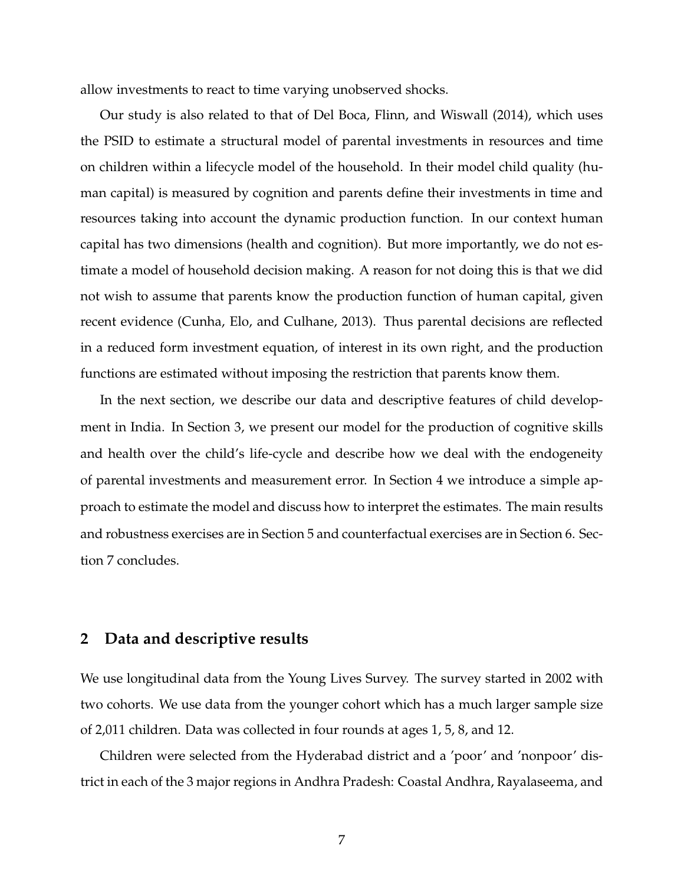allow investments to react to time varying unobserved shocks.

Our study is also related to that of Del Boca, Flinn, and Wiswall (2014), which uses the PSID to estimate a structural model of parental investments in resources and time on children within a lifecycle model of the household. In their model child quality (human capital) is measured by cognition and parents define their investments in time and resources taking into account the dynamic production function. In our context human capital has two dimensions (health and cognition). But more importantly, we do not estimate a model of household decision making. A reason for not doing this is that we did not wish to assume that parents know the production function of human capital, given recent evidence (Cunha, Elo, and Culhane, 2013). Thus parental decisions are reflected in a reduced form investment equation, of interest in its own right, and the production functions are estimated without imposing the restriction that parents know them.

In the next section, we describe our data and descriptive features of child development in India. In Section 3, we present our model for the production of cognitive skills and health over the child's life-cycle and describe how we deal with the endogeneity of parental investments and measurement error. In Section 4 we introduce a simple approach to estimate the model and discuss how to interpret the estimates. The main results and robustness exercises are in Section 5 and counterfactual exercises are in Section 6. Section 7 concludes.

## 2 Data and descriptive results

We use longitudinal data from the Young Lives Survey. The survey started in 2002 with two cohorts. We use data from the younger cohort which has a much larger sample size of 2,011 children. Data was collected in four rounds at ages 1, 5, 8, and 12.

Children were selected from the Hyderabad district and a 'poor' and 'nonpoor' district in each of the 3 major regions in Andhra Pradesh: Coastal Andhra, Rayalaseema, and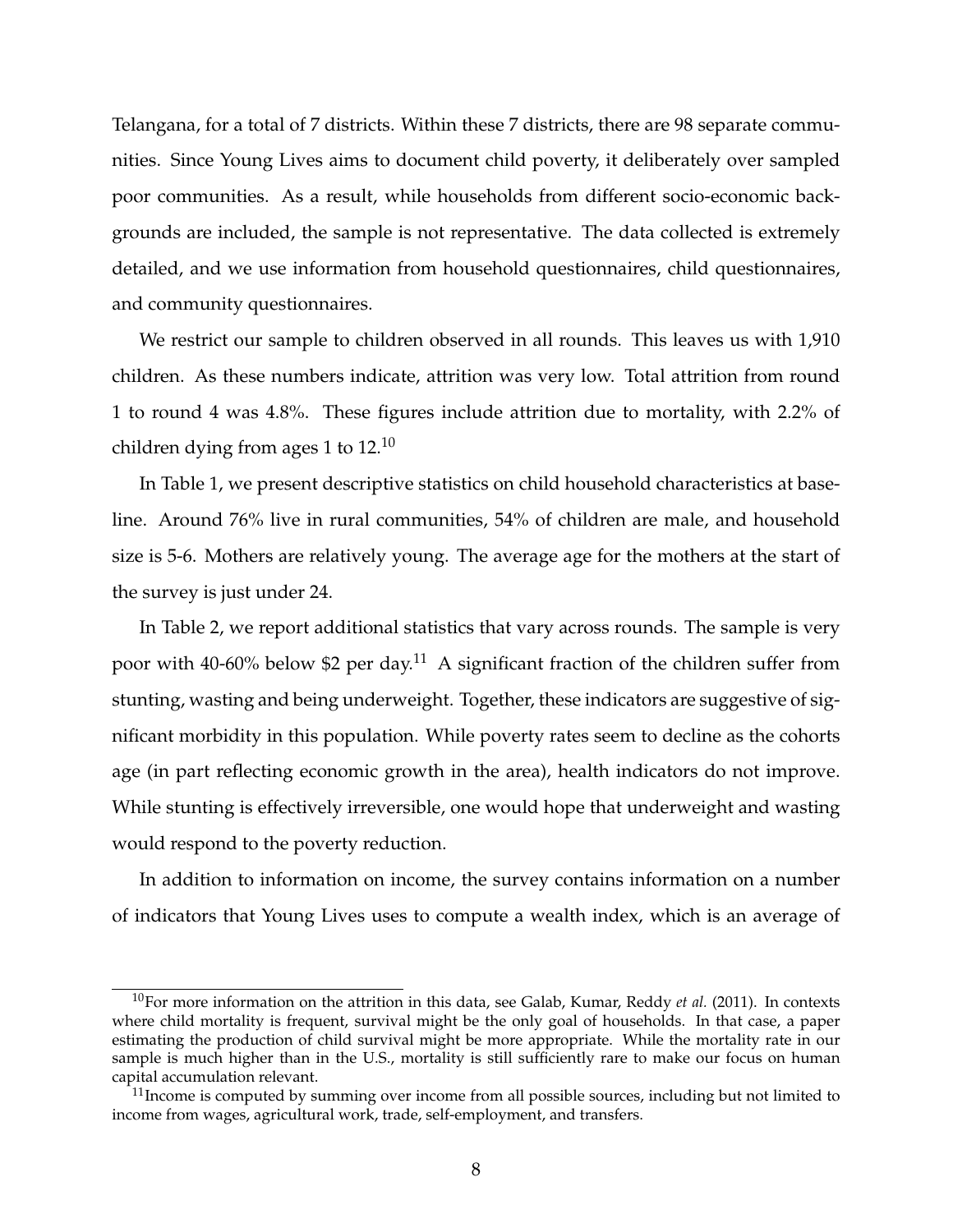Telangana, for a total of 7 districts. Within these 7 districts, there are 98 separate communities. Since Young Lives aims to document child poverty, it deliberately over sampled poor communities. As a result, while households from different socio-economic backgrounds are included, the sample is not representative. The data collected is extremely detailed, and we use information from household questionnaires, child questionnaires, and community questionnaires.

We restrict our sample to children observed in all rounds. This leaves us with 1,910 children. As these numbers indicate, attrition was very low. Total attrition from round 1 to round 4 was 4.8%. These figures include attrition due to mortality, with 2.2% of children dying from ages 1 to 12.[10]

In Table 1, we present descriptive statistics on child household characteristics at baseline. Around 76% live in rural communities, 54% of children are male, and household size is 5-6. Mothers are relatively young. The average age for the mothers at the start of the survey is just under 24.

In Table 2, we report additional statistics that vary across rounds. The sample is very poor with 40-60% below $2 per day.[11] A significant fraction of the children suffer from stunting, wasting and being underweight. Together, these indicators are suggestive of significant morbidity in this population. While poverty rates seem to decline as the cohorts age (in part reflecting economic growth in the area), health indicators do not improve. While stunting is effectively irreversible, one would hope that underweight and wasting would respond to the poverty reduction.

In addition to information on income, the survey contains information on a number of indicators that Young Lives uses to compute a wealth index, which is an average of

---

[10] For more information on the attrition in this data, see Galab, Kumar, Reddy *et al.* (2011). In contexts where child mortality is frequent, survival might be the only goal of households. In that case, a paper estimating the production of child survival might be more appropriate. While the mortality rate in our sample is much higher than in the U.S., mortality is still sufficiently rare to make our focus on human capital accumulation relevant.

[11] Income is computed by summing over income from all possible sources, including but not limited to income from wages, agricultural work, trade, self-employment, and transfers.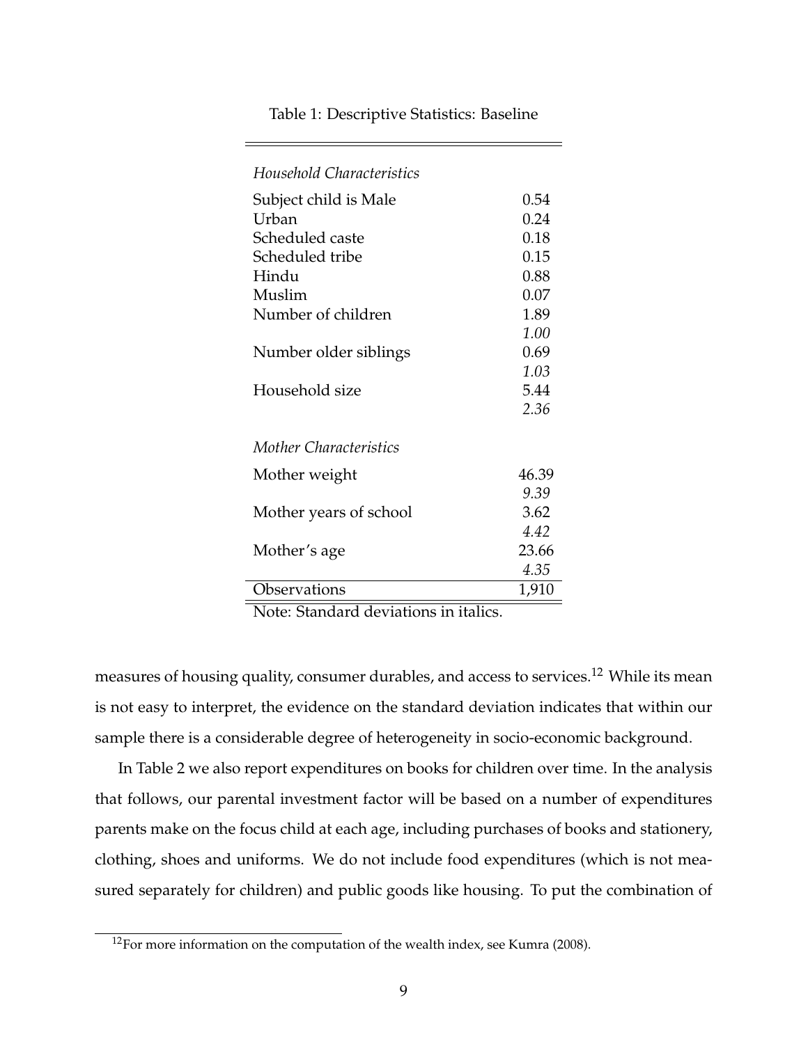Table 1: Descriptive Statistics: Baseline

| | |
|---|---|
| *Household Characteristics* | |
| Subject child is Male | 0.54 |
| Urban | 0.24 |
| Scheduled caste | 0.18 |
| Scheduled tribe | 0.15 |
| Hindu | 0.88 |
| Muslim | 0.07 |
| Number of children | 1.89 |
| | *1.00* |
| Number older siblings | 0.69 |
| | *1.03* |
| Household size | 5.44 |
| | *2.36* |
| *Mother Characteristics* | |
| Mother weight | 46.39 |
| | *9.39* |
| Mother years of school | 3.62 |
| | *4.42* |
| Mother's age | 23.66 |
| | *4.35* |
| Observations | 1,910 |

Note: Standard deviations in italics.

measures of housing quality, consumer durables, and access to services.[12] While its mean is not easy to interpret, the evidence on the standard deviation indicates that within our sample there is a considerable degree of heterogeneity in socio-economic background.

In Table 2 we also report expenditures on books for children over time. In the analysis that follows, our parental investment factor will be based on a number of expenditures parents make on the focus child at each age, including purchases of books and stationery, clothing, shoes and uniforms. We do not include food expenditures (which is not measured separately for children) and public goods like housing. To put the combination of

[12] For more information on the computation of the wealth index, see Kumra (2008).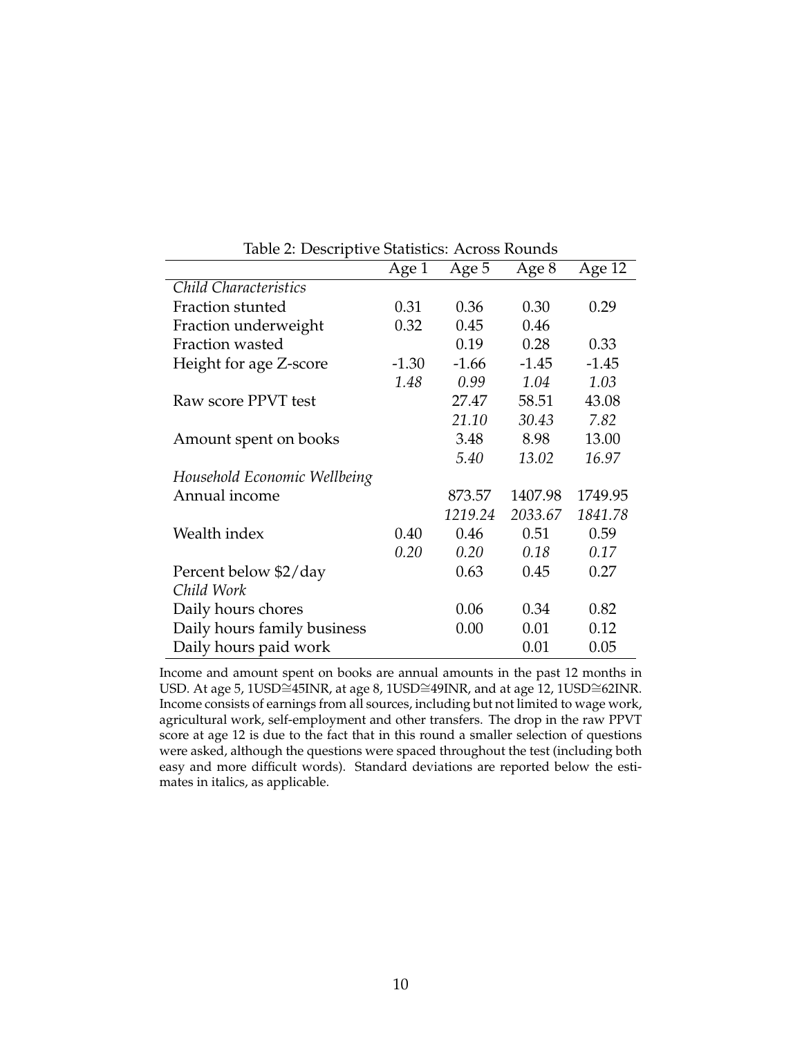Table 2: Descriptive Statistics: Across Rounds

| | Age 1 | Age 5 | Age 8 | Age 12 |
|---|---|---|---|---|
| *Child Characteristics* | | | | |
| Fraction stunted | 0.31 | 0.36 | 0.30 | 0.29 |
| Fraction underweight | 0.32 | 0.45 | 0.46 | |
| Fraction wasted | | 0.19 | 0.28 | 0.33 |
| Height for age Z-score | -1.30 | -1.66 | -1.45 | -1.45 |
| | *1.48* | *0.99* | *1.04* | *1.03* |
| Raw score PPVT test | | 27.47 | 58.51 | 43.08 |
| | | *21.10* | *30.43* | *7.82* |
| Amount spent on books | | 3.48 | 8.98 | 13.00 |
| | | *5.40* | *13.02* | *16.97* |
| *Household Economic Wellbeing* | | | | |
| Annual income | | 873.57 | 1407.98 | 1749.95 |
| | | *1219.24* | *2033.67* | *1841.78* |
| Wealth index | 0.40 | 0.46 | 0.51 | 0.59 |
| | *0.20* | *0.20* | *0.18* | *0.17* |
| Percent below $2/day | | 0.63 | 0.45 | 0.27 |
| *Child Work* | | | | |
| Daily hours chores | | 0.06 | 0.34 | 0.82 |
| Daily hours family business | | 0.00 | 0.01 | 0.12 |
| Daily hours paid work | | | 0.01 | 0.05 |

Income and amount spent on books are annual amounts in the past 12 months in USD. At age 5, 1USD≅45INR, at age 8, 1USD≅49INR, and at age 12, 1USD≅62INR. Income consists of earnings from all sources, including but not limited to wage work, agricultural work, self-employment and other transfers. The drop in the raw PPVT score at age 12 is due to the fact that in this round a smaller selection of questions were asked, although the questions were spaced throughout the test (including both easy and more difficult words). Standard deviations are reported below the estimates in italics, as applicable.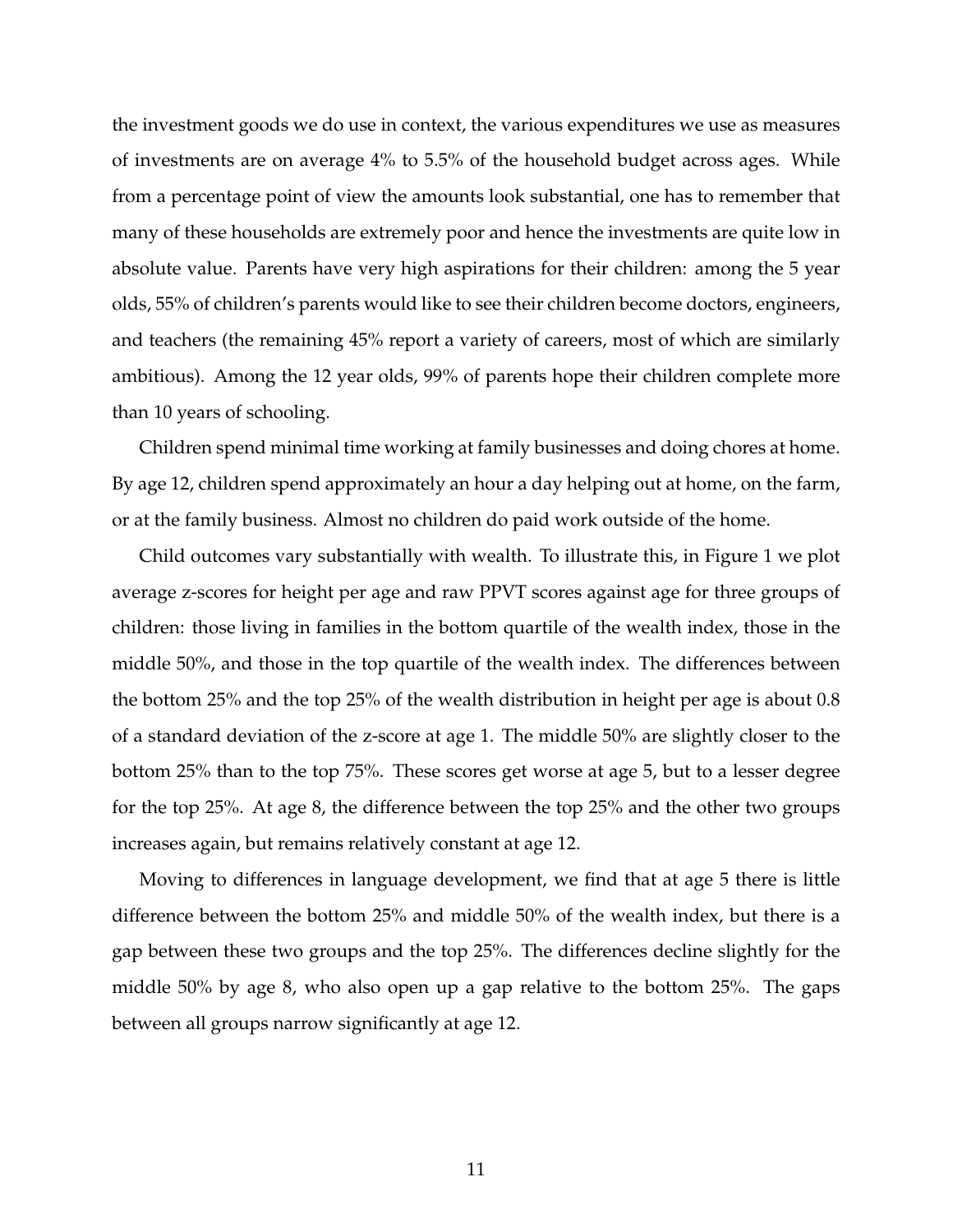the investment goods we do use in context, the various expenditures we use as measures of investments are on average 4% to 5.5% of the household budget across ages. While from a percentage point of view the amounts look substantial, one has to remember that many of these households are extremely poor and hence the investments are quite low in absolute value. Parents have very high aspirations for their children: among the 5 year olds, 55% of children's parents would like to see their children become doctors, engineers, and teachers (the remaining 45% report a variety of careers, most of which are similarly ambitious). Among the 12 year olds, 99% of parents hope their children complete more than 10 years of schooling.

Children spend minimal time working at family businesses and doing chores at home. By age 12, children spend approximately an hour a day helping out at home, on the farm, or at the family business. Almost no children do paid work outside of the home.

Child outcomes vary substantially with wealth. To illustrate this, in Figure 1 we plot average z-scores for height per age and raw PPVT scores against age for three groups of children: those living in families in the bottom quartile of the wealth index, those in the middle 50%, and those in the top quartile of the wealth index. The differences between the bottom 25% and the top 25% of the wealth distribution in height per age is about 0.8 of a standard deviation of the z-score at age 1. The middle 50% are slightly closer to the bottom 25% than to the top 75%. These scores get worse at age 5, but to a lesser degree for the top 25%. At age 8, the difference between the top 25% and the other two groups increases again, but remains relatively constant at age 12.

Moving to differences in language development, we find that at age 5 there is little difference between the bottom 25% and middle 50% of the wealth index, but there is a gap between these two groups and the top 25%. The differences decline slightly for the middle 50% by age 8, who also open up a gap relative to the bottom 25%. The gaps between all groups narrow significantly at age 12.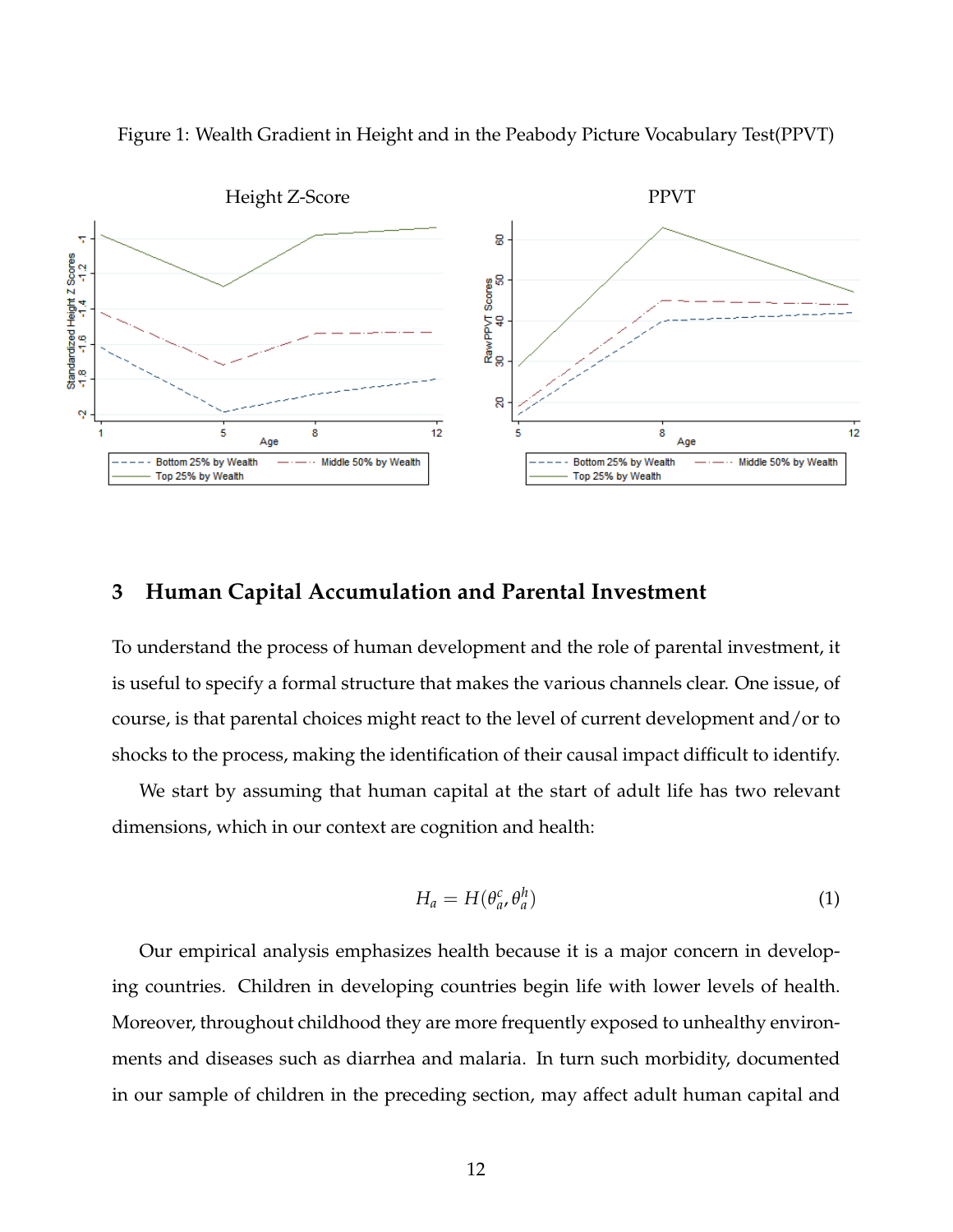Figure 1: Wealth Gradient in Height and in the Peabody Picture Vocabulary Test(PPVT)

## 3 Human Capital Accumulation and Parental Investment

To understand the process of human development and the role of parental investment, it is useful to specify a formal structure that makes the various channels clear. One issue, of course, is that parental choices might react to the level of current development and/or to shocks to the process, making the identification of their causal impact difficult to identify.

We start by assuming that human capital at the start of adult life has two relevant dimensions, which in our context are cognition and health:

$$H_a = H(\theta_a^c, \theta_a^h) \tag{1}$$

Our empirical analysis emphasizes health because it is a major concern in developing countries. Children in developing countries begin life with lower levels of health. Moreover, throughout childhood they are more frequently exposed to unhealthy environments and diseases such as diarrhea and malaria. In turn such morbidity, documented in our sample of children in the preceding section, may affect adult human capital and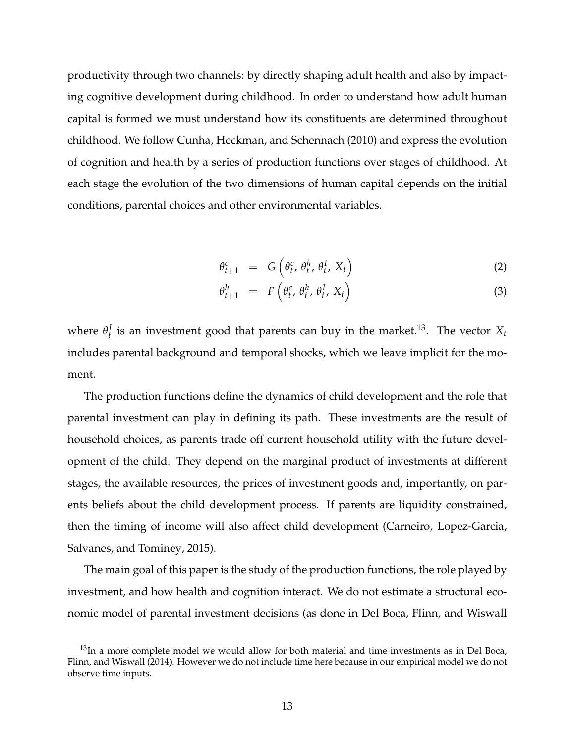productivity through two channels: by directly shaping adult health and also by impacting cognitive development during childhood. In order to understand how adult human capital is formed we must understand how its constituents are determined throughout childhood. We follow Cunha, Heckman, and Schennach (2010) and express the evolution of cognition and health by a series of production functions over stages of childhood. At each stage the evolution of the two dimensions of human capital depends on the initial conditions, parental choices and other environmental variables.

$$\theta_{t+1}^{c} = G\left(\theta_t^c, \theta_t^h, \theta_t^I, X_t\right) \tag{2}$$

$$\theta_{t+1}^{h} = F\left(\theta_t^c, \theta_t^h, \theta_t^I, X_t\right) \tag{3}$$

where $\theta_t^I$ is an investment good that parents can buy in the market.[13]. The vector $X_t$ includes parental background and temporal shocks, which we leave implicit for the moment.

The production functions define the dynamics of child development and the role that parental investment can play in defining its path. These investments are the result of household choices, as parents trade off current household utility with the future development of the child. They depend on the marginal product of investments at different stages, the available resources, the prices of investment goods and, importantly, on parents beliefs about the child development process. If parents are liquidity constrained, then the timing of income will also affect child development (Carneiro, Lopez-Garcia, Salvanes, and Tominey, 2015).

The main goal of this paper is the study of the production functions, the role played by investment, and how health and cognition interact. We do not estimate a structural economic model of parental investment decisions (as done in Del Boca, Flinn, and Wiswall

[13]In a more complete model we would allow for both material and time investments as in Del Boca, Flinn, and Wiswall (2014). However we do not include time here because in our empirical model we do not observe time inputs.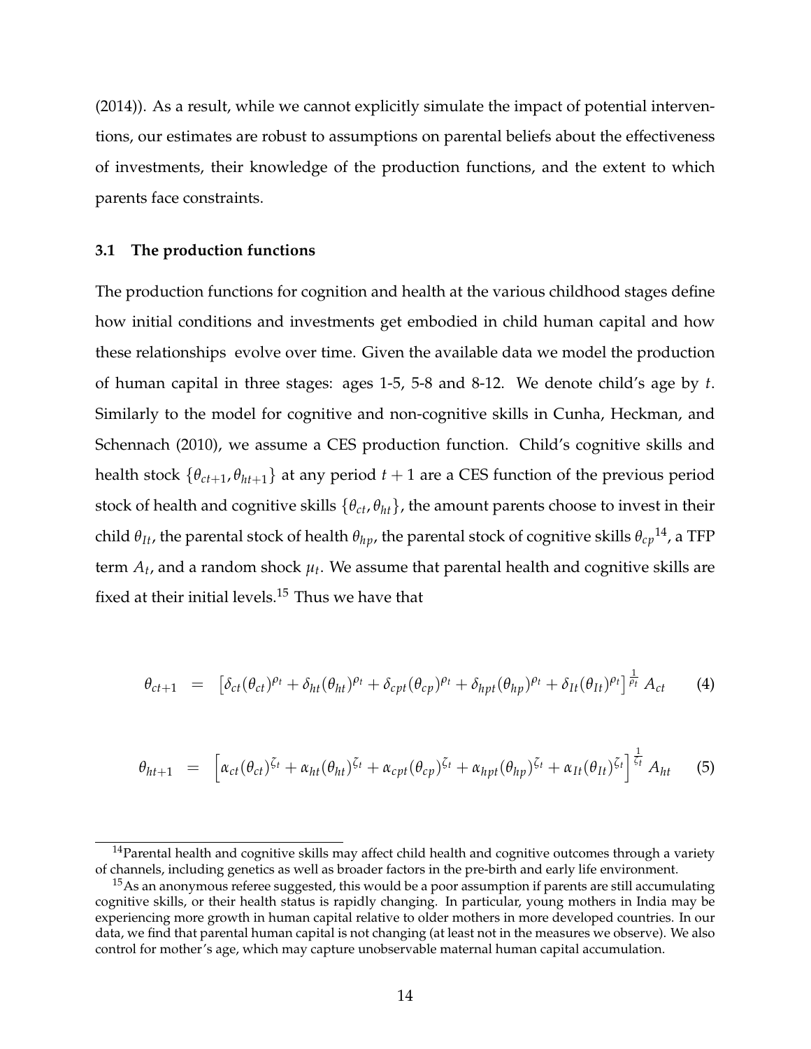(2014)). As a result, while we cannot explicitly simulate the impact of potential interventions, our estimates are robust to assumptions on parental beliefs about the effectiveness of investments, their knowledge of the production functions, and the extent to which parents face constraints.

### 3.1 The production functions

The production functions for cognition and health at the various childhood stages define how initial conditions and investments get embodied in child human capital and how these relationships evolve over time. Given the available data we model the production of human capital in three stages: ages 1-5, 5-8 and 8-12. We denote child's age by $t$. Similarly to the model for cognitive and non-cognitive skills in Cunha, Heckman, and Schennach (2010), we assume a CES production function. Child's cognitive skills and health stock $\{\theta_{ct+1}, \theta_{ht+1}\}$ at any period $t+1$ are a CES function of the previous period stock of health and cognitive skills $\{\theta_{ct}, \theta_{ht}\}$, the amount parents choose to invest in their child $\theta_{It}$, the parental stock of health $\theta_{hp}$, the parental stock of cognitive skills $\theta_{cp}$[14], a TFP term $A_t$, and a random shock $\mu_t$. We assume that parental health and cognitive skills are fixed at their initial levels.[15] Thus we have that

$$\theta_{ct+1} = \left[\delta_{ct}(\theta_{ct})^{\rho_t} + \delta_{ht}(\theta_{ht})^{\rho_t} + \delta_{cpt}(\theta_{cp})^{\rho_t} + \delta_{hpt}(\theta_{hp})^{\rho_t} + \delta_{It}(\theta_{It})^{\rho_t}\right]^{\frac{1}{\rho_t}} A_{ct} \qquad (4)$$

$$\theta_{ht+1} = \left[\alpha_{ct}(\theta_{ct})^{\zeta_t} + \alpha_{ht}(\theta_{ht})^{\zeta_t} + \alpha_{cpt}(\theta_{cp})^{\zeta_t} + \alpha_{hpt}(\theta_{hp})^{\zeta_t} + \alpha_{It}(\theta_{It})^{\zeta_t}\right]^{\frac{1}{\zeta_t}} A_{ht} \qquad (5)$$

[14] Parental health and cognitive skills may affect child health and cognitive outcomes through a variety of channels, including genetics as well as broader factors in the pre-birth and early life environment.

[15] As an anonymous referee suggested, this would be a poor assumption if parents are still accumulating cognitive skills, or their health status is rapidly changing. In particular, young mothers in India may be experiencing more growth in human capital relative to older mothers in more developed countries. In our data, we find that parental human capital is not changing (at least not in the measures we observe). We also control for mother's age, which may capture unobservable maternal human capital accumulation.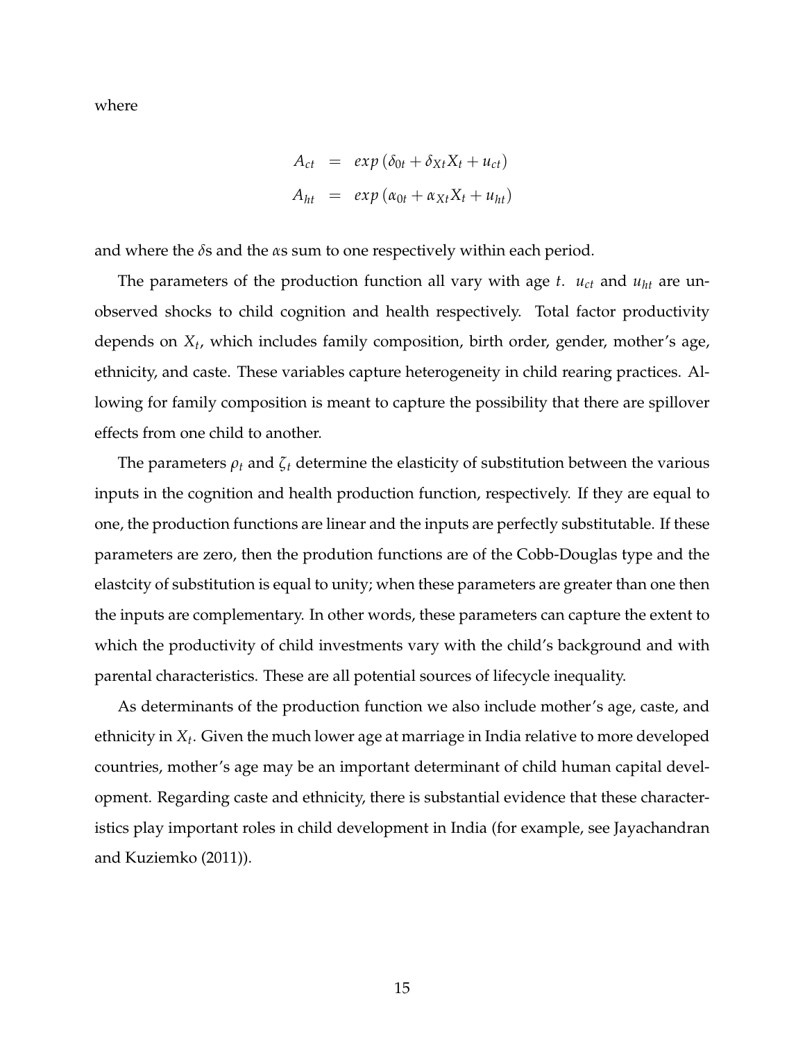where

$$
\begin{aligned}
A_{ct} &= exp\left(\delta_{0t} + \delta_{Xt} X_t + u_{ct}\right) \\
A_{ht} &= exp\left(\alpha_{0t} + \alpha_{Xt} X_t + u_{ht}\right)
\end{aligned}
$$

and where the $\delta$s and the $\alpha$s sum to one respectively within each period.

The parameters of the production function all vary with age $t$. $u_{ct}$ and $u_{ht}$ are unobserved shocks to child cognition and health respectively. Total factor productivity depends on $X_t$, which includes family composition, birth order, gender, mother's age, ethnicity, and caste. These variables capture heterogeneity in child rearing practices. Allowing for family composition is meant to capture the possibility that there are spillover effects from one child to another.

The parameters $\rho_t$ and $\zeta_t$ determine the elasticity of substitution between the various inputs in the cognition and health production function, respectively. If they are equal to one, the production functions are linear and the inputs are perfectly substitutable. If these parameters are zero, then the prodution functions are of the Cobb-Douglas type and the elastcity of substitution is equal to unity; when these parameters are greater than one then the inputs are complementary. In other words, these parameters can capture the extent to which the productivity of child investments vary with the child's background and with parental characteristics. These are all potential sources of lifecycle inequality.

As determinants of the production function we also include mother's age, caste, and ethnicity in $X_t$. Given the much lower age at marriage in India relative to more developed countries, mother's age may be an important determinant of child human capital development. Regarding caste and ethnicity, there is substantial evidence that these characteristics play important roles in child development in India (for example, see Jayachandran and Kuziemko (2011)).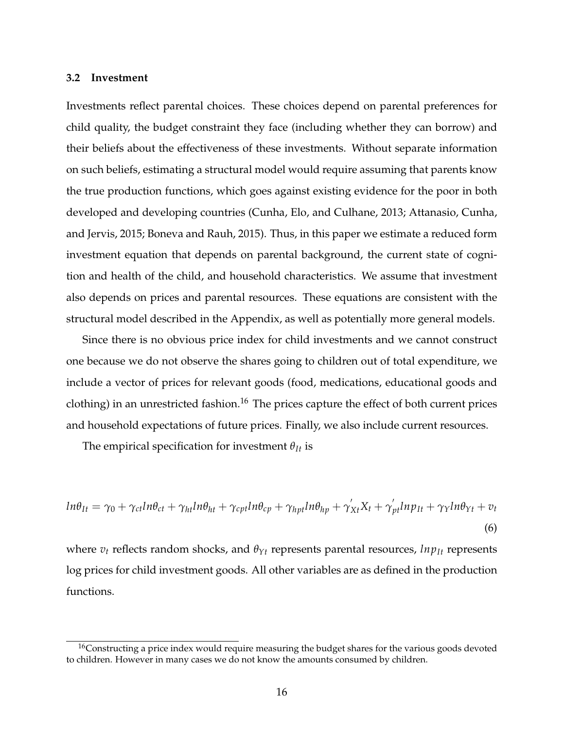### 3.2 Investment

Investments reflect parental choices. These choices depend on parental preferences for child quality, the budget constraint they face (including whether they can borrow) and their beliefs about the effectiveness of these investments. Without separate information on such beliefs, estimating a structural model would require assuming that parents know the true production functions, which goes against existing evidence for the poor in both developed and developing countries (Cunha, Elo, and Culhane, 2013; Attanasio, Cunha, and Jervis, 2015; Boneva and Rauh, 2015). Thus, in this paper we estimate a reduced form investment equation that depends on parental background, the current state of cognition and health of the child, and household characteristics. We assume that investment also depends on prices and parental resources. These equations are consistent with the structural model described in the Appendix, as well as potentially more general models.

Since there is no obvious price index for child investments and we cannot construct one because we do not observe the shares going to children out of total expenditure, we include a vector of prices for relevant goods (food, medications, educational goods and clothing) in an unrestricted fashion.[16] The prices capture the effect of both current prices and household expectations of future prices. Finally, we also include current resources.

The empirical specification for investment $\theta_{It}$ is

$$ln\theta_{It} = \gamma_0 + \gamma_{ct} ln\theta_{ct} + \gamma_{ht} ln\theta_{ht} + \gamma_{cpt} ln\theta_{cp} + \gamma_{hpt} ln\theta_{hp} + \gamma_{Xt}^{'} X_t + \gamma_{pt}^{'} lnp_{It} + \gamma_Y ln\theta_{Yt} + v_t \tag{6}$$

where $v_t$ reflects random shocks, and $\theta_{Yt}$ represents parental resources, $lnp_{It}$ represents log prices for child investment goods. All other variables are as defined in the production functions.

[16] Constructing a price index would require measuring the budget shares for the various goods devoted to children. However in many cases we do not know the amounts consumed by children.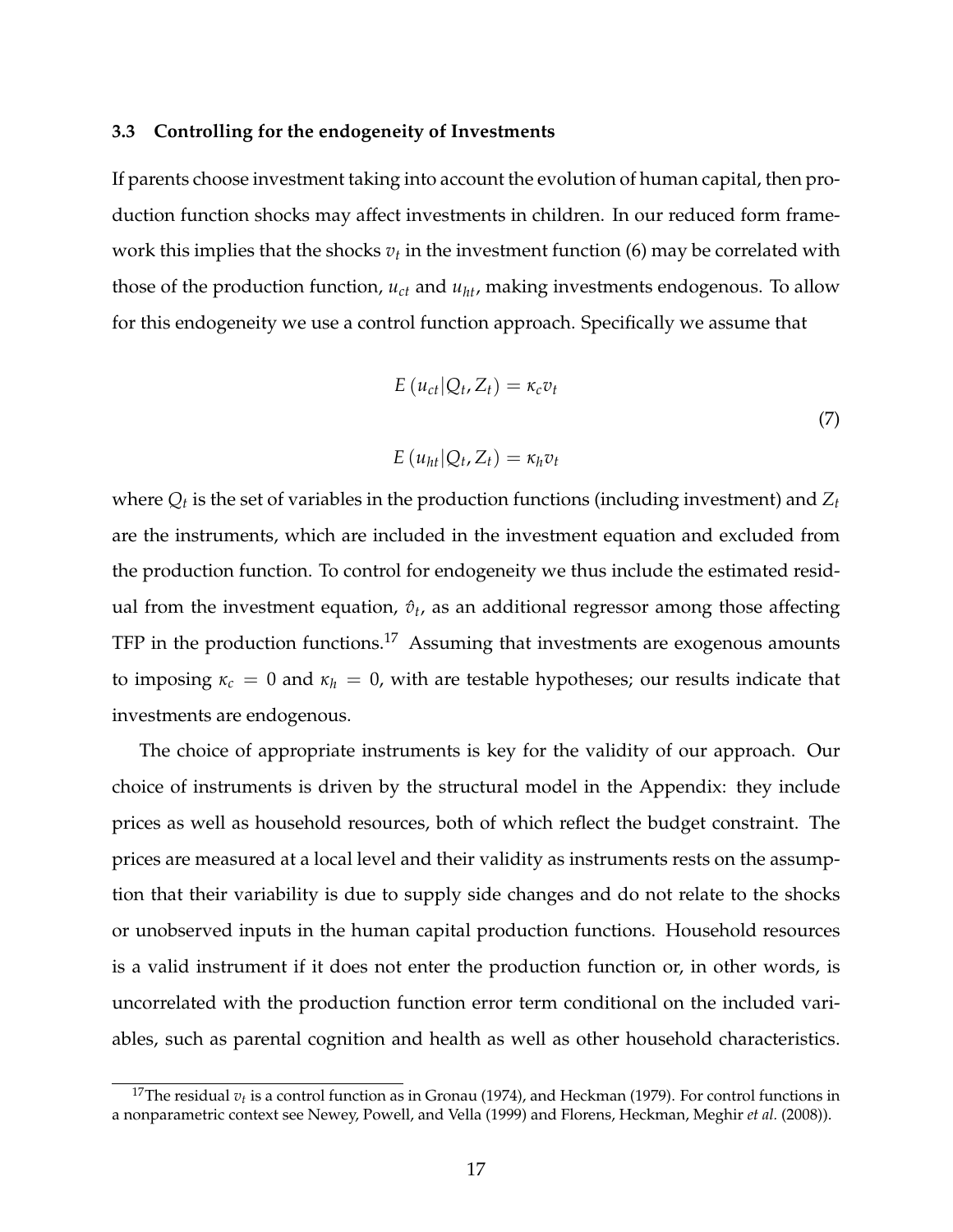### 3.3 Controlling for the endogeneity of Investments

If parents choose investment taking into account the evolution of human capital, then production function shocks may affect investments in children. In our reduced form framework this implies that the shocks $v_t$ in the investment function (6) may be correlated with those of the production function, $u_{ct}$ and $u_{ht}$, making investments endogenous. To allow for this endogeneity we use a control function approach. Specifically we assume that

$$
\begin{aligned}
E\left(u_{ct}|Q_t, Z_t\right) &= \kappa_c v_t \\
E\left(u_{ht}|Q_t, Z_t\right) &= \kappa_h v_t
\end{aligned}
\tag{7}
$$

where $Q_t$ is the set of variables in the production functions (including investment) and $Z_t$ are the instruments, which are included in the investment equation and excluded from the production function. To control for endogeneity we thus include the estimated residual from the investment equation, $\hat{v}_t$, as an additional regressor among those affecting TFP in the production functions.[17] Assuming that investments are exogenous amounts to imposing $\kappa_c = 0$ and $\kappa_h = 0$, with are testable hypotheses; our results indicate that investments are endogenous.

The choice of appropriate instruments is key for the validity of our approach. Our choice of instruments is driven by the structural model in the Appendix: they include prices as well as household resources, both of which reflect the budget constraint. The prices are measured at a local level and their validity as instruments rests on the assumption that their variability is due to supply side changes and do not relate to the shocks or unobserved inputs in the human capital production functions. Household resources is a valid instrument if it does not enter the production function or, in other words, is uncorrelated with the production function error term conditional on the included variables, such as parental cognition and health as well as other household characteristics.

[17] The residual $v_t$ is a control function as in Gronau (1974), and Heckman (1979). For control functions in a nonparametric context see Newey, Powell, and Vella (1999) and Florens, Heckman, Meghir *et al.* (2008)).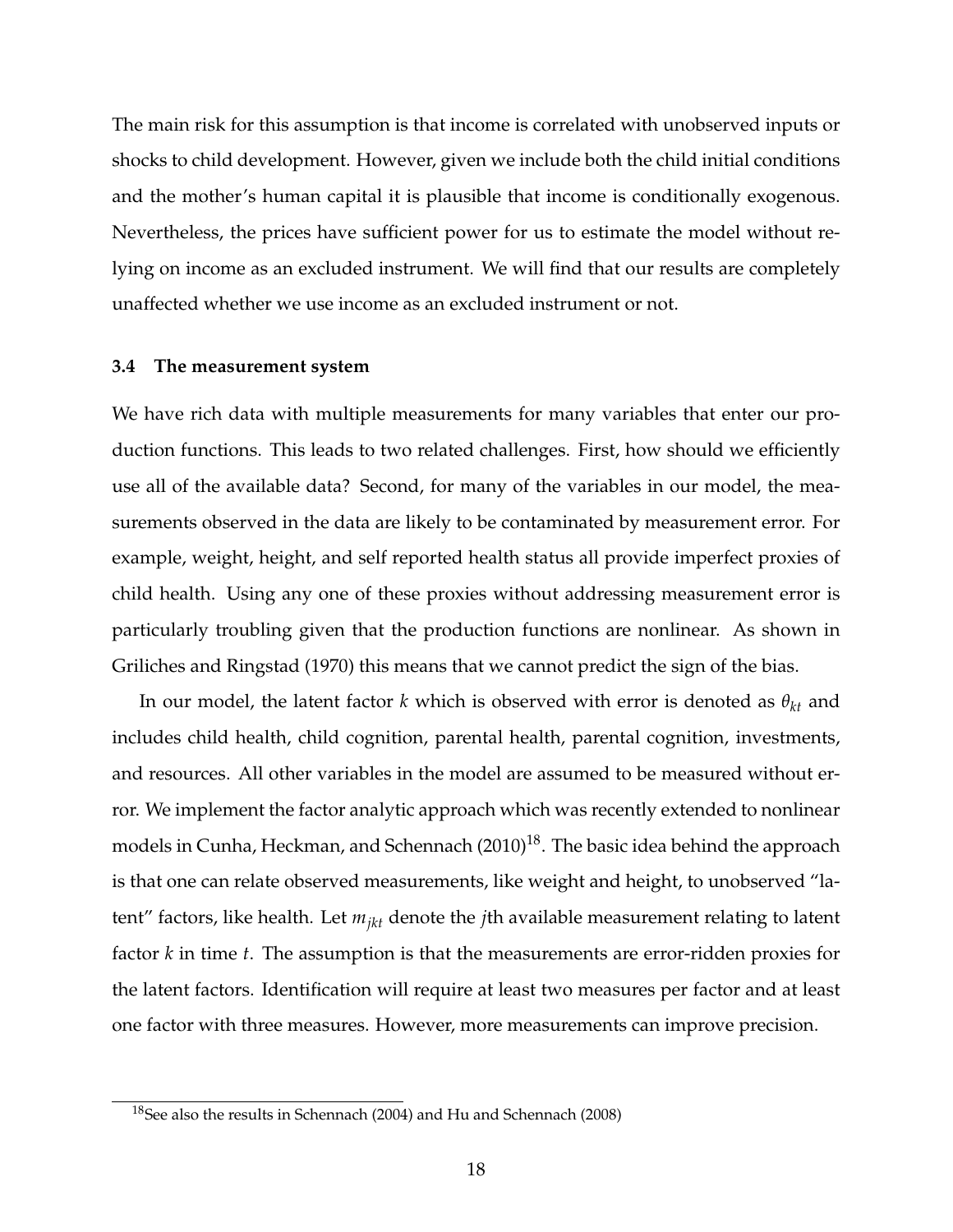The main risk for this assumption is that income is correlated with unobserved inputs or shocks to child development. However, given we include both the child initial conditions and the mother's human capital it is plausible that income is conditionally exogenous. Nevertheless, the prices have sufficient power for us to estimate the model without relying on income as an excluded instrument. We will find that our results are completely unaffected whether we use income as an excluded instrument or not.

### 3.4 The measurement system

We have rich data with multiple measurements for many variables that enter our production functions. This leads to two related challenges. First, how should we efficiently use all of the available data? Second, for many of the variables in our model, the measurements observed in the data are likely to be contaminated by measurement error. For example, weight, height, and self reported health status all provide imperfect proxies of child health. Using any one of these proxies without addressing measurement error is particularly troubling given that the production functions are nonlinear. As shown in Griliches and Ringstad (1970) this means that we cannot predict the sign of the bias.

In our model, the latent factor $k$ which is observed with error is denoted as $\theta_{kt}$ and includes child health, child cognition, parental health, parental cognition, investments, and resources. All other variables in the model are assumed to be measured without error. We implement the factor analytic approach which was recently extended to nonlinear models in Cunha, Heckman, and Schennach (2010)[18]. The basic idea behind the approach is that one can relate observed measurements, like weight and height, to unobserved "latent" factors, like health. Let $m_{jkt}$ denote the $j$th available measurement relating to latent factor $k$ in time $t$. The assumption is that the measurements are error-ridden proxies for the latent factors. Identification will require at least two measures per factor and at least one factor with three measures. However, more measurements can improve precision.

[18] See also the results in Schennach (2004) and Hu and Schennach (2008)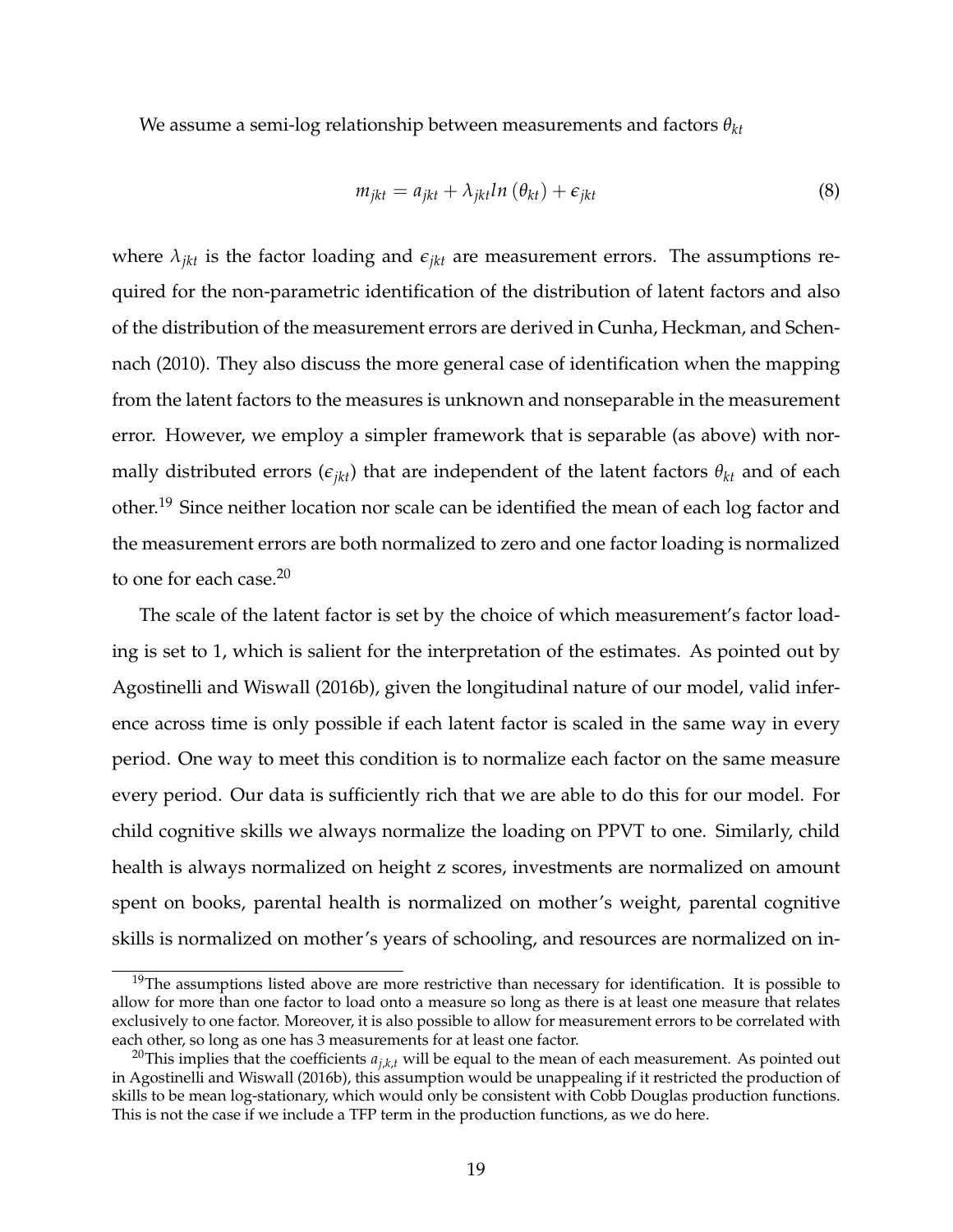We assume a semi-log relationship between measurements and factors $\theta_{kt}$

$$m_{jkt} = a_{jkt} + \lambda_{jkt} ln \left(\theta_{kt}\right) + \epsilon_{jkt} \tag{8}$$

where $\lambda_{jkt}$ is the factor loading and $\epsilon_{jkt}$ are measurement errors. The assumptions required for the non-parametric identification of the distribution of latent factors and also of the distribution of the measurement errors are derived in Cunha, Heckman, and Schennach (2010). They also discuss the more general case of identification when the mapping from the latent factors to the measures is unknown and nonseparable in the measurement error. However, we employ a simpler framework that is separable (as above) with normally distributed errors ($\epsilon_{jkt}$) that are independent of the latent factors $\theta_{kt}$ and of each other.[19] Since neither location nor scale can be identified the mean of each log factor and the measurement errors are both normalized to zero and one factor loading is normalized to one for each case.[20]

The scale of the latent factor is set by the choice of which measurement's factor loading is set to 1, which is salient for the interpretation of the estimates. As pointed out by Agostinelli and Wiswall (2016b), given the longitudinal nature of our model, valid inference across time is only possible if each latent factor is scaled in the same way in every period. One way to meet this condition is to normalize each factor on the same measure every period. Our data is sufficiently rich that we are able to do this for our model. For child cognitive skills we always normalize the loading on PPVT to one. Similarly, child health is always normalized on height z scores, investments are normalized on amount spent on books, parental health is normalized on mother's weight, parental cognitive skills is normalized on mother's years of schooling, and resources are normalized on in-

[19] The assumptions listed above are more restrictive than necessary for identification. It is possible to allow for more than one factor to load onto a measure so long as there is at least one measure that relates exclusively to one factor. Moreover, it is also possible to allow for measurement errors to be correlated with each other, so long as one has 3 measurements for at least one factor.

[20] This implies that the coefficients $a_{j,k,t}$ will be equal to the mean of each measurement. As pointed out in Agostinelli and Wiswall (2016b), this assumption would be unappealing if it restricted the production of skills to be mean log-stationary, which would only be consistent with Cobb Douglas production functions. This is not the case if we include a TFP term in the production functions, as we do here.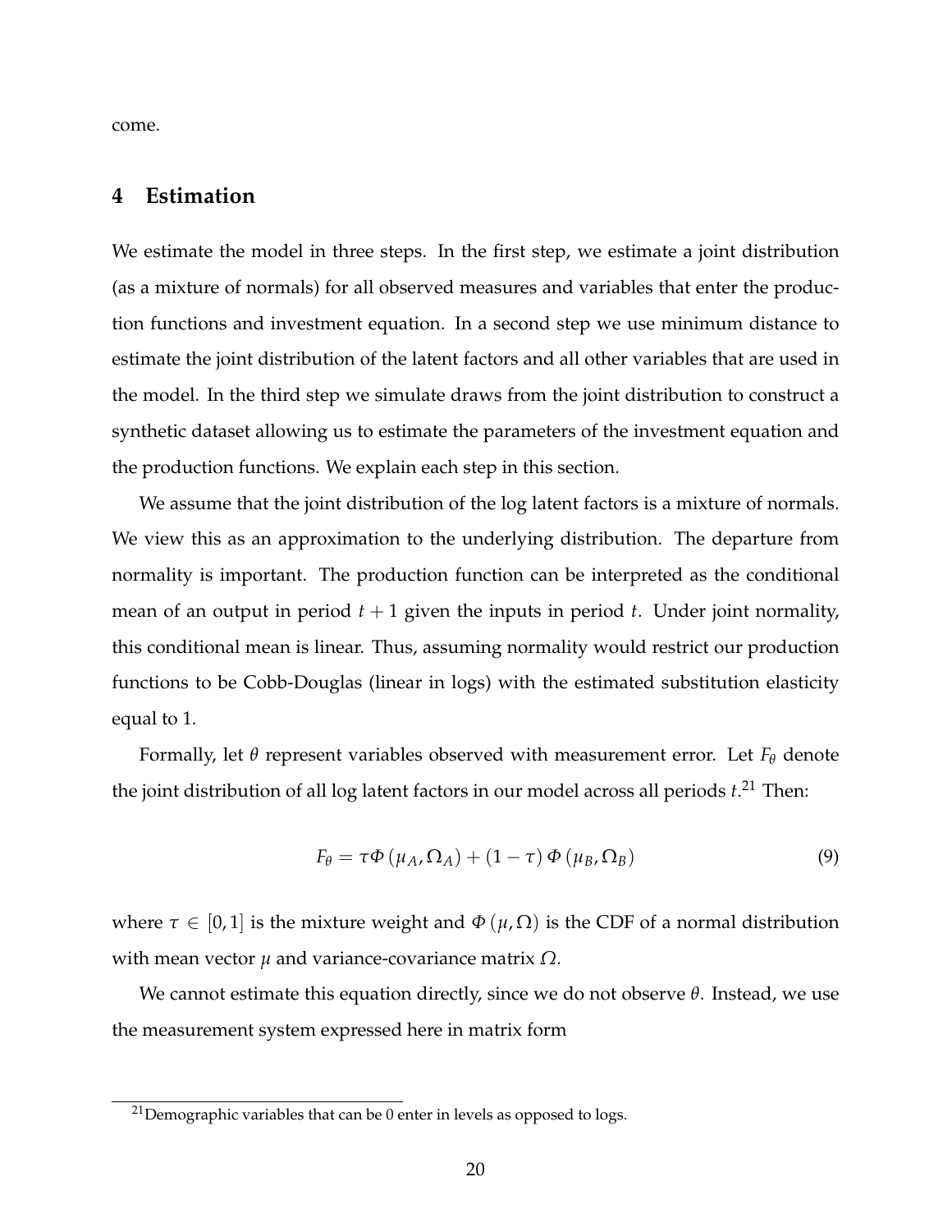come.

## 4 Estimation

We estimate the model in three steps. In the first step, we estimate a joint distribution (as a mixture of normals) for all observed measures and variables that enter the production functions and investment equation. In a second step we use minimum distance to estimate the joint distribution of the latent factors and all other variables that are used in the model. In the third step we simulate draws from the joint distribution to construct a synthetic dataset allowing us to estimate the parameters of the investment equation and the production functions. We explain each step in this section.

We assume that the joint distribution of the log latent factors is a mixture of normals. We view this as an approximation to the underlying distribution. The departure from normality is important. The production function can be interpreted as the conditional mean of an output in period $t+1$ given the inputs in period $t$. Under joint normality, this conditional mean is linear. Thus, assuming normality would restrict our production functions to be Cobb-Douglas (linear in logs) with the estimated substitution elasticity equal to 1.

Formally, let $\theta$ represent variables observed with measurement error. Let $F_\theta$ denote the joint distribution of all log latent factors in our model across all periods $t$.[21] Then:

$$F_\theta = \tau \Phi\left(\mu_A, \Omega_A\right) + (1-\tau)\,\Phi\left(\mu_B, \Omega_B\right) \tag{9}$$

where $\tau \in [0,1]$ is the mixture weight and $\Phi\left(\mu, \Omega\right)$ is the CDF of a normal distribution with mean vector $\mu$ and variance-covariance matrix $\Omega$.

We cannot estimate this equation directly, since we do not observe $\theta$. Instead, we use the measurement system expressed here in matrix form

[21] Demographic variables that can be 0 enter in levels as opposed to logs.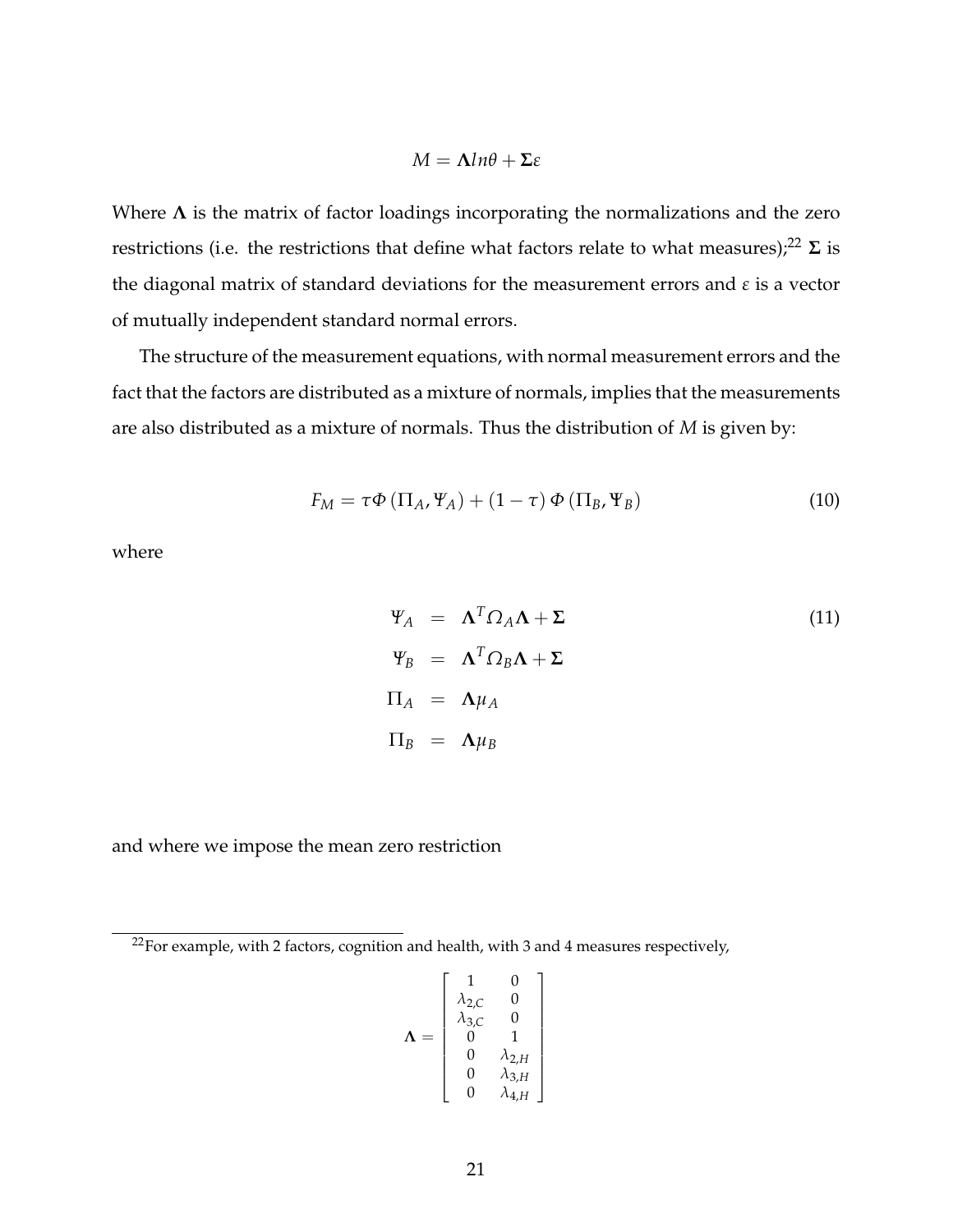$$M = \mathbf{\Lambda} ln\theta + \mathbf{\Sigma}\varepsilon$$

Where $\mathbf{\Lambda}$ is the matrix of factor loadings incorporating the normalizations and the zero restrictions (i.e. the restrictions that define what factors relate to what measures);[22] $\mathbf{\Sigma}$ is the diagonal matrix of standard deviations for the measurement errors and $\varepsilon$ is a vector of mutually independent standard normal errors.

The structure of the measurement equations, with normal measurement errors and the fact that the factors are distributed as a mixture of normals, implies that the measurements are also distributed as a mixture of normals. Thus the distribution of $M$ is given by:

$$F_M = \tau \Phi \left(\Pi_A, \Psi_A\right) + \left(1 - \tau\right) \Phi \left(\Pi_B, \Psi_B\right) \tag{10}$$

where

$$\begin{aligned}
\Psi_A &= \mathbf{\Lambda}^T \Omega_A \mathbf{\Lambda} + \mathbf{\Sigma} \\
\Psi_B &= \mathbf{\Lambda}^T \Omega_B \mathbf{\Lambda} + \mathbf{\Sigma} \\
\Pi_A &= \mathbf{\Lambda} \mu_A \\
\Pi_B &= \mathbf{\Lambda} \mu_B
\end{aligned} \tag{11}$$

and where we impose the mean zero restriction

[22] For example, with 2 factors, cognition and health, with 3 and 4 measures respectively,

$$\mathbf{\Lambda} = \begin{bmatrix} 1 & 0 \\ \lambda_{2,C} & 0 \\ \lambda_{3,C} & 0 \\ 0 & 1 \\ 0 & \lambda_{2,H} \\ 0 & \lambda_{3,H} \\ 0 & \lambda_{4,H} \end{bmatrix}$$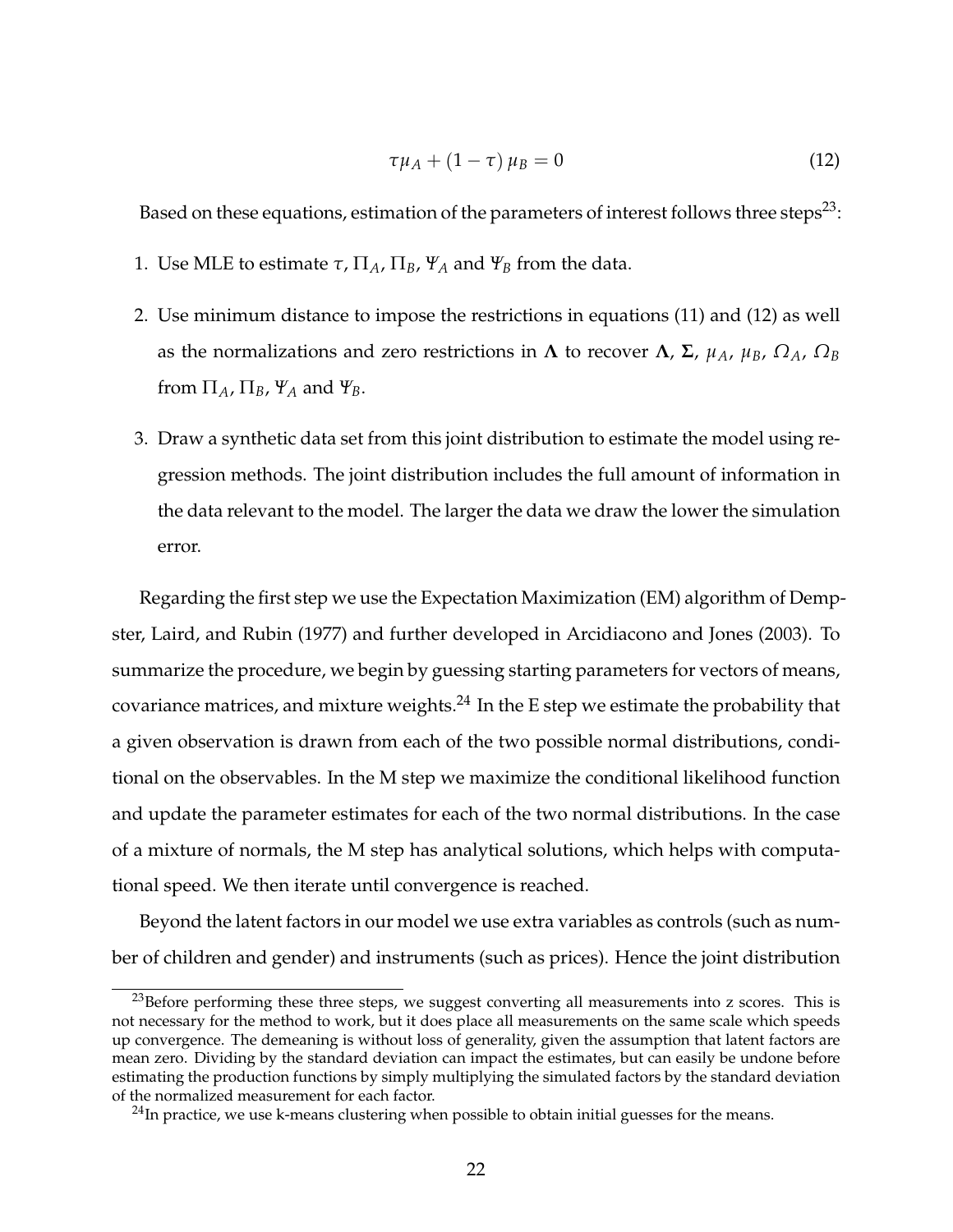$$\tau\mu_A + (1-\tau)\,\mu_B = 0 \tag{12}$$

Based on these equations, estimation of the parameters of interest follows three steps[23]:

1. Use MLE to estimate $\tau$, $\Pi_A$, $\Pi_B$, $\Psi_A$ and $\Psi_B$ from the data.
2. Use minimum distance to impose the restrictions in equations (11) and (12) as well as the normalizations and zero restrictions in $\mathbf{\Lambda}$ to recover $\mathbf{\Lambda}$, $\mathbf{\Sigma}$, $\mu_A$, $\mu_B$, $\Omega_A$, $\Omega_B$ from $\Pi_A$, $\Pi_B$, $\Psi_A$ and $\Psi_B$.
3. Draw a synthetic data set from this joint distribution to estimate the model using regression methods. The joint distribution includes the full amount of information in the data relevant to the model. The larger the data we draw the lower the simulation error.

Regarding the first step we use the Expectation Maximization (EM) algorithm of Dempster, Laird, and Rubin (1977) and further developed in Arcidiacono and Jones (2003). To summarize the procedure, we begin by guessing starting parameters for vectors of means, covariance matrices, and mixture weights.[24] In the E step we estimate the probability that a given observation is drawn from each of the two possible normal distributions, conditional on the observables. In the M step we maximize the conditional likelihood function and update the parameter estimates for each of the two normal distributions. In the case of a mixture of normals, the M step has analytical solutions, which helps with computational speed. We then iterate until convergence is reached.

Beyond the latent factors in our model we use extra variables as controls (such as number of children and gender) and instruments (such as prices). Hence the joint distribution

[23] Before performing these three steps, we suggest converting all measurements into z scores. This is not necessary for the method to work, but it does place all measurements on the same scale which speeds up convergence. The demeaning is without loss of generality, given the assumption that latent factors are mean zero. Dividing by the standard deviation can impact the estimates, but can easily be undone before estimating the production functions by simply multiplying the simulated factors by the standard deviation of the normalized measurement for each factor.

[24] In practice, we use k-means clustering when possible to obtain initial guesses for the means.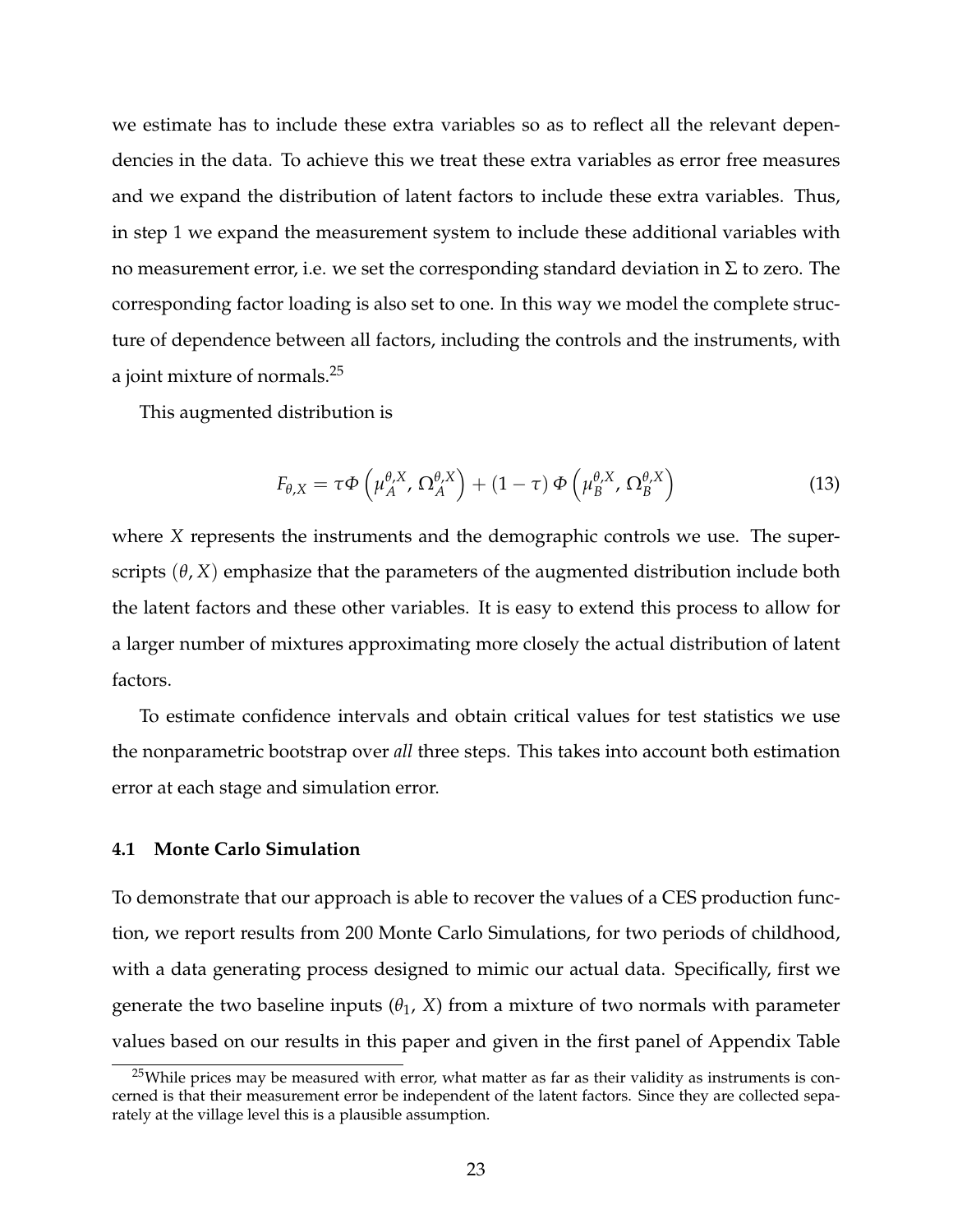we estimate has to include these extra variables so as to reflect all the relevant dependencies in the data. To achieve this we treat these extra variables as error free measures and we expand the distribution of latent factors to include these extra variables. Thus, in step 1 we expand the measurement system to include these additional variables with no measurement error, i.e. we set the corresponding standard deviation in $\Sigma$ to zero. The corresponding factor loading is also set to one. In this way we model the complete structure of dependence between all factors, including the controls and the instruments, with a joint mixture of normals.[25]

This augmented distribution is

$$F_{\theta,X} = \tau \Phi\left(\mu_A^{\theta,X}, \Omega_A^{\theta,X}\right) + (1-\tau)\, \Phi\left(\mu_B^{\theta,X}, \Omega_B^{\theta,X}\right) \tag{13}$$

where $X$ represents the instruments and the demographic controls we use. The superscripts $(\theta, X)$ emphasize that the parameters of the augmented distribution include both the latent factors and these other variables. It is easy to extend this process to allow for a larger number of mixtures approximating more closely the actual distribution of latent factors.

To estimate confidence intervals and obtain critical values for test statistics we use the nonparametric bootstrap over *all* three steps. This takes into account both estimation error at each stage and simulation error.

### 4.1 Monte Carlo Simulation

To demonstrate that our approach is able to recover the values of a CES production function, we report results from 200 Monte Carlo Simulations, for two periods of childhood, with a data generating process designed to mimic our actual data. Specifically, first we generate the two baseline inputs ($\theta_1$, $X$) from a mixture of two normals with parameter values based on our results in this paper and given in the first panel of Appendix Table

[25] While prices may be measured with error, what matter as far as their validity as instruments is concerned is that their measurement error be independent of the latent factors. Since they are collected separately at the village level this is a plausible assumption.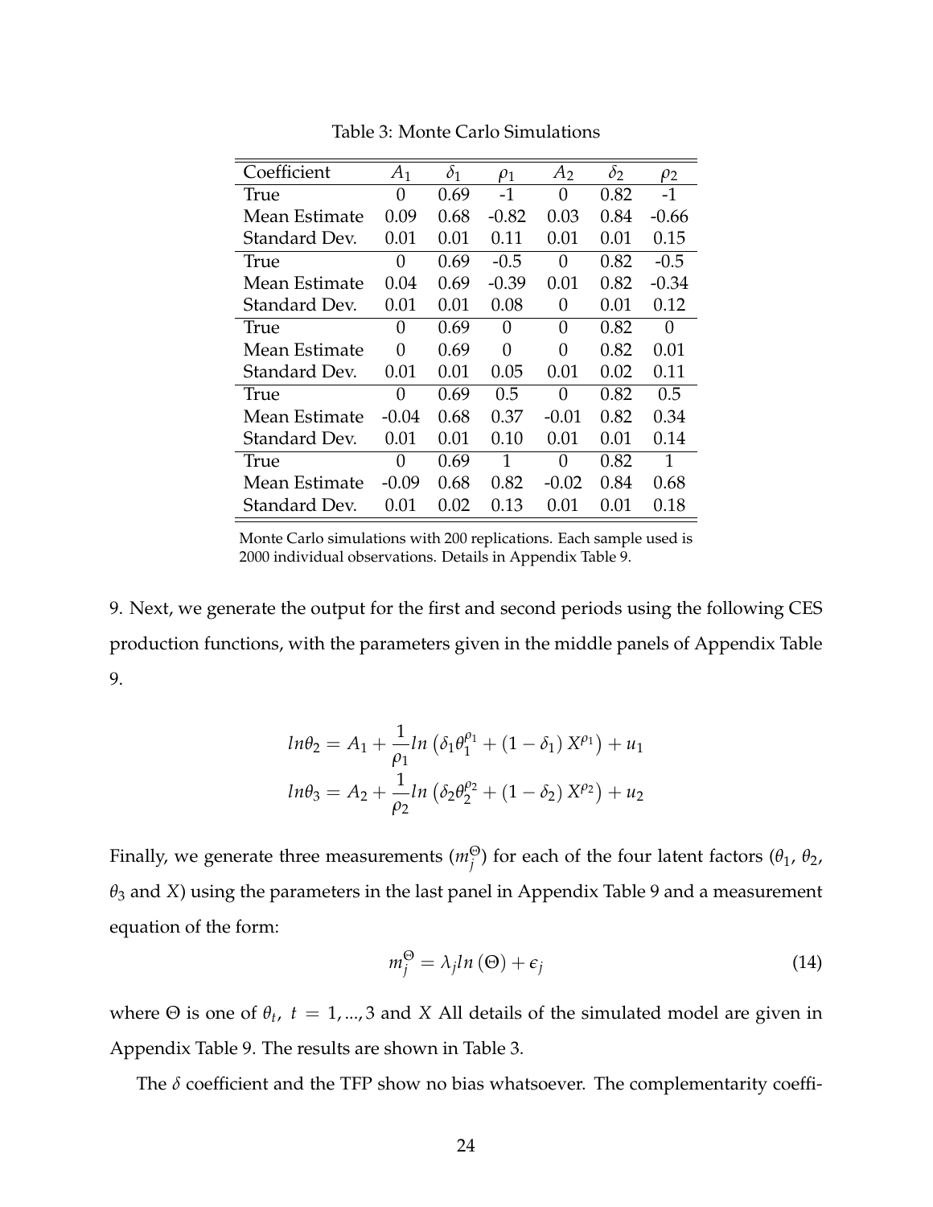Table 3: Monte Carlo Simulations

| Coefficient | $A_1$ | $\delta_1$ | $\rho_1$ | $A_2$ | $\delta_2$ | $\rho_2$ |
|---|---|---|---|---|---|---|
| True | 0 | 0.69 | -1 | 0 | 0.82 | -1 |
| Mean Estimate | 0.09 | 0.68 | -0.82 | 0.03 | 0.84 | -0.66 |
| Standard Dev. | 0.01 | 0.01 | 0.11 | 0.01 | 0.01 | 0.15 |
| True | 0 | 0.69 | -0.5 | 0 | 0.82 | -0.5 |
| Mean Estimate | 0.04 | 0.69 | -0.39 | 0.01 | 0.82 | -0.34 |
| Standard Dev. | 0.01 | 0.01 | 0.08 | 0 | 0.01 | 0.12 |
| True | 0 | 0.69 | 0 | 0 | 0.82 | 0 |
| Mean Estimate | 0 | 0.69 | 0 | 0 | 0.82 | 0.01 |
| Standard Dev. | 0.01 | 0.01 | 0.05 | 0.01 | 0.02 | 0.11 |
| True | 0 | 0.69 | 0.5 | 0 | 0.82 | 0.5 |
| Mean Estimate | -0.04 | 0.68 | 0.37 | -0.01 | 0.82 | 0.34 |
| Standard Dev. | 0.01 | 0.01 | 0.10 | 0.01 | 0.01 | 0.14 |
| True | 0 | 0.69 | 1 | 0 | 0.82 | 1 |
| Mean Estimate | -0.09 | 0.68 | 0.82 | -0.02 | 0.84 | 0.68 |
| Standard Dev. | 0.01 | 0.02 | 0.13 | 0.01 | 0.01 | 0.18 |

Monte Carlo simulations with 200 replications. Each sample used is 2000 individual observations. Details in Appendix Table 9.

9. Next, we generate the output for the first and second periods using the following CES production functions, with the parameters given in the middle panels of Appendix Table 9.

$$
ln\theta_2 = A_1 + \frac{1}{\rho_1} ln\left(\delta_1 \theta_1^{\rho_1} + (1-\delta_1) X^{\rho_1}\right) + u_1
$$
$$
ln\theta_3 = A_2 + \frac{1}{\rho_2} ln\left(\delta_2 \theta_2^{\rho_2} + (1-\delta_2) X^{\rho_2}\right) + u_2
$$

Finally, we generate three measurements ($m_j^{\Theta}$) for each of the four latent factors ($\theta_1$, $\theta_2$, $\theta_3$ and $X$) using the parameters in the last panel in Appendix Table 9 and a measurement equation of the form:

$$
m_j^{\Theta} = \lambda_j ln\left(\Theta\right) + \epsilon_j \tag{14}
$$

where $\Theta$ is one of $\theta_t$, $t = 1, ..., 3$ and $X$ All details of the simulated model are given in Appendix Table 9. The results are shown in Table 3.

The $\delta$ coefficient and the TFP show no bias whatsoever. The complementarity coeffi-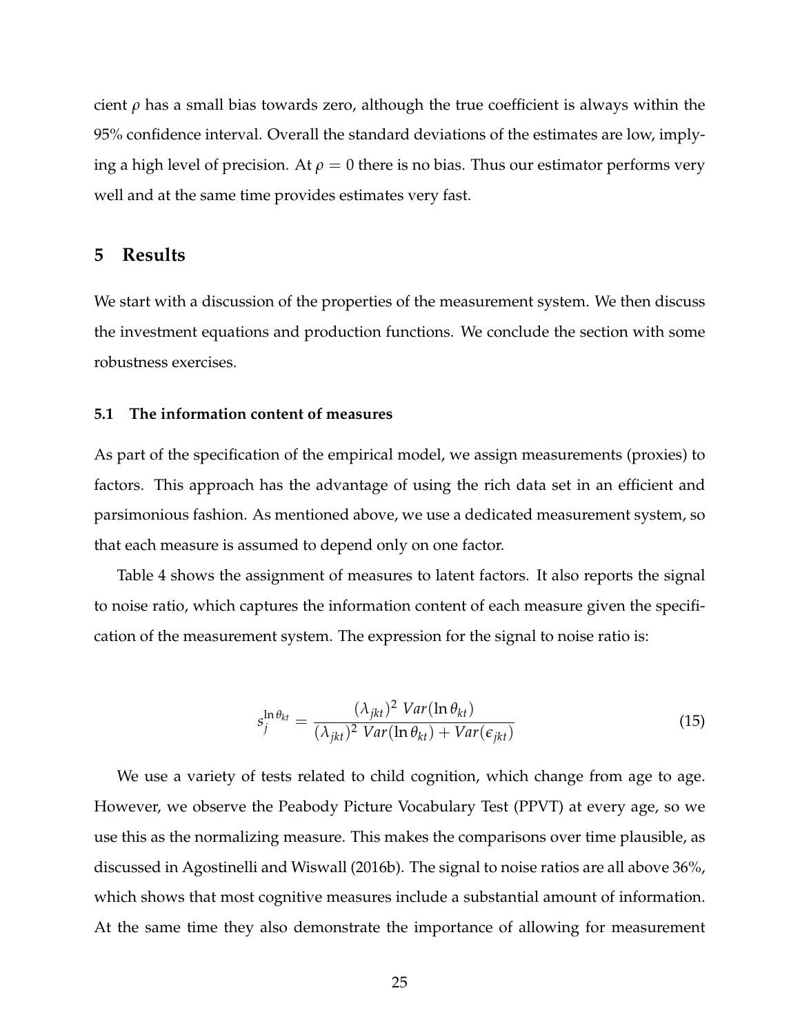cient $\rho$ has a small bias towards zero, although the true coefficient is always within the 95% confidence interval. Overall the standard deviations of the estimates are low, implying a high level of precision. At $\rho = 0$ there is no bias. Thus our estimator performs very well and at the same time provides estimates very fast.

## 5 Results

We start with a discussion of the properties of the measurement system. We then discuss the investment equations and production functions. We conclude the section with some robustness exercises.

### 5.1 The information content of measures

As part of the specification of the empirical model, we assign measurements (proxies) to factors. This approach has the advantage of using the rich data set in an efficient and parsimonious fashion. As mentioned above, we use a dedicated measurement system, so that each measure is assumed to depend only on one factor.

Table 4 shows the assignment of measures to latent factors. It also reports the signal to noise ratio, which captures the information content of each measure given the specification of the measurement system. The expression for the signal to noise ratio is:

$$s_j^{\ln \theta_{kt}} = \frac{(\lambda_{jkt})^2 \; Var(\ln \theta_{kt})}{(\lambda_{jkt})^2 \; Var(\ln \theta_{kt}) + Var(\epsilon_{jkt})} \tag{15}$$

We use a variety of tests related to child cognition, which change from age to age. However, we observe the Peabody Picture Vocabulary Test (PPVT) at every age, so we use this as the normalizing measure. This makes the comparisons over time plausible, as discussed in Agostinelli and Wiswall (2016b). The signal to noise ratios are all above 36%, which shows that most cognitive measures include a substantial amount of information. At the same time they also demonstrate the importance of allowing for measurement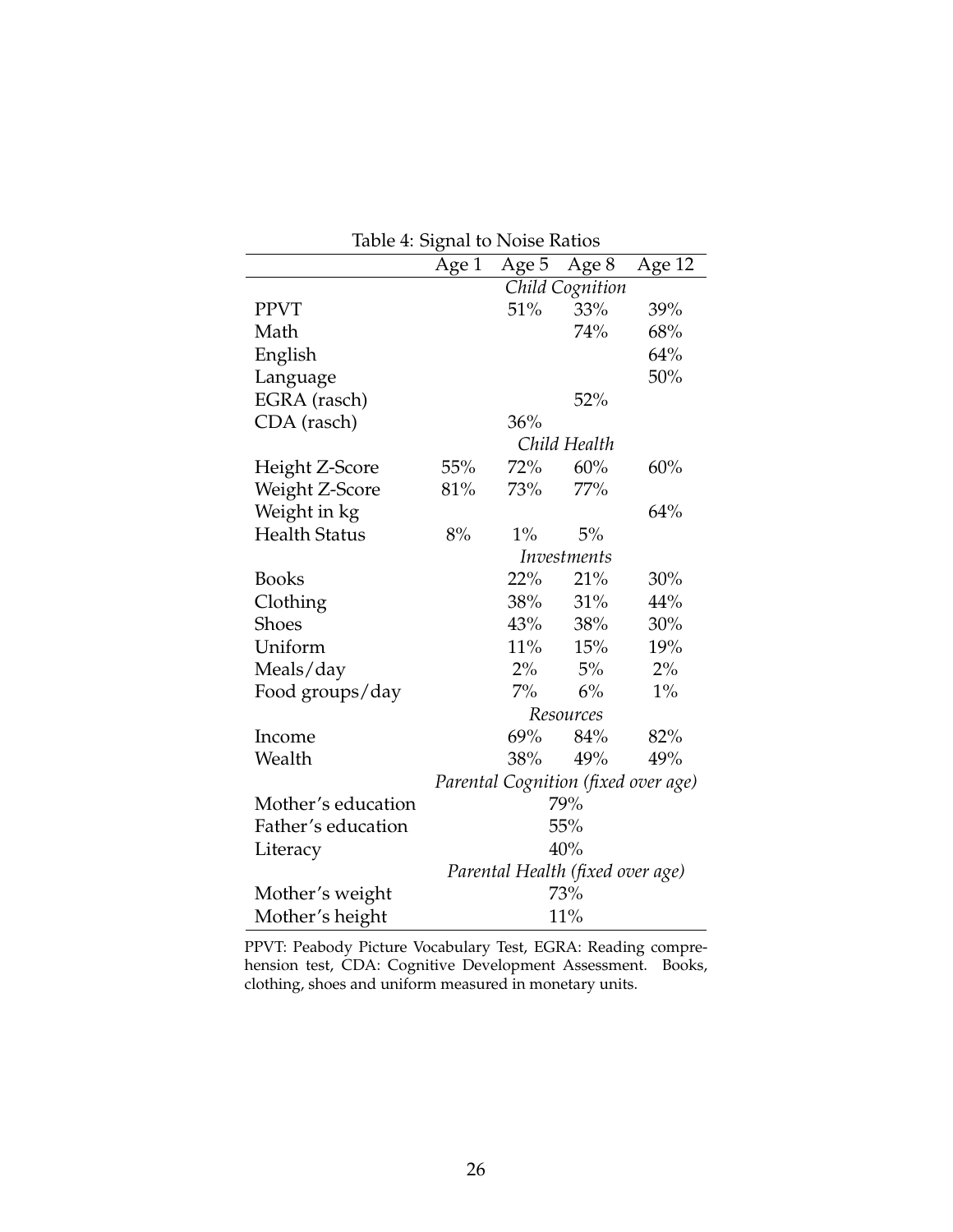Table 4: Signal to Noise Ratios

| | Age 1 | Age 5 | Age 8 | Age 12 |
|---|---|---|---|---|
| | *Child Cognition* | | | |
| PPVT | | 51% | 33% | 39% |
| Math | | | 74% | 68% |
| English | | | | 64% |
| Language | | | | 50% |
| EGRA (rasch) | | | 52% | |
| CDA (rasch) | | 36% | | |
| | *Child Health* | | | |
| Height Z-Score | 55% | 72% | 60% | 60% |
| Weight Z-Score | 81% | 73% | 77% | |
| Weight in kg | | | | 64% |
| Health Status | 8% | 1% | 5% | |
| | *Investments* | | | |
| Books | | 22% | 21% | 30% |
| Clothing | | 38% | 31% | 44% |
| Shoes | | 43% | 38% | 30% |
| Uniform | | 11% | 15% | 19% |
| Meals/day | | 2% | 5% | 2% |
| Food groups/day | | 7% | 6% | 1% |
| | *Resources* | | | |
| Income | | 69% | 84% | 82% |
| Wealth | | 38% | 49% | 49% |
| | *Parental Cognition (fixed over age)* | | | |
| Mother's education | 79% | | | |
| Father's education | 55% | | | |
| Literacy | 40% | | | |
| | *Parental Health (fixed over age)* | | | |
| Mother's weight | 73% | | | |
| Mother's height | 11% | | | |

PPVT: Peabody Picture Vocabulary Test, EGRA: Reading comprehension test, CDA: Cognitive Development Assessment. Books, clothing, shoes and uniform measured in monetary units.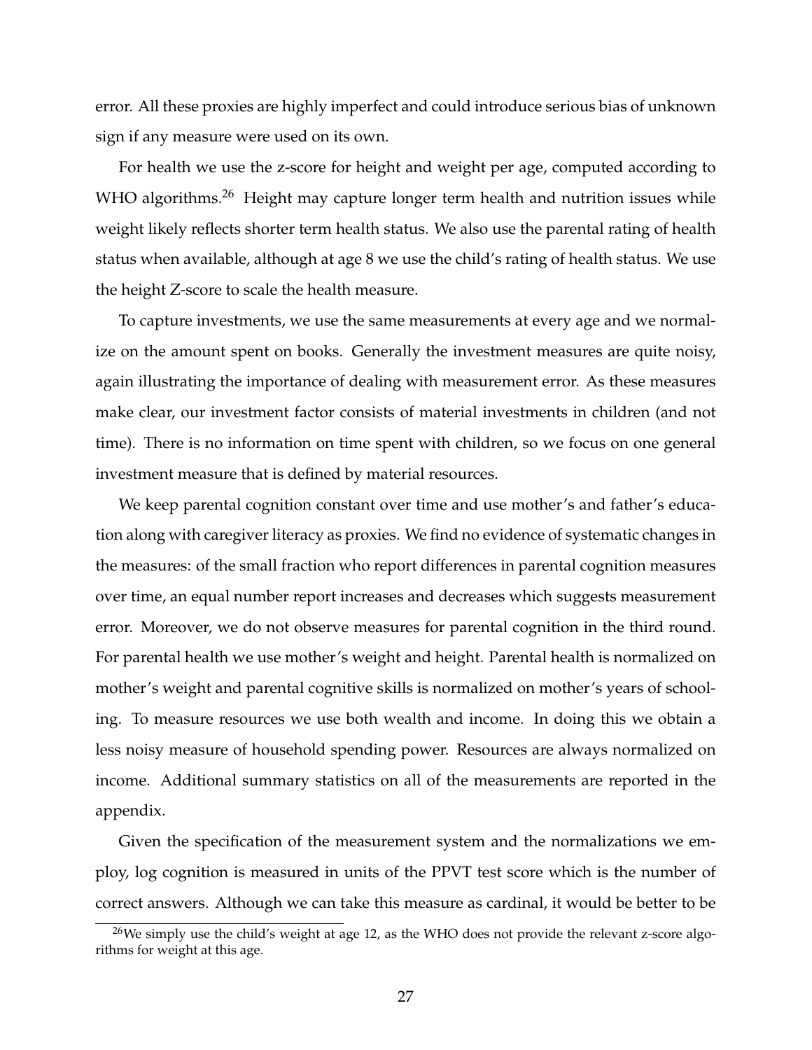error. All these proxies are highly imperfect and could introduce serious bias of unknown sign if any measure were used on its own.

For health we use the z-score for height and weight per age, computed according to WHO algorithms.[26] Height may capture longer term health and nutrition issues while weight likely reflects shorter term health status. We also use the parental rating of health status when available, although at age 8 we use the child's rating of health status. We use the height Z-score to scale the health measure.

To capture investments, we use the same measurements at every age and we normalize on the amount spent on books. Generally the investment measures are quite noisy, again illustrating the importance of dealing with measurement error. As these measures make clear, our investment factor consists of material investments in children (and not time). There is no information on time spent with children, so we focus on one general investment measure that is defined by material resources.

We keep parental cognition constant over time and use mother's and father's education along with caregiver literacy as proxies. We find no evidence of systematic changes in the measures: of the small fraction who report differences in parental cognition measures over time, an equal number report increases and decreases which suggests measurement error. Moreover, we do not observe measures for parental cognition in the third round. For parental health we use mother's weight and height. Parental health is normalized on mother's weight and parental cognitive skills is normalized on mother's years of schooling. To measure resources we use both wealth and income. In doing this we obtain a less noisy measure of household spending power. Resources are always normalized on income. Additional summary statistics on all of the measurements are reported in the appendix.

Given the specification of the measurement system and the normalizations we employ, log cognition is measured in units of the PPVT test score which is the number of correct answers. Although we can take this measure as cardinal, it would be better to be

[26] We simply use the child's weight at age 12, as the WHO does not provide the relevant z-score algorithms for weight at this age.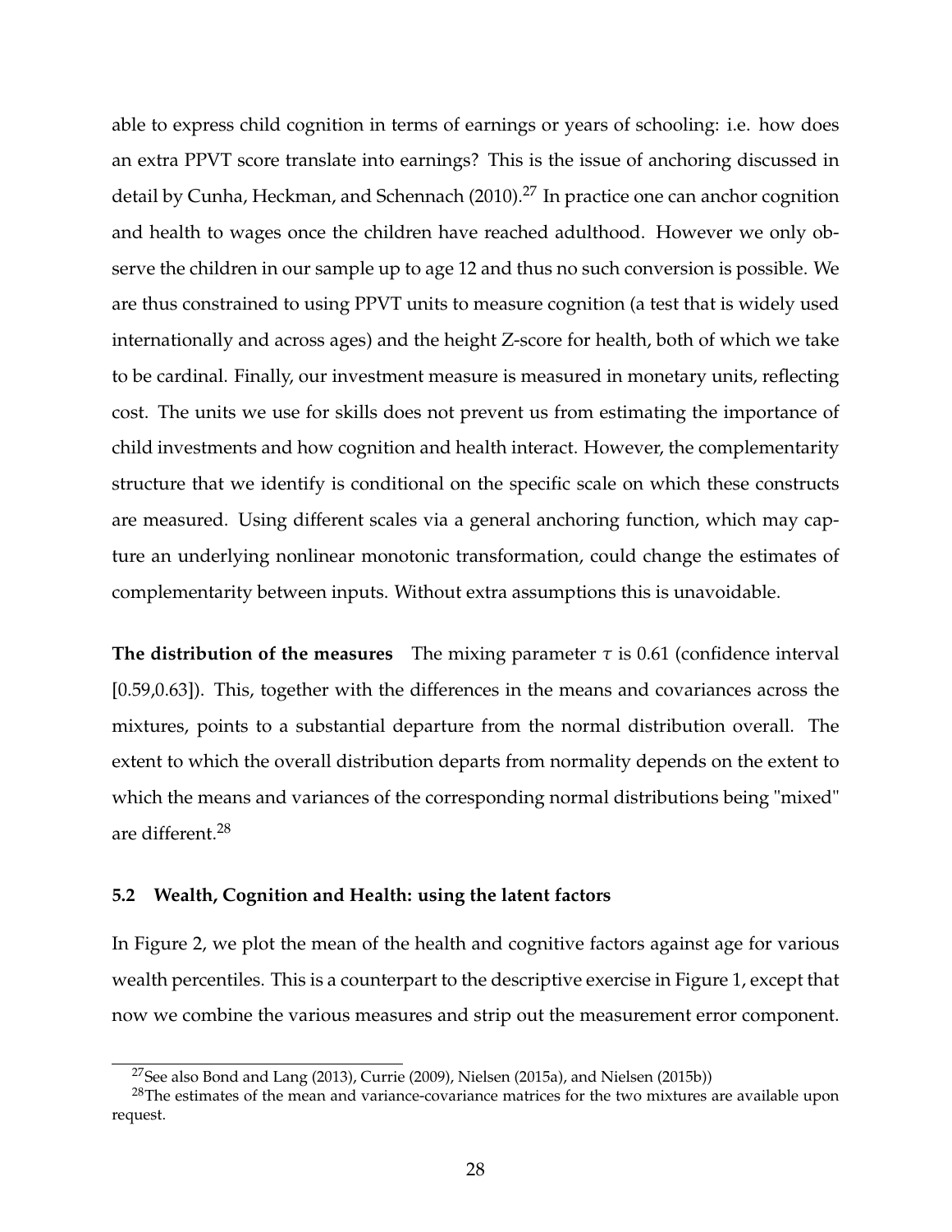able to express child cognition in terms of earnings or years of schooling: i.e. how does an extra PPVT score translate into earnings? This is the issue of anchoring discussed in detail by Cunha, Heckman, and Schennach (2010).[27] In practice one can anchor cognition and health to wages once the children have reached adulthood. However we only observe the children in our sample up to age 12 and thus no such conversion is possible. We are thus constrained to using PPVT units to measure cognition (a test that is widely used internationally and across ages) and the height Z-score for health, both of which we take to be cardinal. Finally, our investment measure is measured in monetary units, reflecting cost. The units we use for skills does not prevent us from estimating the importance of child investments and how cognition and health interact. However, the complementarity structure that we identify is conditional on the specific scale on which these constructs are measured. Using different scales via a general anchoring function, which may capture an underlying nonlinear monotonic transformation, could change the estimates of complementarity between inputs. Without extra assumptions this is unavoidable.

**The distribution of the measures** The mixing parameter $\tau$ is 0.61 (confidence interval [0.59,0.63]). This, together with the differences in the means and covariances across the mixtures, points to a substantial departure from the normal distribution overall. The extent to which the overall distribution departs from normality depends on the extent to which the means and variances of the corresponding normal distributions being "mixed" are different.[28]

### 5.2 Wealth, Cognition and Health: using the latent factors

In Figure 2, we plot the mean of the health and cognitive factors against age for various wealth percentiles. This is a counterpart to the descriptive exercise in Figure 1, except that now we combine the various measures and strip out the measurement error component.

[27] See also Bond and Lang (2013), Currie (2009), Nielsen (2015a), and Nielsen (2015b))

[28] The estimates of the mean and variance-covariance matrices for the two mixtures are available upon request.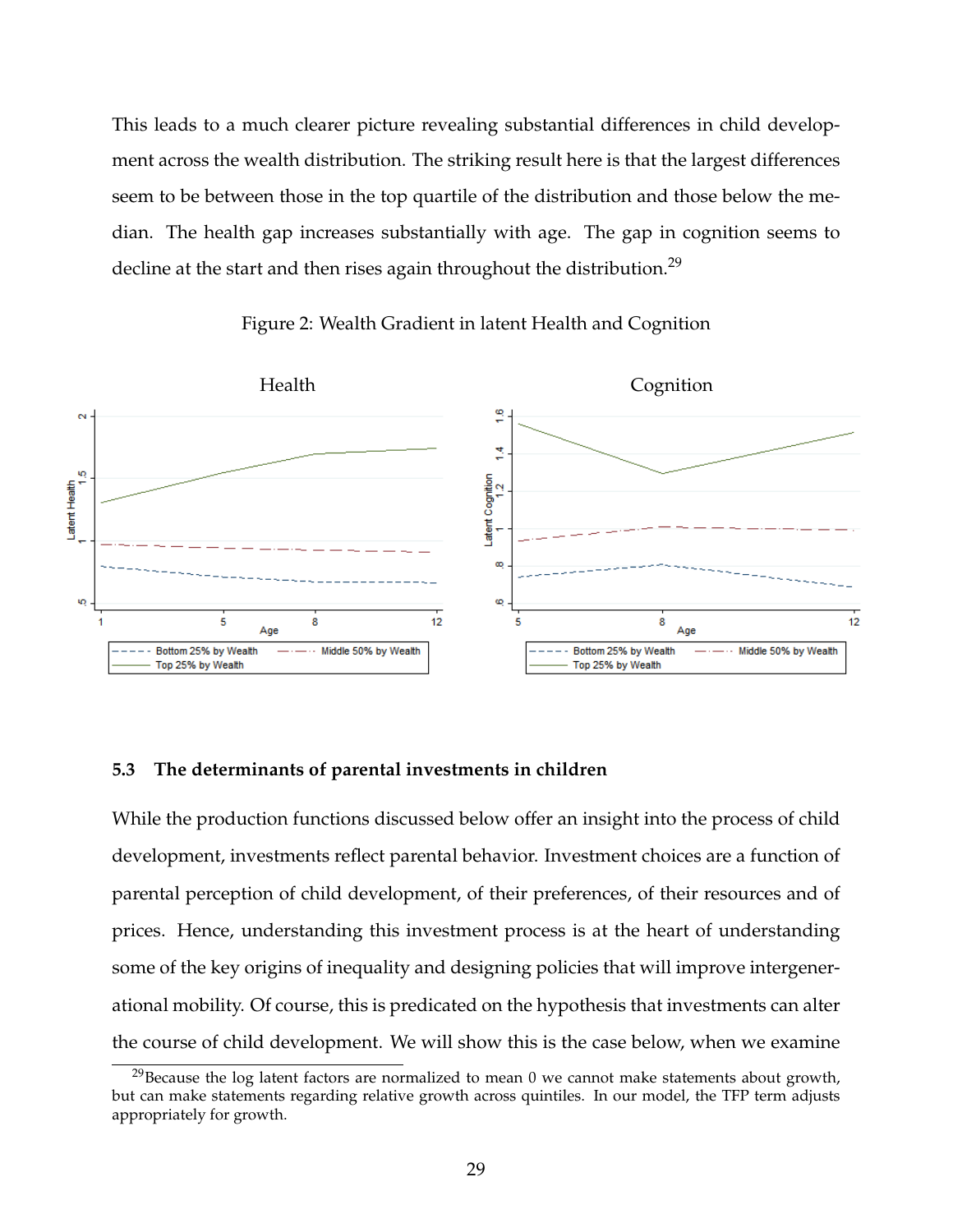This leads to a much clearer picture revealing substantial differences in child development across the wealth distribution. The striking result here is that the largest differences seem to be between those in the top quartile of the distribution and those below the median. The health gap increases substantially with age. The gap in cognition seems to decline at the start and then rises again throughout the distribution.[29]

Figure 2: Wealth Gradient in latent Health and Cognition

### 5.3 The determinants of parental investments in children

While the production functions discussed below offer an insight into the process of child development, investments reflect parental behavior. Investment choices are a function of parental perception of child development, of their preferences, of their resources and of prices. Hence, understanding this investment process is at the heart of understanding some of the key origins of inequality and designing policies that will improve intergenerational mobility. Of course, this is predicated on the hypothesis that investments can alter the course of child development. We will show this is the case below, when we examine

[29]Because the log latent factors are normalized to mean 0 we cannot make statements about growth, but can make statements regarding relative growth across quintiles. In our model, the TFP term adjusts appropriately for growth.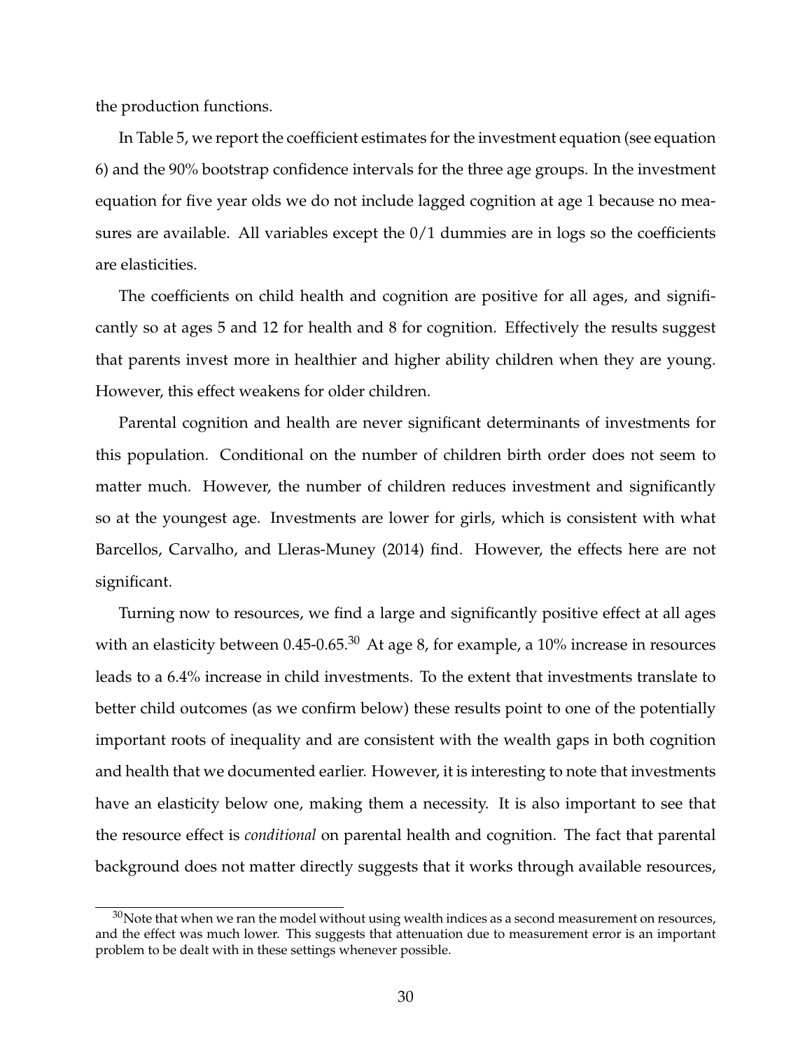the production functions.

In Table 5, we report the coefficient estimates for the investment equation (see equation 6) and the 90% bootstrap confidence intervals for the three age groups. In the investment equation for five year olds we do not include lagged cognition at age 1 because no measures are available. All variables except the 0/1 dummies are in logs so the coefficients are elasticities.

The coefficients on child health and cognition are positive for all ages, and significantly so at ages 5 and 12 for health and 8 for cognition. Effectively the results suggest that parents invest more in healthier and higher ability children when they are young. However, this effect weakens for older children.

Parental cognition and health are never significant determinants of investments for this population. Conditional on the number of children birth order does not seem to matter much. However, the number of children reduces investment and significantly so at the youngest age. Investments are lower for girls, which is consistent with what Barcellos, Carvalho, and Lleras-Muney (2014) find. However, the effects here are not significant.

Turning now to resources, we find a large and significantly positive effect at all ages with an elasticity between 0.45-0.65.[30] At age 8, for example, a 10% increase in resources leads to a 6.4% increase in child investments. To the extent that investments translate to better child outcomes (as we confirm below) these results point to one of the potentially important roots of inequality and are consistent with the wealth gaps in both cognition and health that we documented earlier. However, it is interesting to note that investments have an elasticity below one, making them a necessity. It is also important to see that the resource effect is *conditional* on parental health and cognition. The fact that parental background does not matter directly suggests that it works through available resources,

[30] Note that when we ran the model without using wealth indices as a second measurement on resources, and the effect was much lower. This suggests that attenuation due to measurement error is an important problem to be dealt with in these settings whenever possible.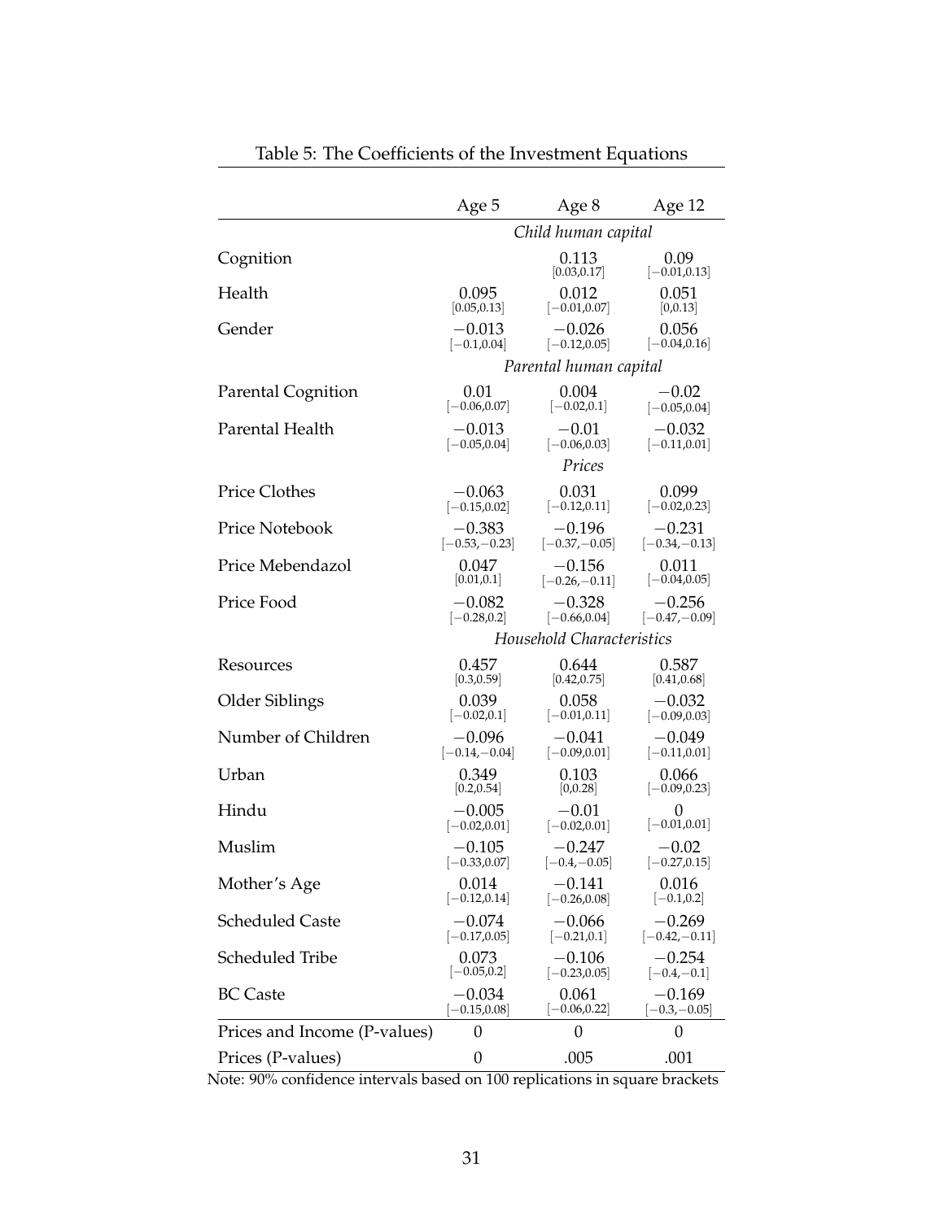Table 5: The Coefficients of the Investment Equations

| | Age 5 | Age 8 | Age 12 |
|---|---|---|---|
| | *Child human capital* | | |
| Cognition | | 0.113 [0.03,0.17] | 0.09 [−0.01,0.13] |
| Health | 0.095 [0.05,0.13] | 0.012 [−0.01,0.07] | 0.051 [0,0.13] |
| Gender | −0.013 [−0.1,0.04] | −0.026 [−0.12,0.05] | 0.056 [−0.04,0.16] |
| | *Parental human capital* | | |
| Parental Cognition | 0.01 [−0.06,0.07] | 0.004 [−0.02,0.1] | −0.02 [−0.05,0.04] |
| Parental Health | −0.013 [−0.05,0.04] | −0.01 [−0.06,0.03] | −0.032 [−0.11,0.01] |
| | *Prices* | | |
| Price Clothes | −0.063 [−0.15,0.02] | 0.031 [−0.12,0.11] | 0.099 [−0.02,0.23] |
| Price Notebook | −0.383 [−0.53,−0.23] | −0.196 [−0.37,−0.05] | −0.231 [−0.34,−0.13] |
| Price Mebendazol | 0.047 [0.01,0.1] | −0.156 [−0.26,−0.11] | 0.011 [−0.04,0.05] |
| Price Food | −0.082 [−0.28,0.2] | −0.328 [−0.66,0.04] | −0.256 [−0.47,−0.09] |
| | *Household Characteristics* | | |
| Resources | 0.457 [0.3,0.59] | 0.644 [0.42,0.75] | 0.587 [0.41,0.68] |
| Older Siblings | 0.039 [−0.02,0.1] | 0.058 [−0.01,0.11] | −0.032 [−0.09,0.03] |
| Number of Children | −0.096 [−0.14,−0.04] | −0.041 [−0.09,0.01] | −0.049 [−0.11,0.01] |
| Urban | 0.349 [0.2,0.54] | 0.103 [0,0.28] | 0.066 [−0.09,0.23] |
| Hindu | −0.005 [−0.02,0.01] | −0.01 [−0.02,0.01] | 0 [−0.01,0.01] |
| Muslim | −0.105 [−0.33,0.07] | −0.247 [−0.4,−0.05] | −0.02 [−0.27,0.15] |
| Mother's Age | 0.014 [−0.12,0.14] | −0.141 [−0.26,0.08] | 0.016 [−0.1,0.2] |
| Scheduled Caste | −0.074 [−0.17,0.05] | −0.066 [−0.21,0.1] | −0.269 [−0.42,−0.11] |
| Scheduled Tribe | 0.073 [−0.05,0.2] | −0.106 [−0.23,0.05] | −0.254 [−0.4,−0.1] |
| BC Caste | −0.034 [−0.15,0.08] | 0.061 [−0.06,0.22] | −0.169 [−0.3,−0.05] |
| Prices and Income (P-values) | 0 | 0 | 0 |
| Prices (P-values) | 0 | .005 | .001 |

Note: 90% confidence intervals based on 100 replications in square brackets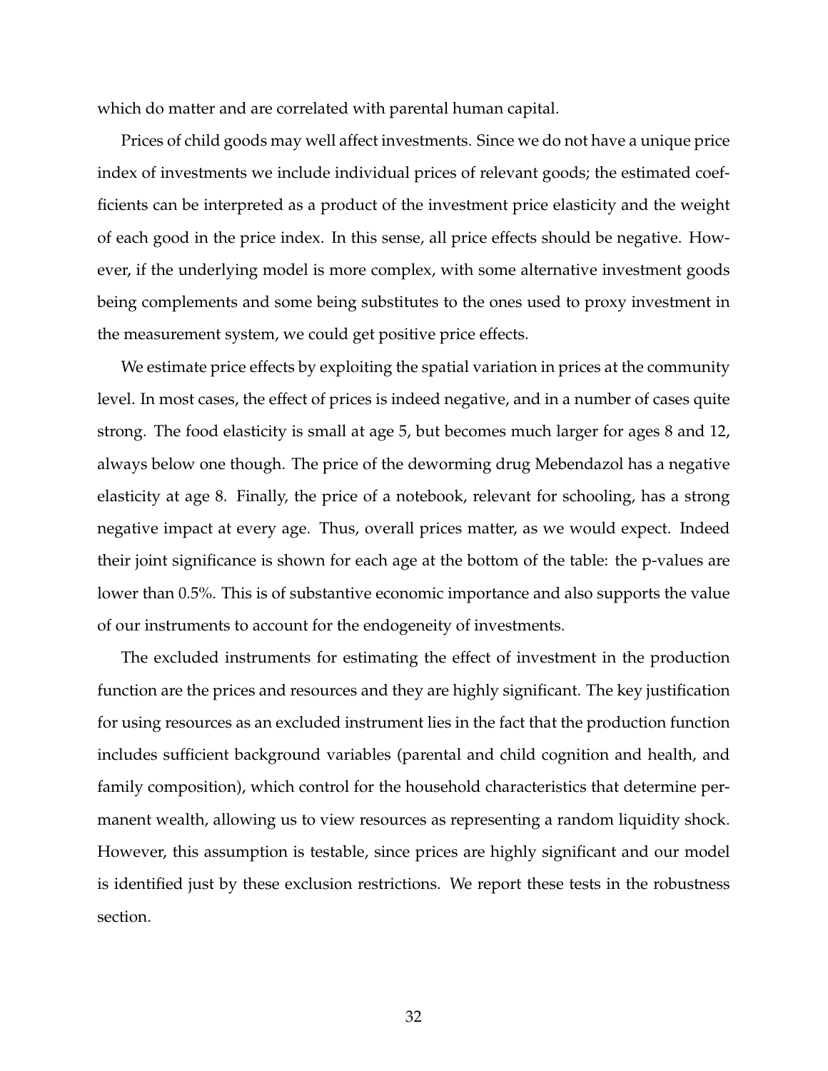which do matter and are correlated with parental human capital.

Prices of child goods may well affect investments. Since we do not have a unique price index of investments we include individual prices of relevant goods; the estimated coefficients can be interpreted as a product of the investment price elasticity and the weight of each good in the price index. In this sense, all price effects should be negative. However, if the underlying model is more complex, with some alternative investment goods being complements and some being substitutes to the ones used to proxy investment in the measurement system, we could get positive price effects.

We estimate price effects by exploiting the spatial variation in prices at the community level. In most cases, the effect of prices is indeed negative, and in a number of cases quite strong. The food elasticity is small at age 5, but becomes much larger for ages 8 and 12, always below one though. The price of the deworming drug Mebendazol has a negative elasticity at age 8. Finally, the price of a notebook, relevant for schooling, has a strong negative impact at every age. Thus, overall prices matter, as we would expect. Indeed their joint significance is shown for each age at the bottom of the table: the p-values are lower than 0.5%. This is of substantive economic importance and also supports the value of our instruments to account for the endogeneity of investments.

The excluded instruments for estimating the effect of investment in the production function are the prices and resources and they are highly significant. The key justification for using resources as an excluded instrument lies in the fact that the production function includes sufficient background variables (parental and child cognition and health, and family composition), which control for the household characteristics that determine permanent wealth, allowing us to view resources as representing a random liquidity shock. However, this assumption is testable, since prices are highly significant and our model is identified just by these exclusion restrictions. We report these tests in the robustness section.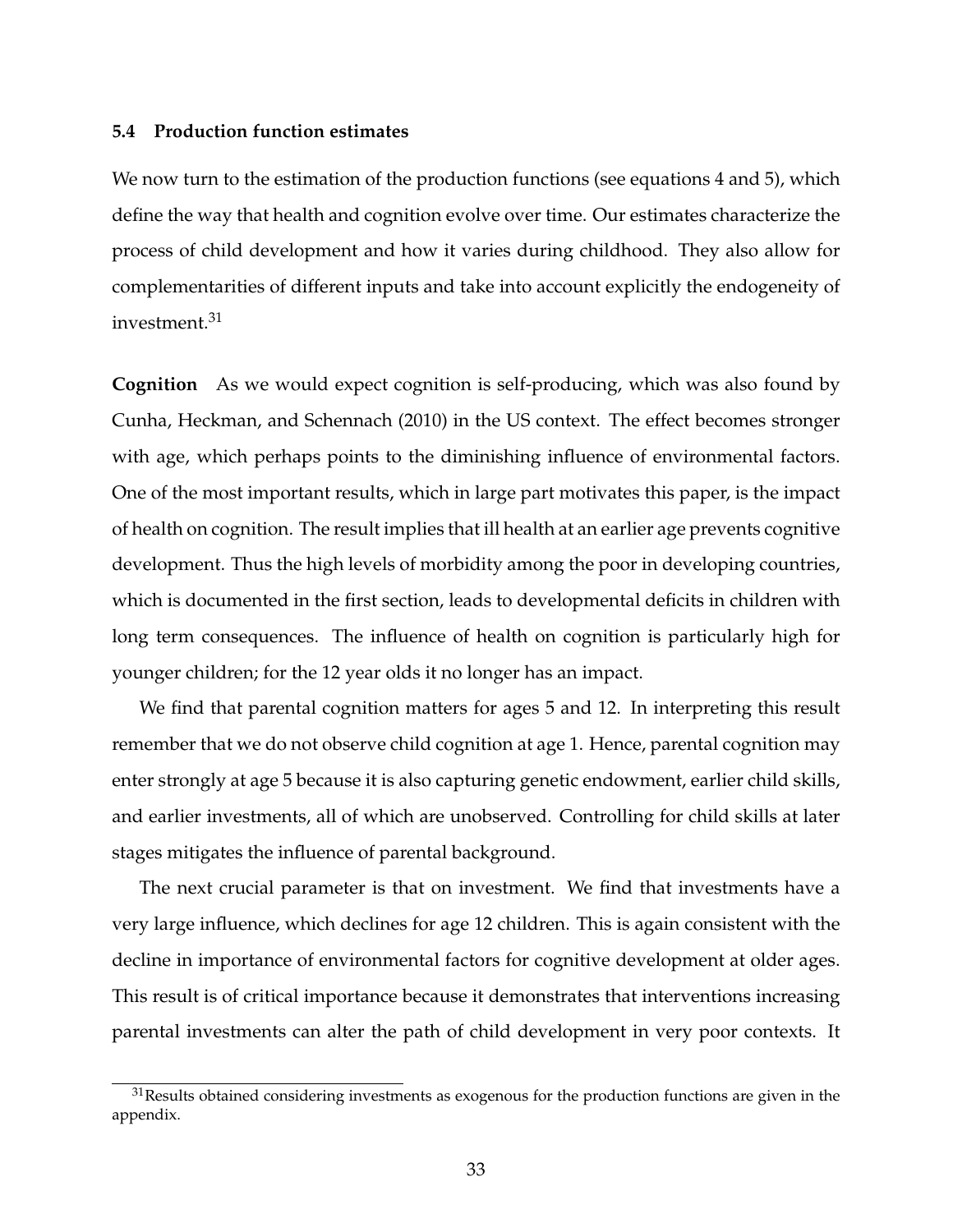### 5.4 Production function estimates

We now turn to the estimation of the production functions (see equations 4 and 5), which define the way that health and cognition evolve over time. Our estimates characterize the process of child development and how it varies during childhood. They also allow for complementarities of different inputs and take into account explicitly the endogeneity of investment.[31]

**Cognition** As we would expect cognition is self-producing, which was also found by Cunha, Heckman, and Schennach (2010) in the US context. The effect becomes stronger with age, which perhaps points to the diminishing influence of environmental factors. One of the most important results, which in large part motivates this paper, is the impact of health on cognition. The result implies that ill health at an earlier age prevents cognitive development. Thus the high levels of morbidity among the poor in developing countries, which is documented in the first section, leads to developmental deficits in children with long term consequences. The influence of health on cognition is particularly high for younger children; for the 12 year olds it no longer has an impact.

We find that parental cognition matters for ages 5 and 12. In interpreting this result remember that we do not observe child cognition at age 1. Hence, parental cognition may enter strongly at age 5 because it is also capturing genetic endowment, earlier child skills, and earlier investments, all of which are unobserved. Controlling for child skills at later stages mitigates the influence of parental background.

The next crucial parameter is that on investment. We find that investments have a very large influence, which declines for age 12 children. This is again consistent with the decline in importance of environmental factors for cognitive development at older ages. This result is of critical importance because it demonstrates that interventions increasing parental investments can alter the path of child development in very poor contexts. It

[31] Results obtained considering investments as exogenous for the production functions are given in the appendix.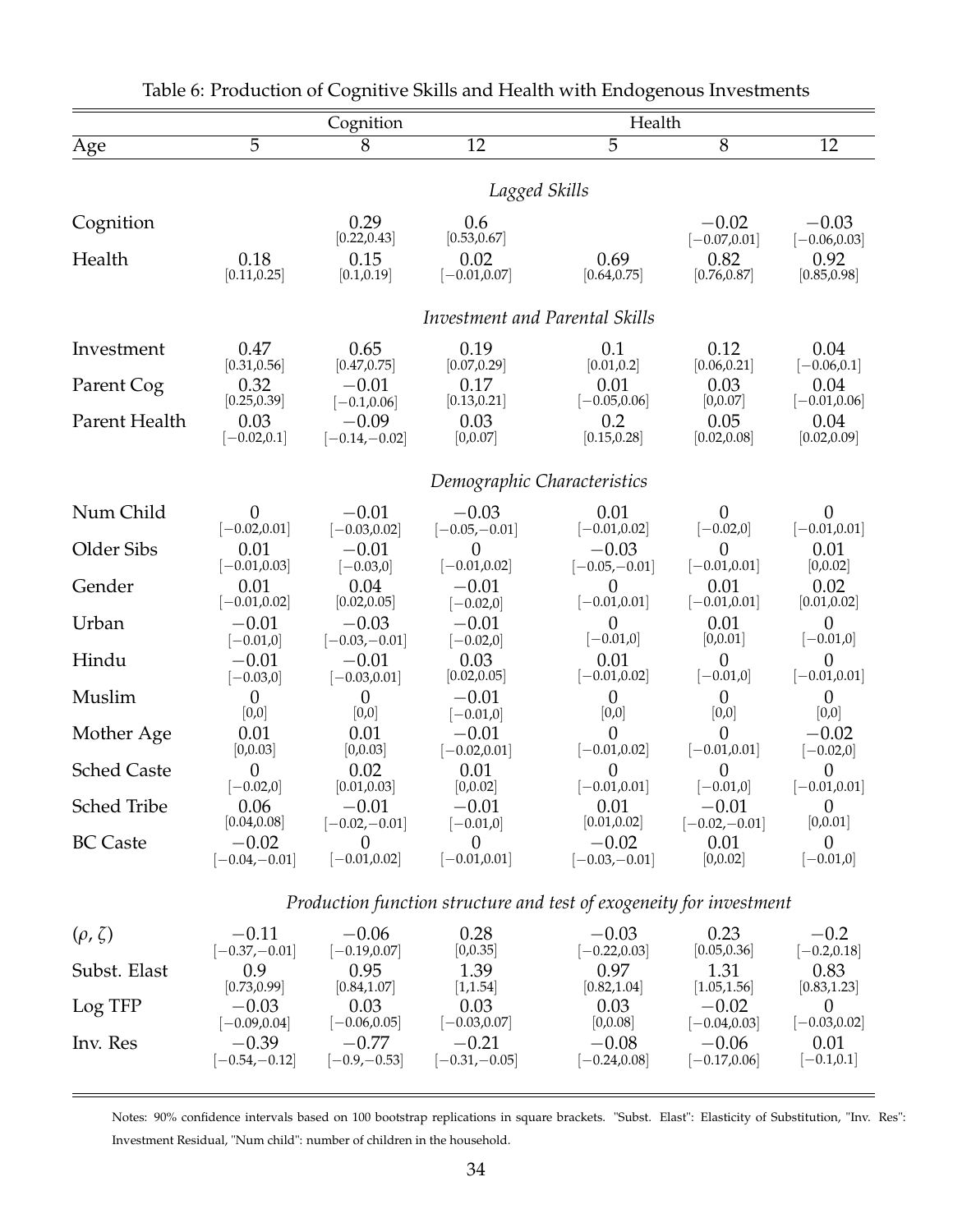Table 6: Production of Cognitive Skills and Health with Endogenous Investments

| | Cognition | | | Health | | |
|---|---|---|---|---|---|---|
| Age | 5 | 8 | 12 | 5 | 8 | 12 |
| | | | *Lagged Skills* | | | |
| Cognition | | 0.29 [0.22,0.43] | 0.6 [0.53,0.67] | | −0.02 [−0.07,0.01] | −0.03 [−0.06,0.03] |
| Health | 0.18 [0.11,0.25] | 0.15 [0.1,0.19] | 0.02 [−0.01,0.07] | 0.69 [0.64,0.75] | 0.82 [0.76,0.87] | 0.92 [0.85,0.98] |
| | | | *Investment and Parental Skills* | | | |
| Investment | 0.47 [0.31,0.56] | 0.65 [0.47,0.75] | 0.19 [0.07,0.29] | 0.1 [0.01,0.2] | 0.12 [0.06,0.21] | 0.04 [−0.06,0.1] |
| Parent Cog | 0.32 [0.25,0.39] | −0.01 [−0.1,0.06] | 0.17 [0.13,0.21] | 0.01 [−0.05,0.06] | 0.03 [0,0.07] | 0.04 [−0.01,0.06] |
| Parent Health | 0.03 [−0.02,0.1] | −0.09 [−0.14,−0.02] | 0.03 [0,0.07] | 0.2 [0.15,0.28] | 0.05 [0.02,0.08] | 0.04 [0.02,0.09] |
| | | | *Demographic Characteristics* | | | |
| Num Child | 0 [−0.02,0.01] | −0.01 [−0.03,0.02] | −0.03 [−0.05,−0.01] | 0.01 [−0.01,0.02] | 0 [−0.02,0] | 0 [−0.01,0.01] |
| Older Sibs | 0.01 [−0.01,0.03] | −0.01 [−0.03,0] | 0 [−0.01,0.02] | −0.03 [−0.05,−0.01] | 0 [−0.01,0.01] | 0.01 [0,0.02] |
| Gender | 0.01 [−0.01,0.02] | 0.04 [0.02,0.05] | −0.01 [−0.02,0] | 0 [−0.01,0.01] | 0.01 [−0.01,0.01] | 0.02 [0.01,0.02] |
| Urban | −0.01 [−0.01,0] | −0.03 [−0.03,−0.01] | −0.01 [−0.02,0] | 0 [−0.01,0] | 0.01 [0,0.01] | 0 [−0.01,0] |
| Hindu | −0.01 [−0.03,0] | −0.01 [−0.03,0.01] | 0.03 [0.02,0.05] | 0.01 [−0.01,0.02] | 0 [−0.01,0] | 0 [−0.01,0.01] |
| Muslim | 0 [0,0] | 0 [0,0] | −0.01 [−0.01,0] | 0 [0,0] | 0 [0,0] | 0 [0,0] |
| Mother Age | 0.01 [0,0.03] | 0.01 [0,0.03] | −0.01 [−0.02,0.01] | 0 [−0.01,0.02] | 0 [−0.01,0.01] | −0.02 [−0.02,0] |
| Sched Caste | 0 [−0.02,0] | 0.02 [0.01,0.03] | 0.01 [0,0.02] | 0 [−0.01,0.01] | 0 [−0.01,0] | 0 [−0.01,0.01] |
| Sched Tribe | 0.06 [0.04,0.08] | −0.01 [−0.02,−0.01] | −0.01 [−0.01,0] | 0.01 [0.01,0.02] | −0.01 [−0.02,−0.01] | 0 [0,0.01] |
| BC Caste | −0.02 [−0.04,−0.01] | 0 [−0.01,0.02] | 0 [−0.01,0.01] | −0.02 [−0.03,−0.01] | 0.01 [0,0.02] | 0 [−0.01,0] |
| | | | *Production function structure and test of exogeneity for investment* | | | |
| $(\rho, \zeta)$ | −0.11 [−0.37,−0.01] | −0.06 [−0.19,0.07] | 0.28 [0,0.35] | −0.03 [−0.22,0.03] | 0.23 [0.05,0.36] | −0.2 [−0.2,0.18] |
| Subst. Elast | 0.9 [0.73,0.99] | 0.95 [0.84,1.07] | 1.39 [1,1.54] | 0.97 [0.82,1.04] | 1.31 [1.05,1.56] | 0.83 [0.83,1.23] |
| Log TFP | −0.03 [−0.09,0.04] | 0.03 [−0.06,0.05] | 0.03 [−0.03,0.07] | 0.03 [0,0.08] | −0.02 [−0.04,0.03] | 0 [−0.03,0.02] |
| Inv. Res | −0.39 [−0.54,−0.12] | −0.77 [−0.9,−0.53] | −0.21 [−0.31,−0.05] | −0.08 [−0.24,0.08] | −0.06 [−0.17,0.06] | 0.01 [−0.1,0.1] |

Notes: 90% confidence intervals based on 100 bootstrap replications in square brackets. "Subst. Elast": Elasticity of Substitution, "Inv. Res": Investment Residual, "Num child": number of children in the household.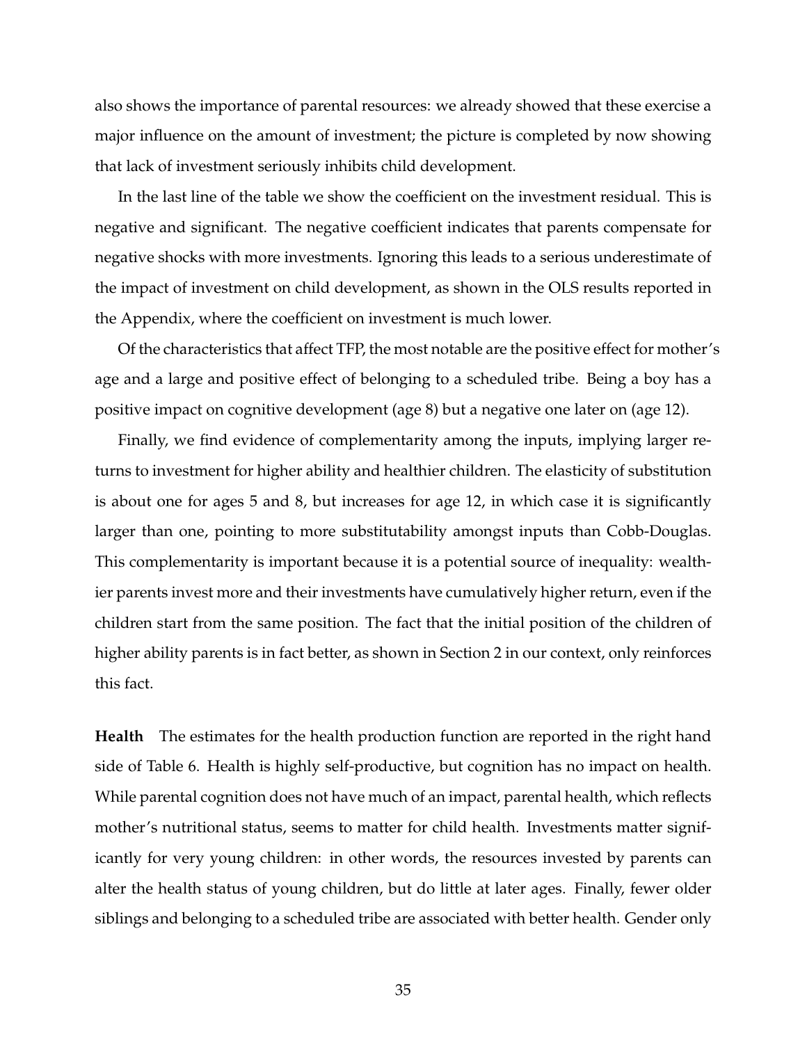also shows the importance of parental resources: we already showed that these exercise a major influence on the amount of investment; the picture is completed by now showing that lack of investment seriously inhibits child development.

In the last line of the table we show the coefficient on the investment residual. This is negative and significant. The negative coefficient indicates that parents compensate for negative shocks with more investments. Ignoring this leads to a serious underestimate of the impact of investment on child development, as shown in the OLS results reported in the Appendix, where the coefficient on investment is much lower.

Of the characteristics that affect TFP, the most notable are the positive effect for mother's age and a large and positive effect of belonging to a scheduled tribe. Being a boy has a positive impact on cognitive development (age 8) but a negative one later on (age 12).

Finally, we find evidence of complementarity among the inputs, implying larger returns to investment for higher ability and healthier children. The elasticity of substitution is about one for ages 5 and 8, but increases for age 12, in which case it is significantly larger than one, pointing to more substitutability amongst inputs than Cobb-Douglas. This complementarity is important because it is a potential source of inequality: wealthier parents invest more and their investments have cumulatively higher return, even if the children start from the same position. The fact that the initial position of the children of higher ability parents is in fact better, as shown in Section 2 in our context, only reinforces this fact.

**Health** The estimates for the health production function are reported in the right hand side of Table 6. Health is highly self-productive, but cognition has no impact on health. While parental cognition does not have much of an impact, parental health, which reflects mother's nutritional status, seems to matter for child health. Investments matter significantly for very young children: in other words, the resources invested by parents can alter the health status of young children, but do little at later ages. Finally, fewer older siblings and belonging to a scheduled tribe are associated with better health. Gender only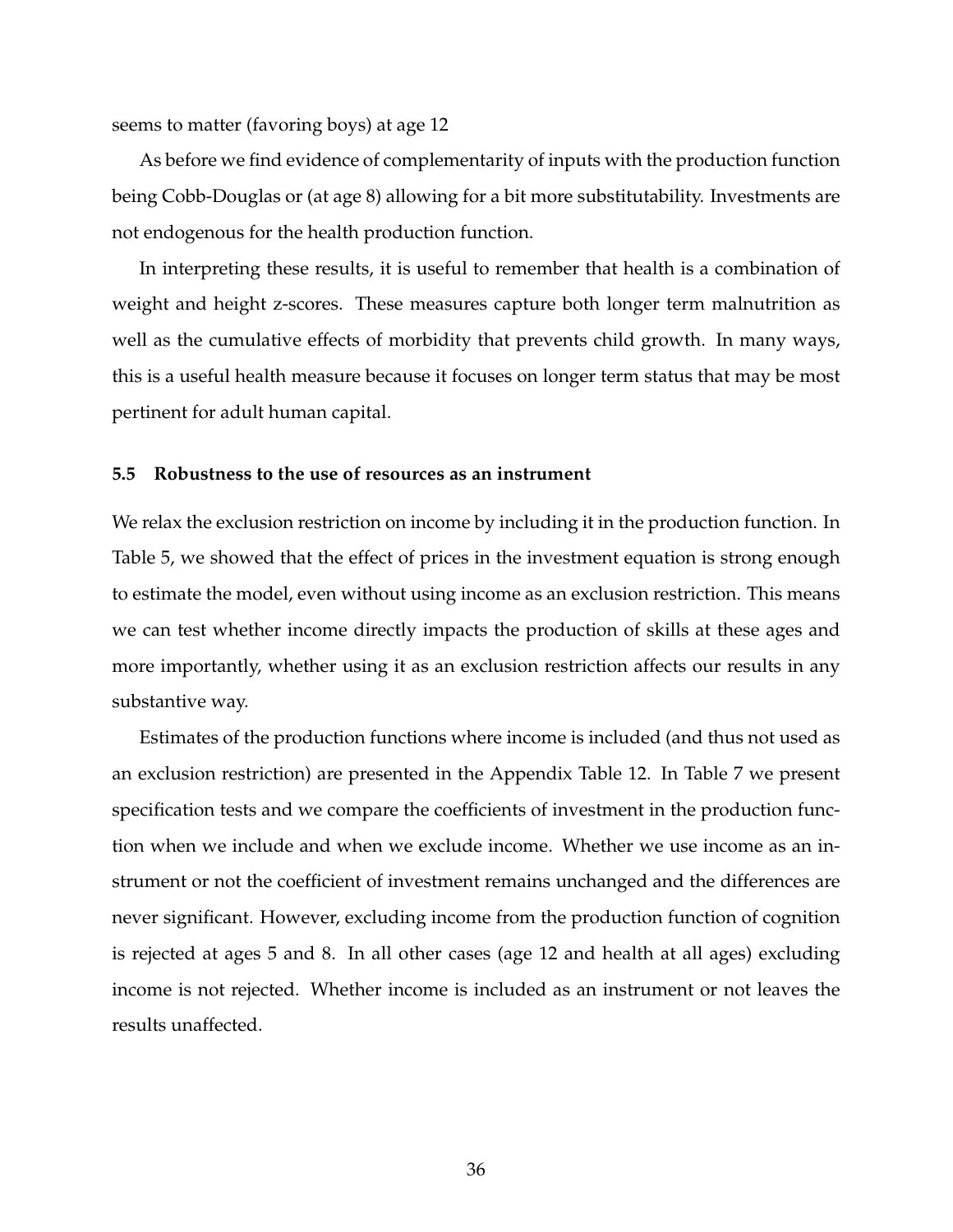seems to matter (favoring boys) at age 12

As before we find evidence of complementarity of inputs with the production function being Cobb-Douglas or (at age 8) allowing for a bit more substitutability. Investments are not endogenous for the health production function.

In interpreting these results, it is useful to remember that health is a combination of weight and height z-scores. These measures capture both longer term malnutrition as well as the cumulative effects of morbidity that prevents child growth. In many ways, this is a useful health measure because it focuses on longer term status that may be most pertinent for adult human capital.

### 5.5 Robustness to the use of resources as an instrument

We relax the exclusion restriction on income by including it in the production function. In Table 5, we showed that the effect of prices in the investment equation is strong enough to estimate the model, even without using income as an exclusion restriction. This means we can test whether income directly impacts the production of skills at these ages and more importantly, whether using it as an exclusion restriction affects our results in any substantive way.

Estimates of the production functions where income is included (and thus not used as an exclusion restriction) are presented in the Appendix Table 12. In Table 7 we present specification tests and we compare the coefficients of investment in the production function when we include and when we exclude income. Whether we use income as an instrument or not the coefficient of investment remains unchanged and the differences are never significant. However, excluding income from the production function of cognition is rejected at ages 5 and 8. In all other cases (age 12 and health at all ages) excluding income is not rejected. Whether income is included as an instrument or not leaves the results unaffected.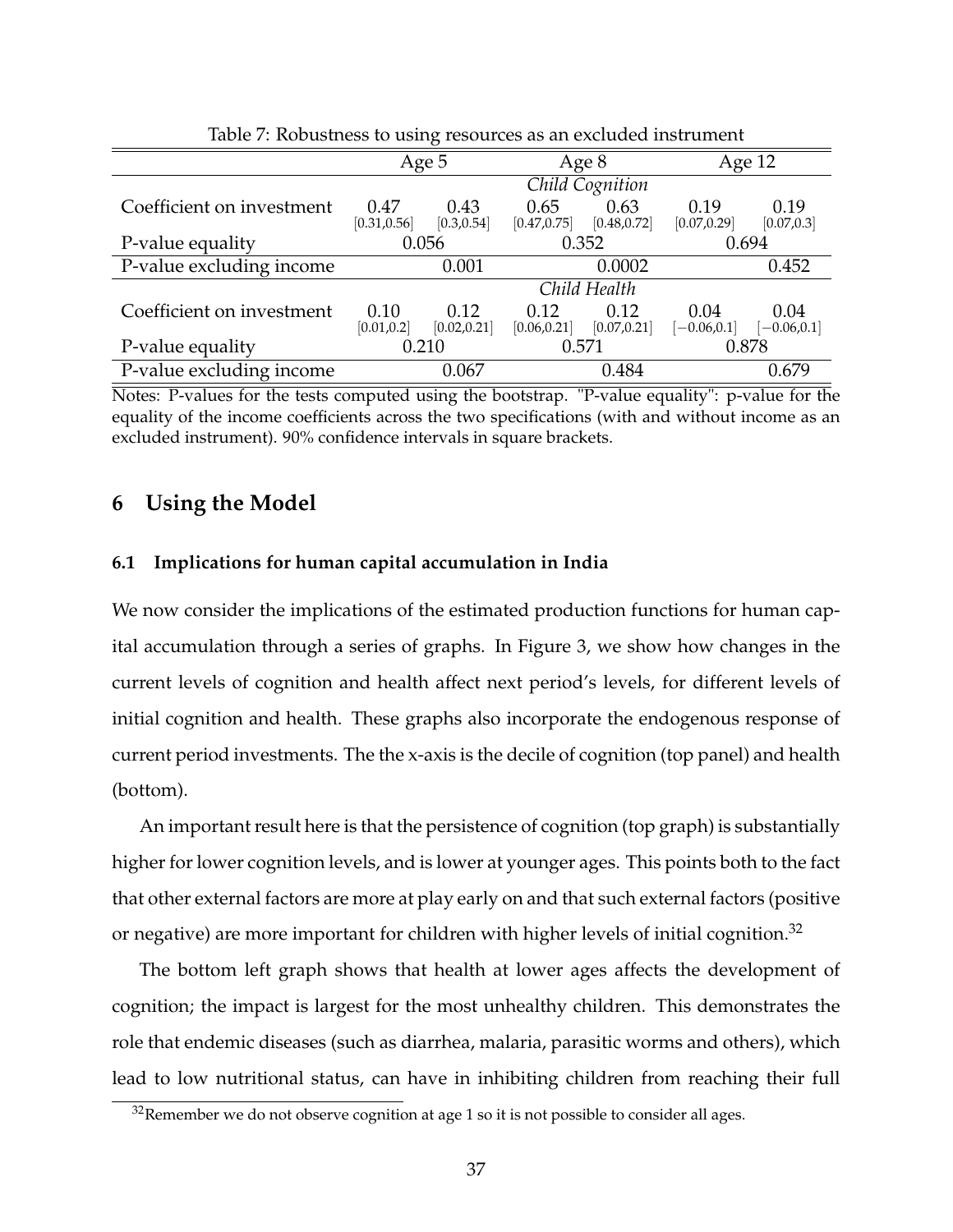Table 7: Robustness to using resources as an excluded instrument

| | Age 5 | | Age 8 | | Age 12 | |
|---|---|---|---|---|---|---|
| | *Child Cognition* | | | | | |
| Coefficient on investment | 0.47 [0.31,0.56] | 0.43 [0.3,0.54] | 0.65 [0.47,0.75] | 0.63 [0.48,0.72] | 0.19 [0.07,0.29] | 0.19 [0.07,0.3] |
| P-value equality | 0.056 | | 0.352 | | 0.694 | |
| P-value excluding income | | 0.001 | | 0.0002 | | 0.452 |
| | *Child Health* | | | | | |
| Coefficient on investment | 0.10 [0.01,0.2] | 0.12 [0.02,0.21] | 0.12 [0.06,0.21] | 0.12 [0.07,0.21] | 0.04 [−0.06,0.1] | 0.04 [−0.06,0.1] |
| P-value equality | 0.210 | | 0.571 | | 0.878 | |
| P-value excluding income | | 0.067 | | 0.484 | | 0.679 |

Notes: P-values for the tests computed using the bootstrap. "P-value equality": p-value for the equality of the income coefficients across the two specifications (with and without income as an excluded instrument). 90% confidence intervals in square brackets.

## 6 Using the Model

### 6.1 Implications for human capital accumulation in India

We now consider the implications of the estimated production functions for human capital accumulation through a series of graphs. In Figure 3, we show how changes in the current levels of cognition and health affect next period's levels, for different levels of initial cognition and health. These graphs also incorporate the endogenous response of current period investments. The the x-axis is the decile of cognition (top panel) and health (bottom).

An important result here is that the persistence of cognition (top graph) is substantially higher for lower cognition levels, and is lower at younger ages. This points both to the fact that other external factors are more at play early on and that such external factors (positive or negative) are more important for children with higher levels of initial cognition.[32]

The bottom left graph shows that health at lower ages affects the development of cognition; the impact is largest for the most unhealthy children. This demonstrates the role that endemic diseases (such as diarrhea, malaria, parasitic worms and others), which lead to low nutritional status, can have in inhibiting children from reaching their full

[32] Remember we do not observe cognition at age 1 so it is not possible to consider all ages.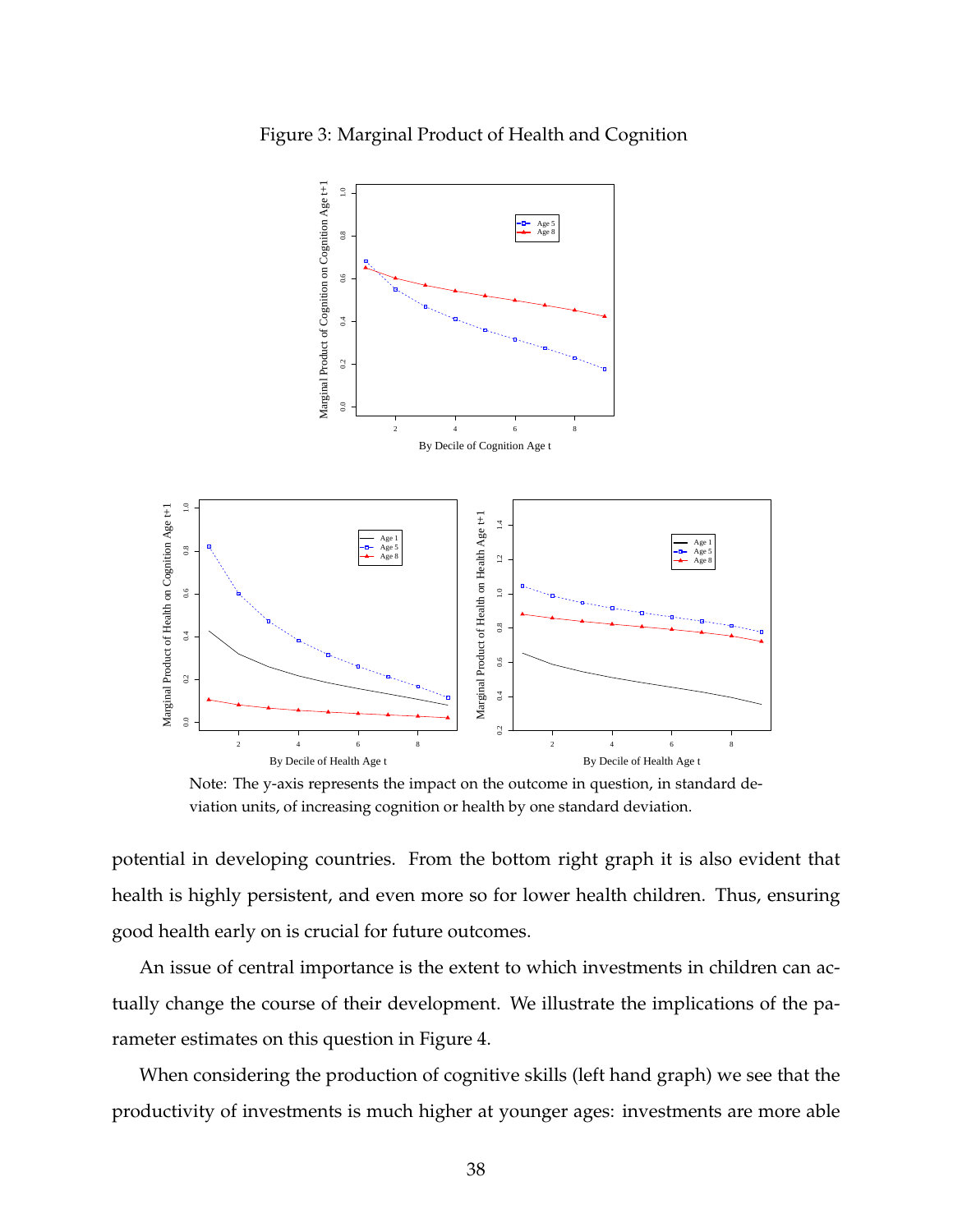Figure 3: Marginal Product of Health and Cognition

Note: The y-axis represents the impact on the outcome in question, in standard deviation units, of increasing cognition or health by one standard deviation.

potential in developing countries. From the bottom right graph it is also evident that health is highly persistent, and even more so for lower health children. Thus, ensuring good health early on is crucial for future outcomes.

An issue of central importance is the extent to which investments in children can actually change the course of their development. We illustrate the implications of the parameter estimates on this question in Figure 4.

When considering the production of cognitive skills (left hand graph) we see that the productivity of investments is much higher at younger ages: investments are more able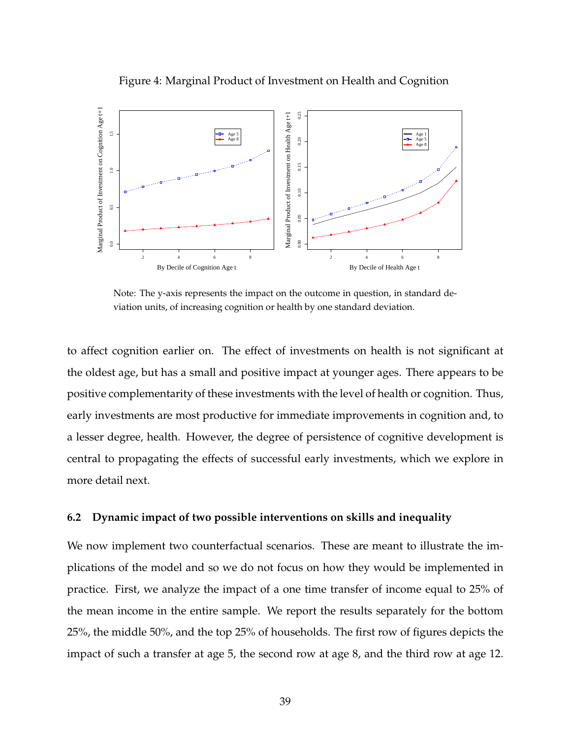Figure 4: Marginal Product of Investment on Health and Cognition

Note: The y-axis represents the impact on the outcome in question, in standard deviation units, of increasing cognition or health by one standard deviation.

to affect cognition earlier on. The effect of investments on health is not significant at the oldest age, but has a small and positive impact at younger ages. There appears to be positive complementarity of these investments with the level of health or cognition. Thus, early investments are most productive for immediate improvements in cognition and, to a lesser degree, health. However, the degree of persistence of cognitive development is central to propagating the effects of successful early investments, which we explore in more detail next.

### 6.2 Dynamic impact of two possible interventions on skills and inequality

We now implement two counterfactual scenarios. These are meant to illustrate the implications of the model and so we do not focus on how they would be implemented in practice. First, we analyze the impact of a one time transfer of income equal to 25% of the mean income in the entire sample. We report the results separately for the bottom 25%, the middle 50%, and the top 25% of households. The first row of figures depicts the impact of such a transfer at age 5, the second row at age 8, and the third row at age 12.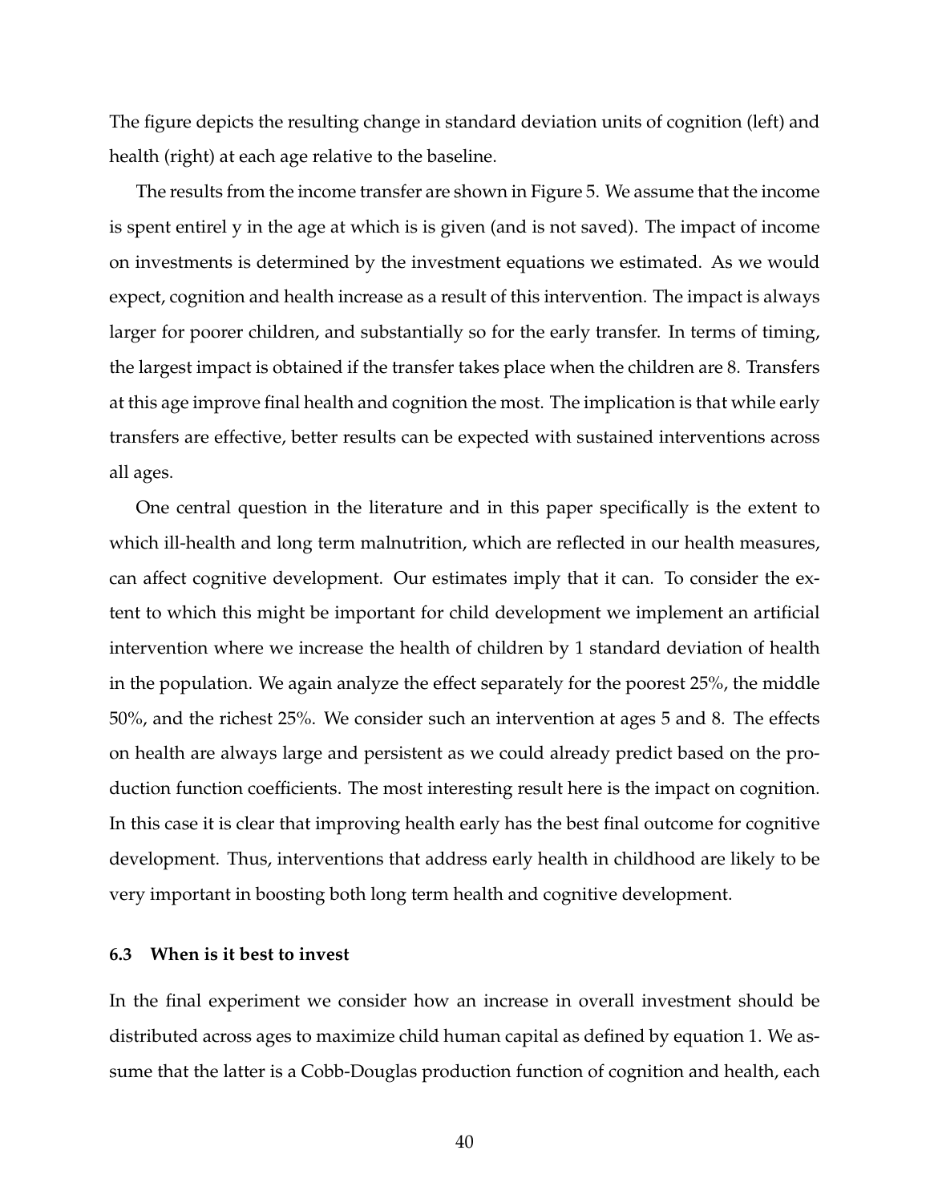The figure depicts the resulting change in standard deviation units of cognition (left) and health (right) at each age relative to the baseline.

The results from the income transfer are shown in Figure 5. We assume that the income is spent entirel y in the age at which is is given (and is not saved). The impact of income on investments is determined by the investment equations we estimated. As we would expect, cognition and health increase as a result of this intervention. The impact is always larger for poorer children, and substantially so for the early transfer. In terms of timing, the largest impact is obtained if the transfer takes place when the children are 8. Transfers at this age improve final health and cognition the most. The implication is that while early transfers are effective, better results can be expected with sustained interventions across all ages.

One central question in the literature and in this paper specifically is the extent to which ill-health and long term malnutrition, which are reflected in our health measures, can affect cognitive development. Our estimates imply that it can. To consider the extent to which this might be important for child development we implement an artificial intervention where we increase the health of children by 1 standard deviation of health in the population. We again analyze the effect separately for the poorest 25%, the middle 50%, and the richest 25%. We consider such an intervention at ages 5 and 8. The effects on health are always large and persistent as we could already predict based on the production function coefficients. The most interesting result here is the impact on cognition. In this case it is clear that improving health early has the best final outcome for cognitive development. Thus, interventions that address early health in childhood are likely to be very important in boosting both long term health and cognitive development.

### 6.3 When is it best to invest

In the final experiment we consider how an increase in overall investment should be distributed across ages to maximize child human capital as defined by equation 1. We assume that the latter is a Cobb-Douglas production function of cognition and health, each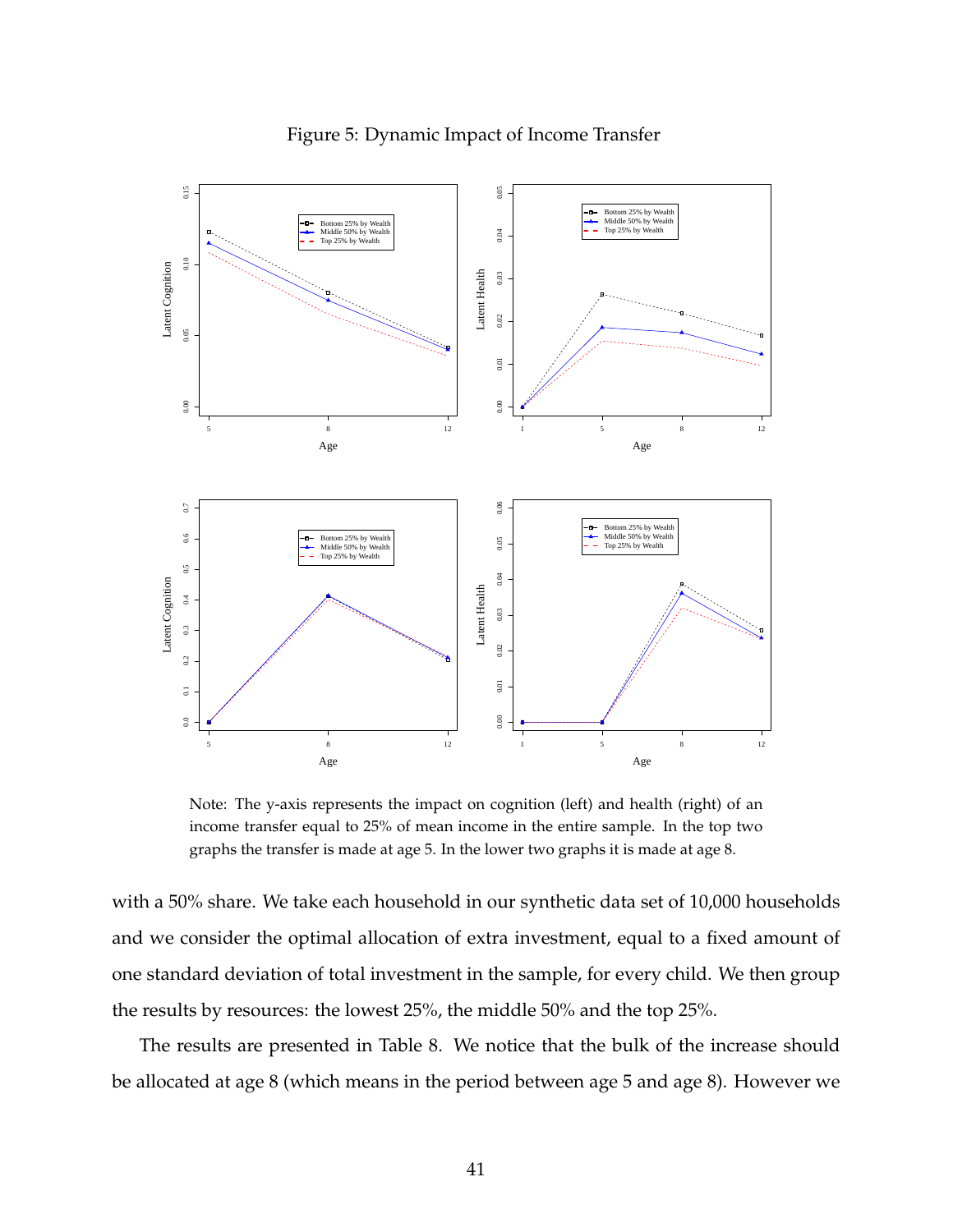Figure 5: Dynamic Impact of Income Transfer

Note: The y-axis represents the impact on cognition (left) and health (right) of an income transfer equal to 25% of mean income in the entire sample. In the top two graphs the transfer is made at age 5. In the lower two graphs it is made at age 8.

with a 50% share. We take each household in our synthetic data set of 10,000 households and we consider the optimal allocation of extra investment, equal to a fixed amount of one standard deviation of total investment in the sample, for every child. We then group the results by resources: the lowest 25%, the middle 50% and the top 25%.

The results are presented in Table 8. We notice that the bulk of the increase should be allocated at age 8 (which means in the period between age 5 and age 8). However we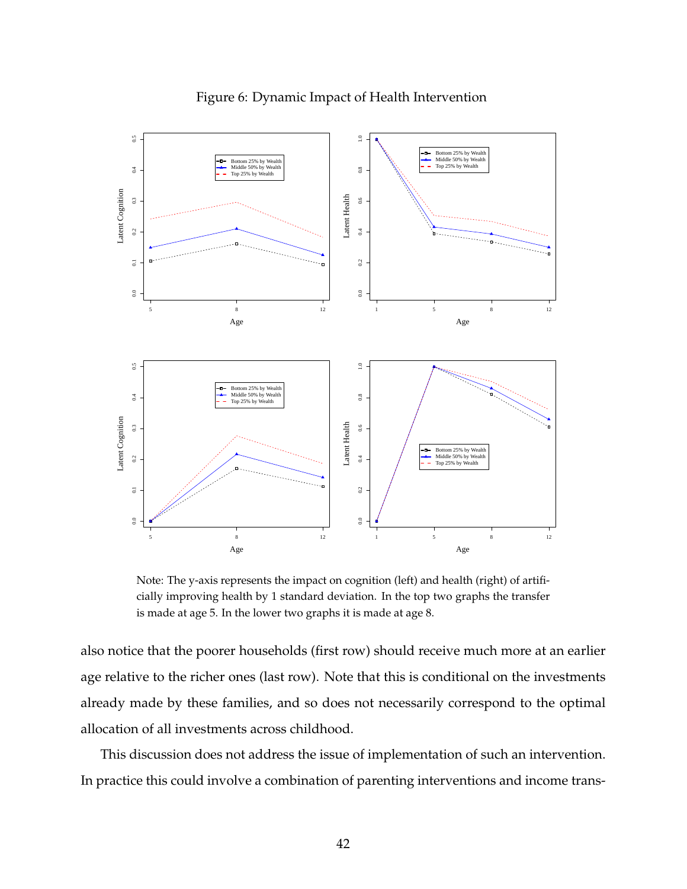Figure 6: Dynamic Impact of Health Intervention

Note: The y-axis represents the impact on cognition (left) and health (right) of artificially improving health by 1 standard deviation. In the top two graphs the transfer is made at age 5. In the lower two graphs it is made at age 8.

also notice that the poorer households (first row) should receive much more at an earlier age relative to the richer ones (last row). Note that this is conditional on the investments already made by these families, and so does not necessarily correspond to the optimal allocation of all investments across childhood.

This discussion does not address the issue of implementation of such an intervention. In practice this could involve a combination of parenting interventions and income trans-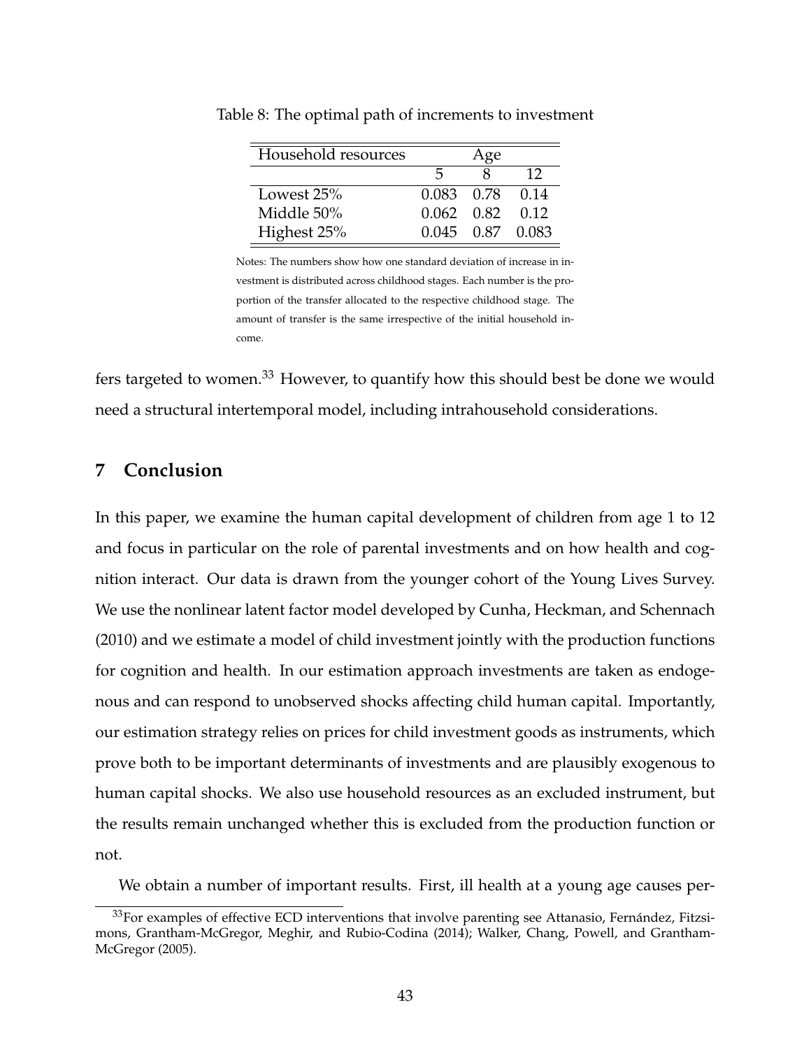Table 8: The optimal path of increments to investment

| Household resources | Age | | |
|---|---|---|---|
| | 5 | 8 | 12 |
| Lowest 25% | 0.083 | 0.78 | 0.14 |
| Middle 50% | 0.062 | 0.82 | 0.12 |
| Highest 25% | 0.045 | 0.87 | 0.083 |

Notes: The numbers show how one standard deviation of increase in investment is distributed across childhood stages. Each number is the proportion of the transfer allocated to the respective childhood stage. The amount of transfer is the same irrespective of the initial household income.

fers targeted to women.[33] However, to quantify how this should best be done we would need a structural intertemporal model, including intrahousehold considerations.

## 7 Conclusion

In this paper, we examine the human capital development of children from age 1 to 12 and focus in particular on the role of parental investments and on how health and cognition interact. Our data is drawn from the younger cohort of the Young Lives Survey. We use the nonlinear latent factor model developed by Cunha, Heckman, and Schennach (2010) and we estimate a model of child investment jointly with the production functions for cognition and health. In our estimation approach investments are taken as endogenous and can respond to unobserved shocks affecting child human capital. Importantly, our estimation strategy relies on prices for child investment goods as instruments, which prove both to be important determinants of investments and are plausibly exogenous to human capital shocks. We also use household resources as an excluded instrument, but the results remain unchanged whether this is excluded from the production function or not.

We obtain a number of important results. First, ill health at a young age causes per-

[33] For examples of effective ECD interventions that involve parenting see Attanasio, Fernández, Fitzsimons, Grantham-McGregor, Meghir, and Rubio-Codina (2014); Walker, Chang, Powell, and Grantham-McGregor (2005).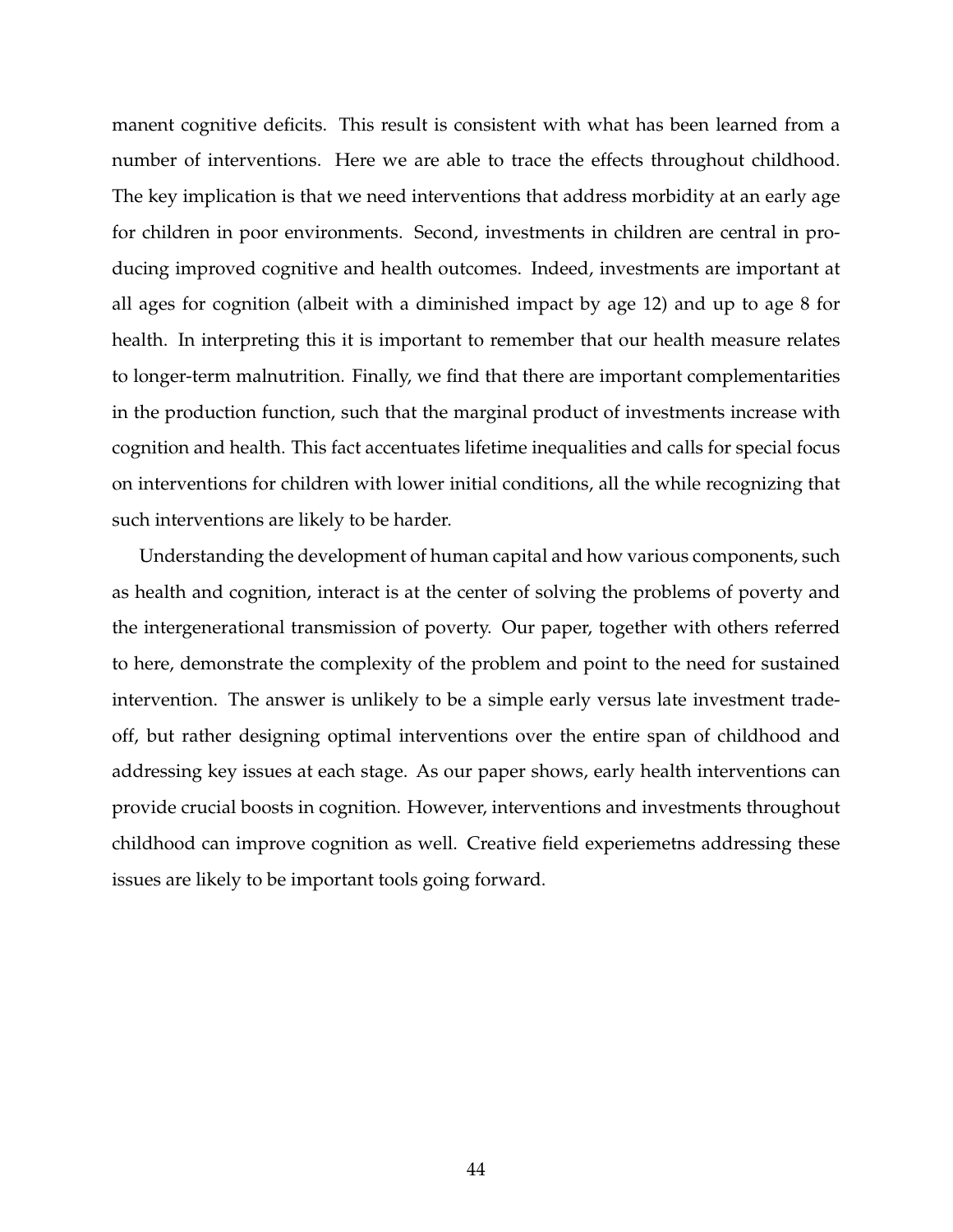manent cognitive deficits. This result is consistent with what has been learned from a number of interventions. Here we are able to trace the effects throughout childhood. The key implication is that we need interventions that address morbidity at an early age for children in poor environments. Second, investments in children are central in producing improved cognitive and health outcomes. Indeed, investments are important at all ages for cognition (albeit with a diminished impact by age 12) and up to age 8 for health. In interpreting this it is important to remember that our health measure relates to longer-term malnutrition. Finally, we find that there are important complementarities in the production function, such that the marginal product of investments increase with cognition and health. This fact accentuates lifetime inequalities and calls for special focus on interventions for children with lower initial conditions, all the while recognizing that such interventions are likely to be harder.

Understanding the development of human capital and how various components, such as health and cognition, interact is at the center of solving the problems of poverty and the intergenerational transmission of poverty. Our paper, together with others referred to here, demonstrate the complexity of the problem and point to the need for sustained intervention. The answer is unlikely to be a simple early versus late investment tradeoff, but rather designing optimal interventions over the entire span of childhood and addressing key issues at each stage. As our paper shows, early health interventions can provide crucial boosts in cognition. However, interventions and investments throughout childhood can improve cognition as well. Creative field experiemetns addressing these issues are likely to be important tools going forward.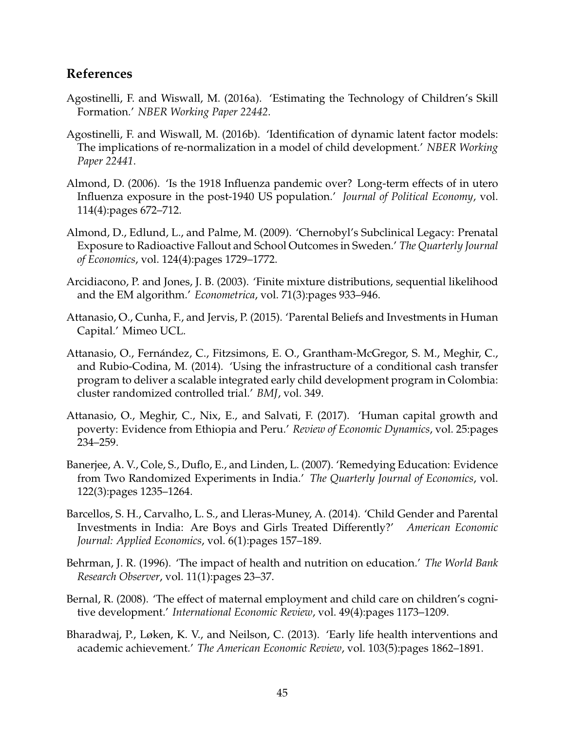## References

Agostinelli, F. and Wiswall, M. (2016a). 'Estimating the Technology of Children's Skill Formation.' *NBER Working Paper 22442*.

Agostinelli, F. and Wiswall, M. (2016b). 'Identification of dynamic latent factor models: The implications of re-normalization in a model of child development.' *NBER Working Paper 22441*.

Almond, D. (2006). 'Is the 1918 Influenza pandemic over? Long-term effects of in utero Influenza exposure in the post-1940 US population.' *Journal of Political Economy*, vol. 114(4):pages 672–712.

Almond, D., Edlund, L., and Palme, M. (2009). 'Chernobyl's Subclinical Legacy: Prenatal Exposure to Radioactive Fallout and School Outcomes in Sweden.' *The Quarterly Journal of Economics*, vol. 124(4):pages 1729–1772.

Arcidiacono, P. and Jones, J. B. (2003). 'Finite mixture distributions, sequential likelihood and the EM algorithm.' *Econometrica*, vol. 71(3):pages 933–946.

Attanasio, O., Cunha, F., and Jervis, P. (2015). 'Parental Beliefs and Investments in Human Capital.' Mimeo UCL.

Attanasio, O., Fernández, C., Fitzsimons, E. O., Grantham-McGregor, S. M., Meghir, C., and Rubio-Codina, M. (2014). 'Using the infrastructure of a conditional cash transfer program to deliver a scalable integrated early child development program in Colombia: cluster randomized controlled trial.' *BMJ*, vol. 349.

Attanasio, O., Meghir, C., Nix, E., and Salvati, F. (2017). 'Human capital growth and poverty: Evidence from Ethiopia and Peru.' *Review of Economic Dynamics*, vol. 25:pages 234–259.

Banerjee, A. V., Cole, S., Duflo, E., and Linden, L. (2007). 'Remedying Education: Evidence from Two Randomized Experiments in India.' *The Quarterly Journal of Economics*, vol. 122(3):pages 1235–1264.

Barcellos, S. H., Carvalho, L. S., and Lleras-Muney, A. (2014). 'Child Gender and Parental Investments in India: Are Boys and Girls Treated Differently?' *American Economic Journal: Applied Economics*, vol. 6(1):pages 157–189.

Behrman, J. R. (1996). 'The impact of health and nutrition on education.' *The World Bank Research Observer*, vol. 11(1):pages 23–37.

Bernal, R. (2008). 'The effect of maternal employment and child care on children's cognitive development.' *International Economic Review*, vol. 49(4):pages 1173–1209.

Bharadwaj, P., Løken, K. V., and Neilson, C. (2013). 'Early life health interventions and academic achievement.' *The American Economic Review*, vol. 103(5):pages 1862–1891.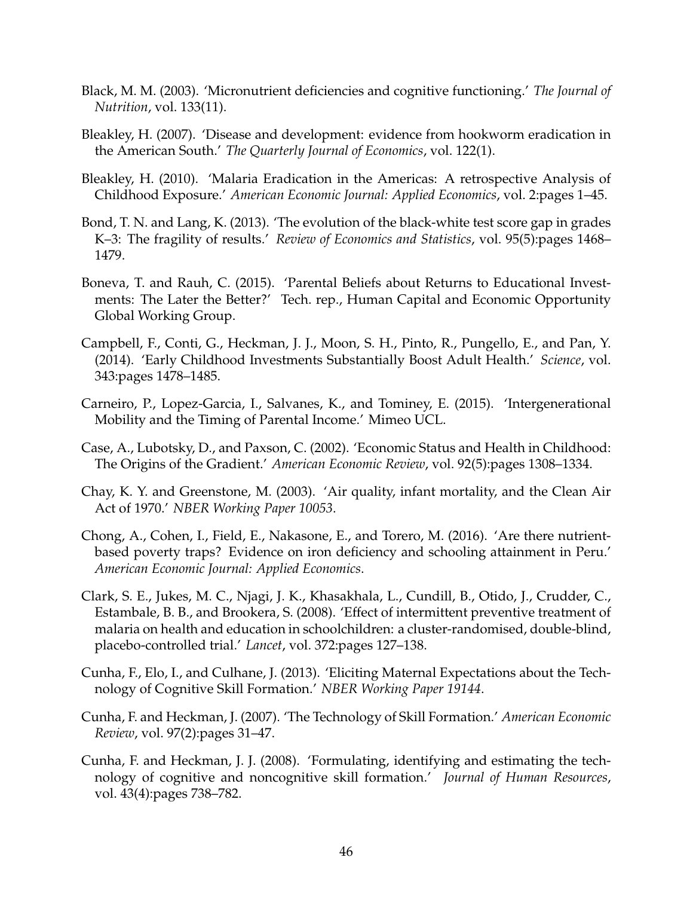Black, M. M. (2003). 'Micronutrient deficiencies and cognitive functioning.' *The Journal of Nutrition*, vol. 133(11).

Bleakley, H. (2007). 'Disease and development: evidence from hookworm eradication in the American South.' *The Quarterly Journal of Economics*, vol. 122(1).

Bleakley, H. (2010). 'Malaria Eradication in the Americas: A retrospective Analysis of Childhood Exposure.' *American Economic Journal: Applied Economics*, vol. 2:pages 1–45.

Bond, T. N. and Lang, K. (2013). 'The evolution of the black-white test score gap in grades K–3: The fragility of results.' *Review of Economics and Statistics*, vol. 95(5):pages 1468–1479.

Boneva, T. and Rauh, C. (2015). 'Parental Beliefs about Returns to Educational Investments: The Later the Better?' Tech. rep., Human Capital and Economic Opportunity Global Working Group.

Campbell, F., Conti, G., Heckman, J. J., Moon, S. H., Pinto, R., Pungello, E., and Pan, Y. (2014). 'Early Childhood Investments Substantially Boost Adult Health.' *Science*, vol. 343:pages 1478–1485.

Carneiro, P., Lopez-Garcia, I., Salvanes, K., and Tominey, E. (2015). 'Intergenerational Mobility and the Timing of Parental Income.' Mimeo UCL.

Case, A., Lubotsky, D., and Paxson, C. (2002). 'Economic Status and Health in Childhood: The Origins of the Gradient.' *American Economic Review*, vol. 92(5):pages 1308–1334.

Chay, K. Y. and Greenstone, M. (2003). 'Air quality, infant mortality, and the Clean Air Act of 1970.' *NBER Working Paper 10053*.

Chong, A., Cohen, I., Field, E., Nakasone, E., and Torero, M. (2016). 'Are there nutrient-based poverty traps? Evidence on iron deficiency and schooling attainment in Peru.' *American Economic Journal: Applied Economics*.

Clark, S. E., Jukes, M. C., Njagi, J. K., Khasakhala, L., Cundill, B., Otido, J., Crudder, C., Estambale, B. B., and Brookera, S. (2008). 'Effect of intermittent preventive treatment of malaria on health and education in schoolchildren: a cluster-randomised, double-blind, placebo-controlled trial.' *Lancet*, vol. 372:pages 127–138.

Cunha, F., Elo, I., and Culhane, J. (2013). 'Eliciting Maternal Expectations about the Technology of Cognitive Skill Formation.' *NBER Working Paper 19144*.

Cunha, F. and Heckman, J. (2007). 'The Technology of Skill Formation.' *American Economic Review*, vol. 97(2):pages 31–47.

Cunha, F. and Heckman, J. J. (2008). 'Formulating, identifying and estimating the technology of cognitive and noncognitive skill formation.' *Journal of Human Resources*, vol. 43(4):pages 738–782.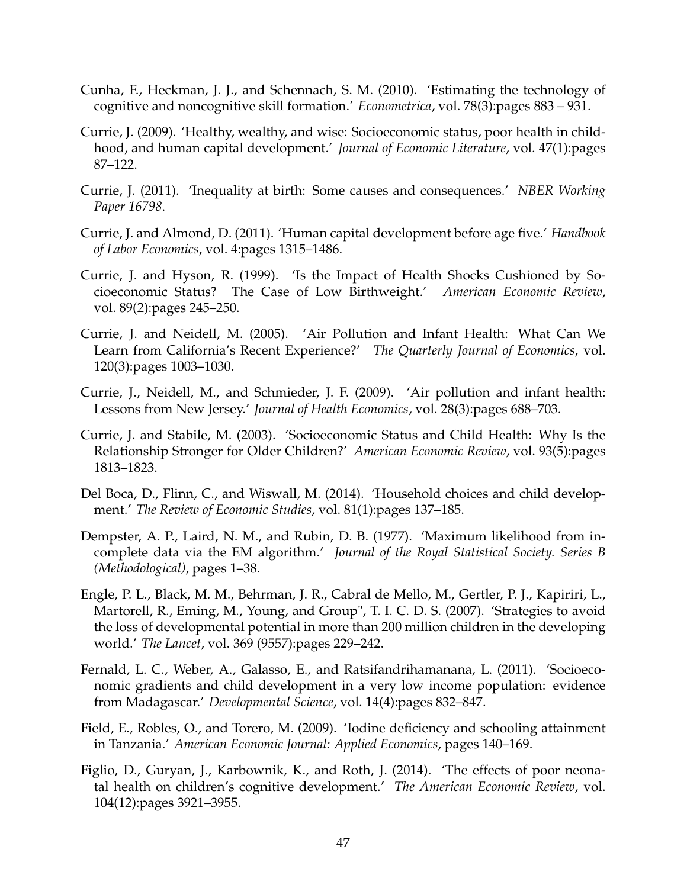Cunha, F., Heckman, J. J., and Schennach, S. M. (2010). 'Estimating the technology of cognitive and noncognitive skill formation.' *Econometrica*, vol. 78(3):pages 883 – 931.

Currie, J. (2009). 'Healthy, wealthy, and wise: Socioeconomic status, poor health in childhood, and human capital development.' *Journal of Economic Literature*, vol. 47(1):pages 87–122.

Currie, J. (2011). 'Inequality at birth: Some causes and consequences.' *NBER Working Paper 16798*.

Currie, J. and Almond, D. (2011). 'Human capital development before age five.' *Handbook of Labor Economics*, vol. 4:pages 1315–1486.

Currie, J. and Hyson, R. (1999). 'Is the Impact of Health Shocks Cushioned by Socioeconomic Status? The Case of Low Birthweight.' *American Economic Review*, vol. 89(2):pages 245–250.

Currie, J. and Neidell, M. (2005). 'Air Pollution and Infant Health: What Can We Learn from California's Recent Experience?' *The Quarterly Journal of Economics*, vol. 120(3):pages 1003–1030.

Currie, J., Neidell, M., and Schmieder, J. F. (2009). 'Air pollution and infant health: Lessons from New Jersey.' *Journal of Health Economics*, vol. 28(3):pages 688–703.

Currie, J. and Stabile, M. (2003). 'Socioeconomic Status and Child Health: Why Is the Relationship Stronger for Older Children?' *American Economic Review*, vol. 93(5):pages 1813–1823.

Del Boca, D., Flinn, C., and Wiswall, M. (2014). 'Household choices and child development.' *The Review of Economic Studies*, vol. 81(1):pages 137–185.

Dempster, A. P., Laird, N. M., and Rubin, D. B. (1977). 'Maximum likelihood from incomplete data via the EM algorithm.' *Journal of the Royal Statistical Society. Series B (Methodological)*, pages 1–38.

Engle, P. L., Black, M. M., Behrman, J. R., Cabral de Mello, M., Gertler, P. J., Kapiriri, L., Martorell, R., Eming, M., Young, and Group", T. I. C. D. S. (2007). 'Strategies to avoid the loss of developmental potential in more than 200 million children in the developing world.' *The Lancet*, vol. 369 (9557):pages 229–242.

Fernald, L. C., Weber, A., Galasso, E., and Ratsifandrihamanana, L. (2011). 'Socioeconomic gradients and child development in a very low income population: evidence from Madagascar.' *Developmental Science*, vol. 14(4):pages 832–847.

Field, E., Robles, O., and Torero, M. (2009). 'Iodine deficiency and schooling attainment in Tanzania.' *American Economic Journal: Applied Economics*, pages 140–169.

Figlio, D., Guryan, J., Karbownik, K., and Roth, J. (2014). 'The effects of poor neonatal health on children's cognitive development.' *The American Economic Review*, vol. 104(12):pages 3921–3955.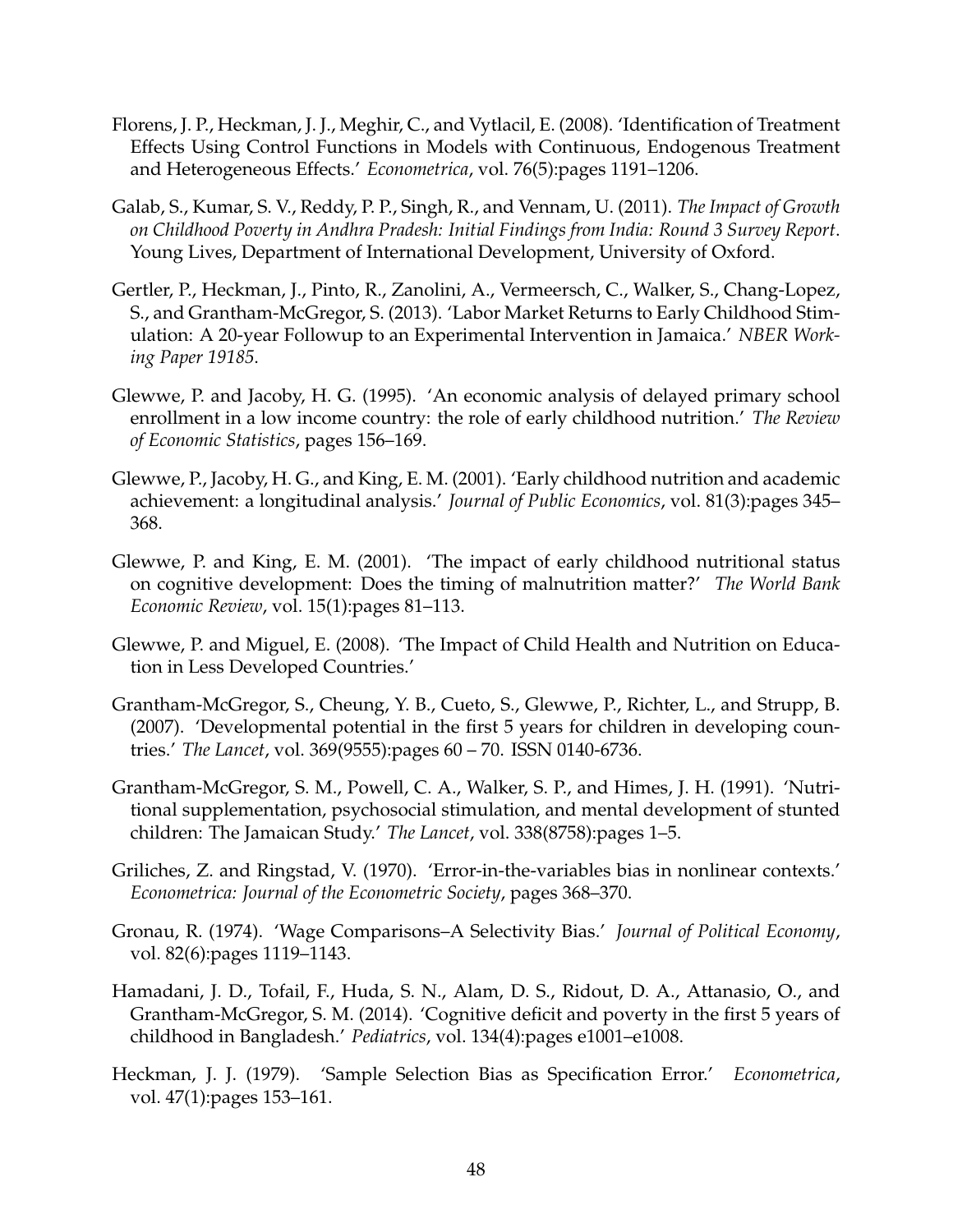Florens, J. P., Heckman, J. J., Meghir, C., and Vytlacil, E. (2008). 'Identification of Treatment Effects Using Control Functions in Models with Continuous, Endogenous Treatment and Heterogeneous Effects.' *Econometrica*, vol. 76(5):pages 1191–1206.

Galab, S., Kumar, S. V., Reddy, P. P., Singh, R., and Vennam, U. (2011). *The Impact of Growth on Childhood Poverty in Andhra Pradesh: Initial Findings from India: Round 3 Survey Report*. Young Lives, Department of International Development, University of Oxford.

Gertler, P., Heckman, J., Pinto, R., Zanolini, A., Vermeersch, C., Walker, S., Chang-Lopez, S., and Grantham-McGregor, S. (2013). 'Labor Market Returns to Early Childhood Stimulation: A 20-year Followup to an Experimental Intervention in Jamaica.' *NBER Working Paper 19185*.

Glewwe, P. and Jacoby, H. G. (1995). 'An economic analysis of delayed primary school enrollment in a low income country: the role of early childhood nutrition.' *The Review of Economic Statistics*, pages 156–169.

Glewwe, P., Jacoby, H. G., and King, E. M. (2001). 'Early childhood nutrition and academic achievement: a longitudinal analysis.' *Journal of Public Economics*, vol. 81(3):pages 345–368.

Glewwe, P. and King, E. M. (2001). 'The impact of early childhood nutritional status on cognitive development: Does the timing of malnutrition matter?' *The World Bank Economic Review*, vol. 15(1):pages 81–113.

Glewwe, P. and Miguel, E. (2008). 'The Impact of Child Health and Nutrition on Education in Less Developed Countries.'

Grantham-McGregor, S., Cheung, Y. B., Cueto, S., Glewwe, P., Richter, L., and Strupp, B. (2007). 'Developmental potential in the first 5 years for children in developing countries.' *The Lancet*, vol. 369(9555):pages 60 – 70. ISSN 0140-6736.

Grantham-McGregor, S. M., Powell, C. A., Walker, S. P., and Himes, J. H. (1991). 'Nutritional supplementation, psychosocial stimulation, and mental development of stunted children: The Jamaican Study.' *The Lancet*, vol. 338(8758):pages 1–5.

Griliches, Z. and Ringstad, V. (1970). 'Error-in-the-variables bias in nonlinear contexts.' *Econometrica: Journal of the Econometric Society*, pages 368–370.

Gronau, R. (1974). 'Wage Comparisons–A Selectivity Bias.' *Journal of Political Economy*, vol. 82(6):pages 1119–1143.

Hamadani, J. D., Tofail, F., Huda, S. N., Alam, D. S., Ridout, D. A., Attanasio, O., and Grantham-McGregor, S. M. (2014). 'Cognitive deficit and poverty in the first 5 years of childhood in Bangladesh.' *Pediatrics*, vol. 134(4):pages e1001–e1008.

Heckman, J. J. (1979). 'Sample Selection Bias as Specification Error.' *Econometrica*, vol. 47(1):pages 153–161.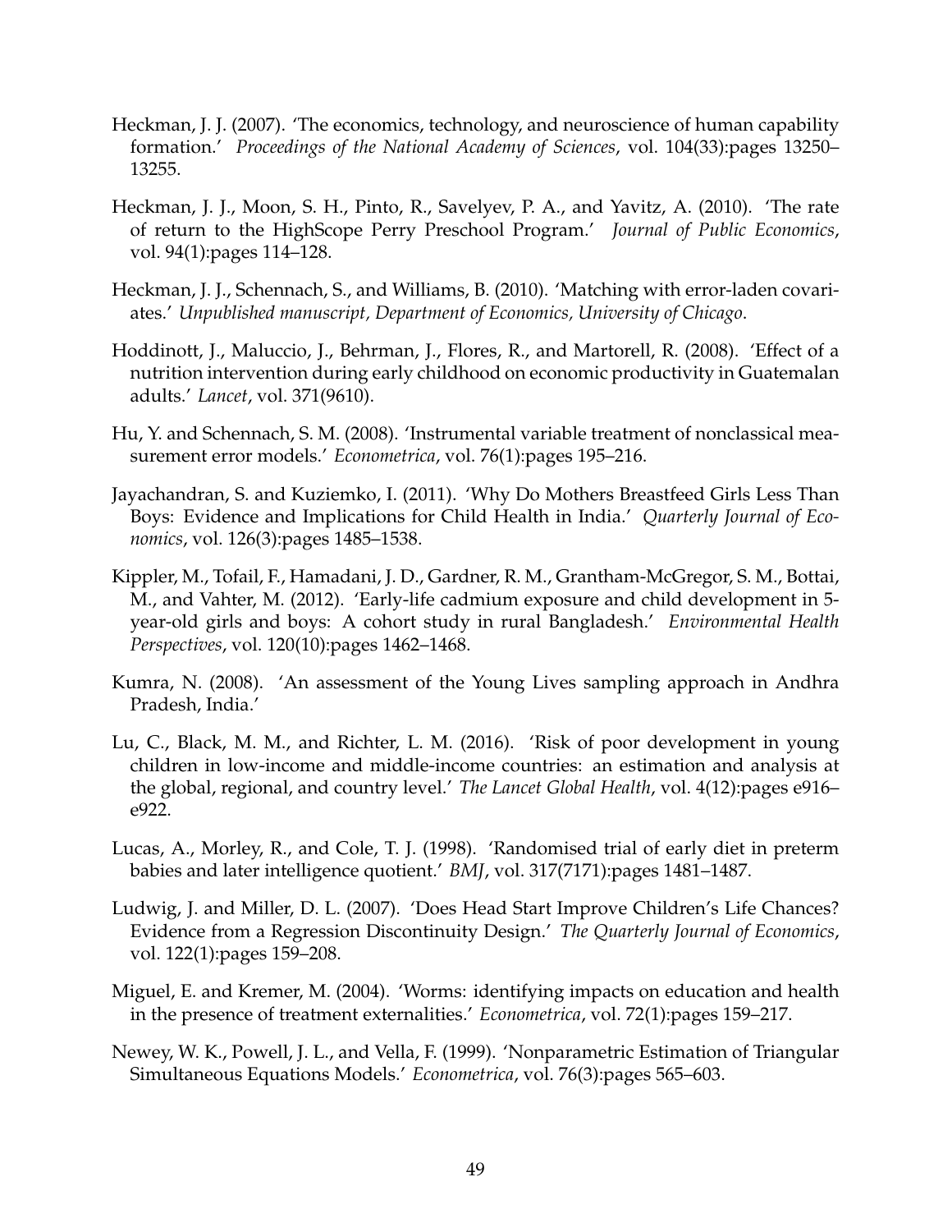Heckman, J. J. (2007). 'The economics, technology, and neuroscience of human capability formation.' *Proceedings of the National Academy of Sciences*, vol. 104(33):pages 13250–13255.

Heckman, J. J., Moon, S. H., Pinto, R., Savelyev, P. A., and Yavitz, A. (2010). 'The rate of return to the HighScope Perry Preschool Program.' *Journal of Public Economics*, vol. 94(1):pages 114–128.

Heckman, J. J., Schennach, S., and Williams, B. (2010). 'Matching with error-laden covariates.' *Unpublished manuscript, Department of Economics, University of Chicago*.

Hoddinott, J., Maluccio, J., Behrman, J., Flores, R., and Martorell, R. (2008). 'Effect of a nutrition intervention during early childhood on economic productivity in Guatemalan adults.' *Lancet*, vol. 371(9610).

Hu, Y. and Schennach, S. M. (2008). 'Instrumental variable treatment of nonclassical measurement error models.' *Econometrica*, vol. 76(1):pages 195–216.

Jayachandran, S. and Kuziemko, I. (2011). 'Why Do Mothers Breastfeed Girls Less Than Boys: Evidence and Implications for Child Health in India.' *Quarterly Journal of Economics*, vol. 126(3):pages 1485–1538.

Kippler, M., Tofail, F., Hamadani, J. D., Gardner, R. M., Grantham-McGregor, S. M., Bottai, M., and Vahter, M. (2012). 'Early-life cadmium exposure and child development in 5-year-old girls and boys: A cohort study in rural Bangladesh.' *Environmental Health Perspectives*, vol. 120(10):pages 1462–1468.

Kumra, N. (2008). 'An assessment of the Young Lives sampling approach in Andhra Pradesh, India.'

Lu, C., Black, M. M., and Richter, L. M. (2016). 'Risk of poor development in young children in low-income and middle-income countries: an estimation and analysis at the global, regional, and country level.' *The Lancet Global Health*, vol. 4(12):pages e916–e922.

Lucas, A., Morley, R., and Cole, T. J. (1998). 'Randomised trial of early diet in preterm babies and later intelligence quotient.' *BMJ*, vol. 317(7171):pages 1481–1487.

Ludwig, J. and Miller, D. L. (2007). 'Does Head Start Improve Children's Life Chances? Evidence from a Regression Discontinuity Design.' *The Quarterly Journal of Economics*, vol. 122(1):pages 159–208.

Miguel, E. and Kremer, M. (2004). 'Worms: identifying impacts on education and health in the presence of treatment externalities.' *Econometrica*, vol. 72(1):pages 159–217.

Newey, W. K., Powell, J. L., and Vella, F. (1999). 'Nonparametric Estimation of Triangular Simultaneous Equations Models.' *Econometrica*, vol. 76(3):pages 565–603.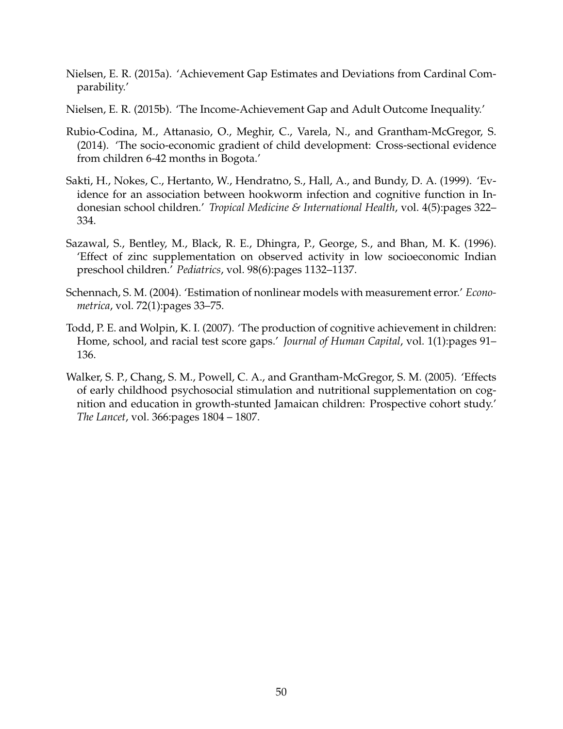Nielsen, E. R. (2015a). 'Achievement Gap Estimates and Deviations from Cardinal Comparability.'

Nielsen, E. R. (2015b). 'The Income-Achievement Gap and Adult Outcome Inequality.'

Rubio-Codina, M., Attanasio, O., Meghir, C., Varela, N., and Grantham-McGregor, S. (2014). 'The socio-economic gradient of child development: Cross-sectional evidence from children 6-42 months in Bogota.'

Sakti, H., Nokes, C., Hertanto, W., Hendratno, S., Hall, A., and Bundy, D. A. (1999). 'Evidence for an association between hookworm infection and cognitive function in Indonesian school children.' *Tropical Medicine & International Health*, vol. 4(5):pages 322–334.

Sazawal, S., Bentley, M., Black, R. E., Dhingra, P., George, S., and Bhan, M. K. (1996). 'Effect of zinc supplementation on observed activity in low socioeconomic Indian preschool children.' *Pediatrics*, vol. 98(6):pages 1132–1137.

Schennach, S. M. (2004). 'Estimation of nonlinear models with measurement error.' *Econometrica*, vol. 72(1):pages 33–75.

Todd, P. E. and Wolpin, K. I. (2007). 'The production of cognitive achievement in children: Home, school, and racial test score gaps.' *Journal of Human Capital*, vol. 1(1):pages 91–136.

Walker, S. P., Chang, S. M., Powell, C. A., and Grantham-McGregor, S. M. (2005). 'Effects of early childhood psychosocial stimulation and nutritional supplementation on cognition and education in growth-stunted Jamaican children: Prospective cohort study.' *The Lancet*, vol. 366:pages 1804 – 1807.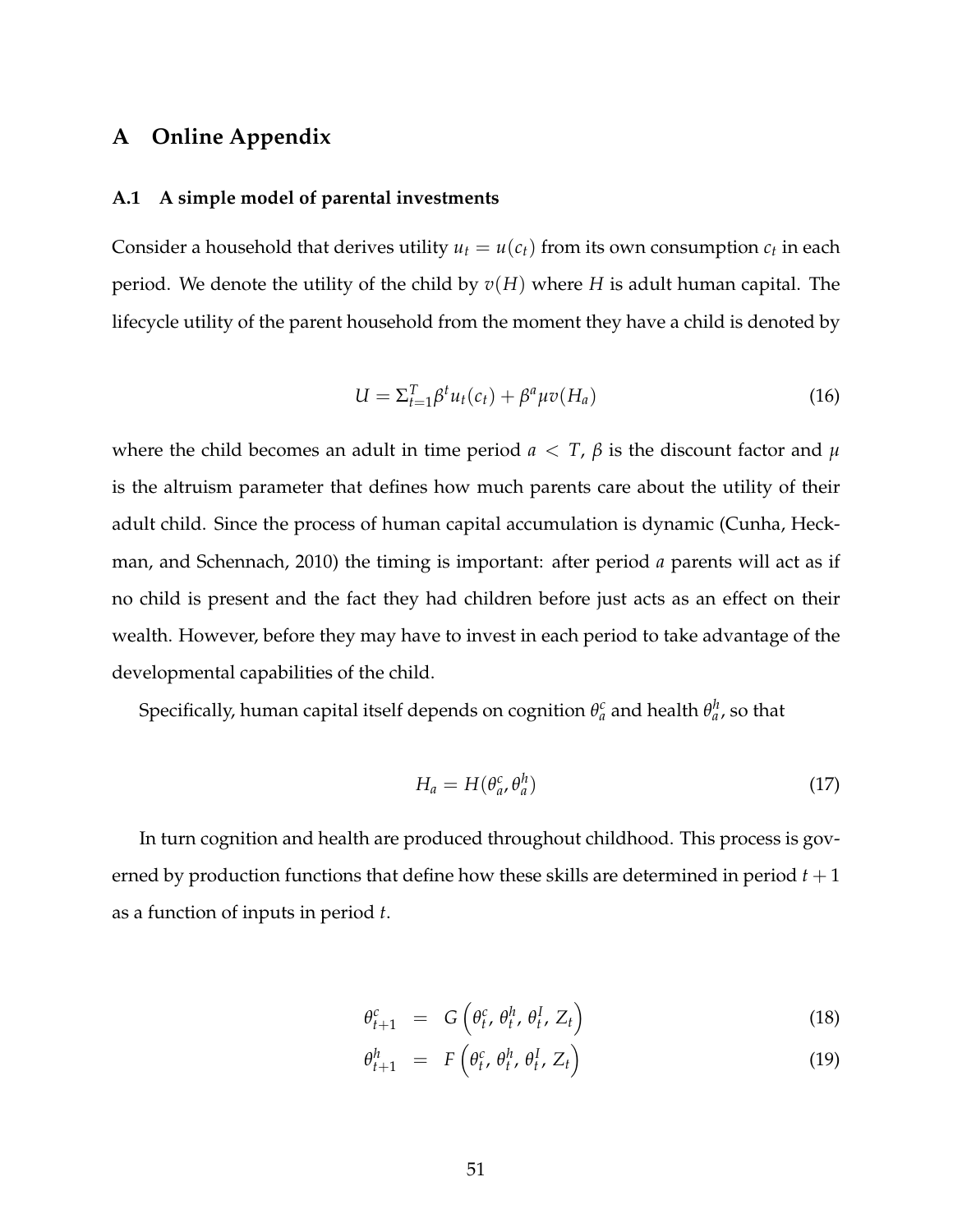# A Online Appendix

## A.1 A simple model of parental investments

Consider a household that derives utility $u_t = u(c_t)$ from its own consumption $c_t$ in each period. We denote the utility of the child by $v(H)$ where $H$ is adult human capital. The lifecycle utility of the parent household from the moment they have a child is denoted by

$$U = \Sigma_{t=1}^{T} \beta^t u_t(c_t) + \beta^a \mu v(H_a) \tag{16}$$

where the child becomes an adult in time period $a < T$, $\beta$ is the discount factor and $\mu$ is the altruism parameter that defines how much parents care about the utility of their adult child. Since the process of human capital accumulation is dynamic (Cunha, Heckman, and Schennach, 2010) the timing is important: after period $a$ parents will act as if no child is present and the fact they had children before just acts as an effect on their wealth. However, before they may have to invest in each period to take advantage of the developmental capabilities of the child.

Specifically, human capital itself depends on cognition $\theta_a^c$ and health $\theta_a^h$, so that

$$H_a = H(\theta_a^c, \theta_a^h) \tag{17}$$

In turn cognition and health are produced throughout childhood. This process is governed by production functions that define how these skills are determined in period $t+1$ as a function of inputs in period $t$.

$$\theta_{t+1}^c = G\left(\theta_t^c, \theta_t^h, \theta_t^I, Z_t\right) \tag{18}$$

$$\theta_{t+1}^h = F\left(\theta_t^c, \theta_t^h, \theta_t^I, Z_t\right) \tag{19}$$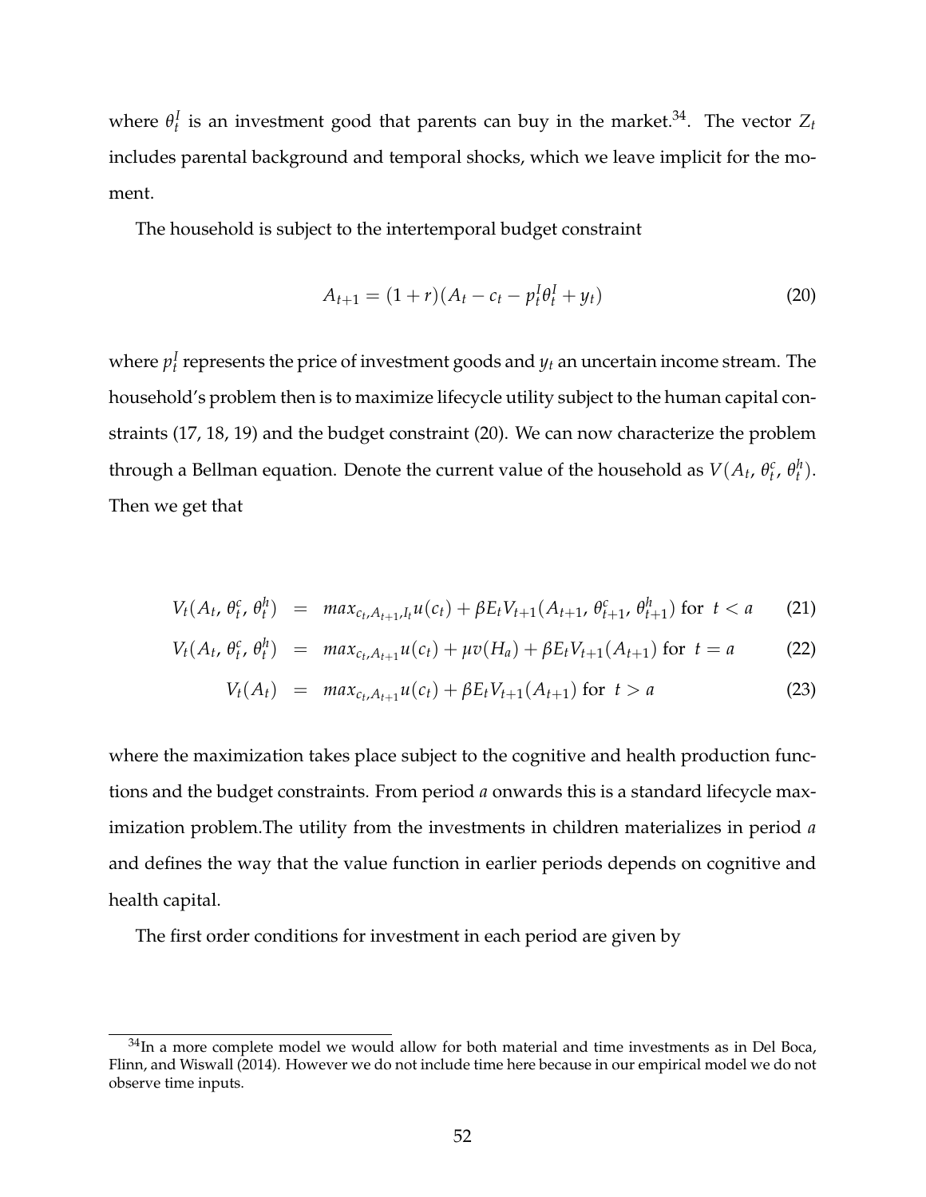where $\theta_t^I$ is an investment good that parents can buy in the market.[34]. The vector $Z_t$ includes parental background and temporal shocks, which we leave implicit for the moment.

The household is subject to the intertemporal budget constraint

$$A_{t+1} = (1+r)(A_t - c_t - p_t^I \theta_t^I + y_t) \tag{20}$$

where $p_t^I$ represents the price of investment goods and $y_t$ an uncertain income stream. The household's problem then is to maximize lifecycle utility subject to the human capital constraints (17, 18, 19) and the budget constraint (20). We can now characterize the problem through a Bellman equation. Denote the current value of the household as $V(A_t, \theta_t^c, \theta_t^h)$. Then we get that

$$V_t(A_t, \theta_t^c, \theta_t^h) = max_{c_t, A_{t+1}, I_t} u(c_t) + \beta E_t V_{t+1}(A_{t+1}, \theta_{t+1}^c, \theta_{t+1}^h) \text{ for } t < a \tag{21}$$

$$V_t(A_t, \theta_t^c, \theta_t^h) = max_{c_t, A_{t+1}} u(c_t) + \mu v(H_a) + \beta E_t V_{t+1}(A_{t+1}) \text{ for } t = a \tag{22}$$

$$V_t(A_t) = max_{c_t, A_{t+1}} u(c_t) + \beta E_t V_{t+1}(A_{t+1}) \text{ for } t > a \tag{23}$$

where the maximization takes place subject to the cognitive and health production functions and the budget constraints. From period $a$ onwards this is a standard lifecycle maximization problem.The utility from the investments in children materializes in period $a$ and defines the way that the value function in earlier periods depends on cognitive and health capital.

The first order conditions for investment in each period are given by

[34] In a more complete model we would allow for both material and time investments as in Del Boca, Flinn, and Wiswall (2014). However we do not include time here because in our empirical model we do not observe time inputs.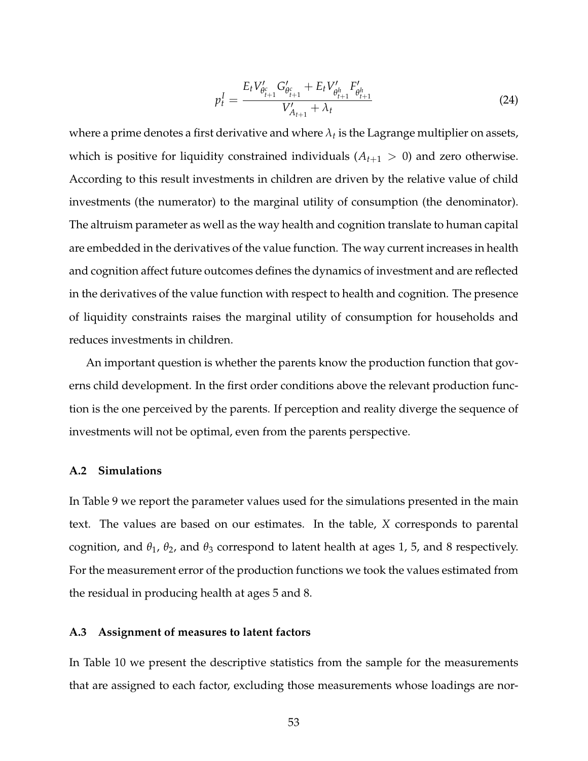$$p_t^I = \frac{E_t V'_{\theta^c_{t+1}} G'_{\theta^c_{t+1}} + E_t V'_{\theta^h_{t+1}} F'_{\theta^h_{t+1}}}{V'_{A_{t+1}} + \lambda_t} \tag{24}$$

where a prime denotes a first derivative and where $\lambda_t$ is the Lagrange multiplier on assets, which is positive for liquidity constrained individuals ($A_{t+1} > 0$) and zero otherwise. According to this result investments in children are driven by the relative value of child investments (the numerator) to the marginal utility of consumption (the denominator). The altruism parameter as well as the way health and cognition translate to human capital are embedded in the derivatives of the value function. The way current increases in health and cognition affect future outcomes defines the dynamics of investment and are reflected in the derivatives of the value function with respect to health and cognition. The presence of liquidity constraints raises the marginal utility of consumption for households and reduces investments in children.

An important question is whether the parents know the production function that governs child development. In the first order conditions above the relevant production function is the one perceived by the parents. If perception and reality diverge the sequence of investments will not be optimal, even from the parents perspective.

### A.2 Simulations

In Table 9 we report the parameter values used for the simulations presented in the main text. The values are based on our estimates. In the table, $X$ corresponds to parental cognition, and $\theta_1$, $\theta_2$, and $\theta_3$ correspond to latent health at ages 1, 5, and 8 respectively. For the measurement error of the production functions we took the values estimated from the residual in producing health at ages 5 and 8.

### A.3 Assignment of measures to latent factors

In Table 10 we present the descriptive statistics from the sample for the measurements that are assigned to each factor, excluding those measurements whose loadings are nor-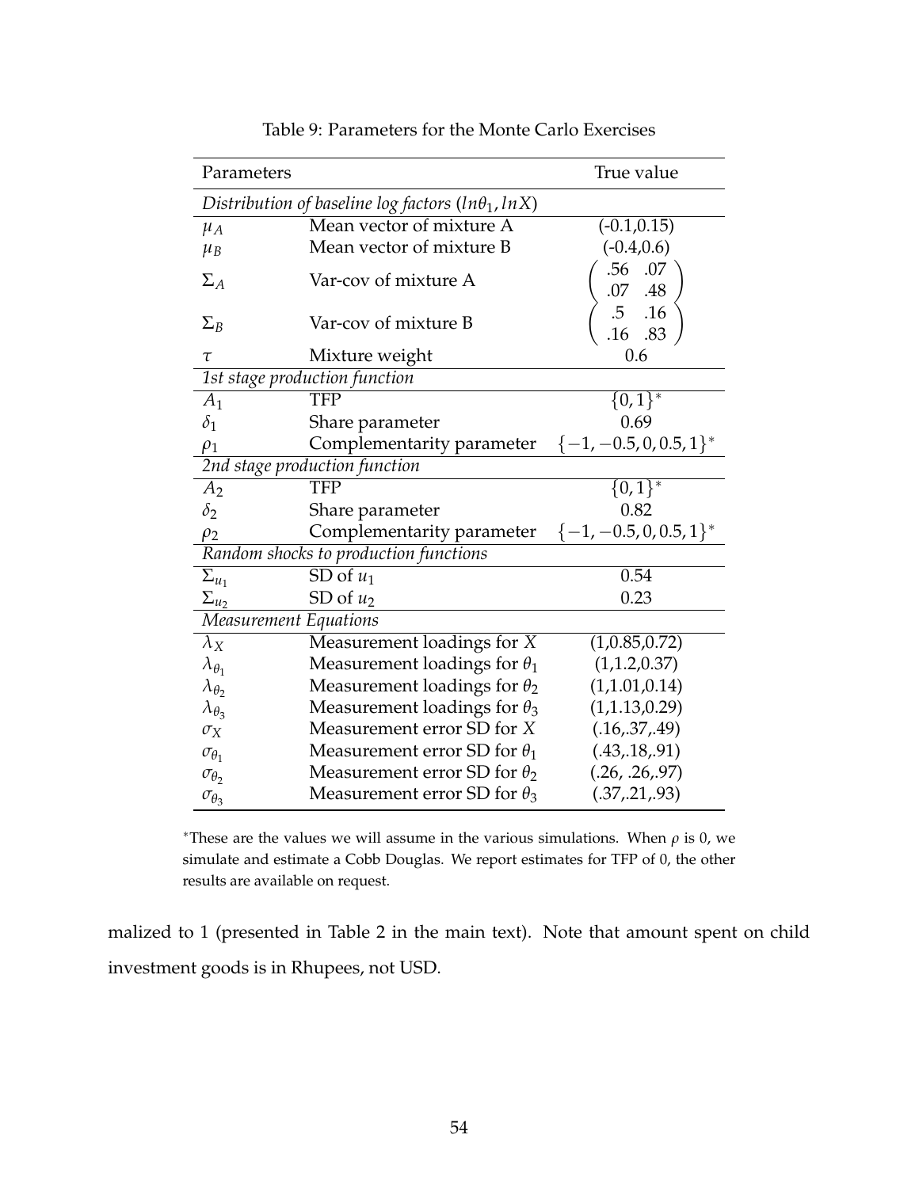Table 9: Parameters for the Monte Carlo Exercises

| Parameters | | True value |
|---|---|---|
| *Distribution of baseline log factors* $(ln\theta_1, lnX)$ | | |
| $\mu_A$ | Mean vector of mixture A | (-0.1,0.15) |
| $\mu_B$ | Mean vector of mixture B | (-0.4,0.6) |
| $\Sigma_A$ | Var-cov of mixture A | $\begin{pmatrix} .56 & .07 \\ .07 & .48 \end{pmatrix}$ |
| $\Sigma_B$ | Var-cov of mixture B | $\begin{pmatrix} .5 & .16 \\ .16 & .83 \end{pmatrix}$ |
| $\tau$ | Mixture weight | 0.6 |
| *1st stage production function* | | |
| $A_1$ | TFP | $\{0,1\}^*$ |
| $\delta_1$ | Share parameter | 0.69 |
| $\rho_1$ | Complementarity parameter | $\{-1,-0.5,0,0.5,1\}^*$ |
| *2nd stage production function* | | |
| $A_2$ | TFP | $\{0,1\}^*$ |
| $\delta_2$ | Share parameter | 0.82 |
| $\rho_2$ | Complementarity parameter | $\{-1,-0.5,0,0.5,1\}^*$ |
| *Random shocks to production functions* | | |
| $\Sigma_{u_1}$ | SD of $u_1$ | 0.54 |
| $\Sigma_{u_2}$ | SD of $u_2$ | 0.23 |
| *Measurement Equations* | | |
| $\lambda_X$ | Measurement loadings for $X$ | (1,0.85,0.72) |
| $\lambda_{\theta_1}$ | Measurement loadings for $\theta_1$ | (1,1.2,0.37) |
| $\lambda_{\theta_2}$ | Measurement loadings for $\theta_2$ | (1,1.01,0.14) |
| $\lambda_{\theta_3}$ | Measurement loadings for $\theta_3$ | (1,1.13,0.29) |
| $\sigma_X$ | Measurement error SD for $X$ | (.16,.37,.49) |
| $\sigma_{\theta_1}$ | Measurement error SD for $\theta_1$ | (.43,.18,.91) |
| $\sigma_{\theta_2}$ | Measurement error SD for $\theta_2$ | (.26, .26,.97) |
| $\sigma_{\theta_3}$ | Measurement error SD for $\theta_3$ | (.37,.21,.93) |

*These are the values we will assume in the various simulations. When $\rho$ is 0, we simulate and estimate a Cobb Douglas. We report estimates for TFP of 0, the other results are available on request.

malized to 1 (presented in Table 2 in the main text). Note that amount spent on child investment goods is in Rhupees, not USD.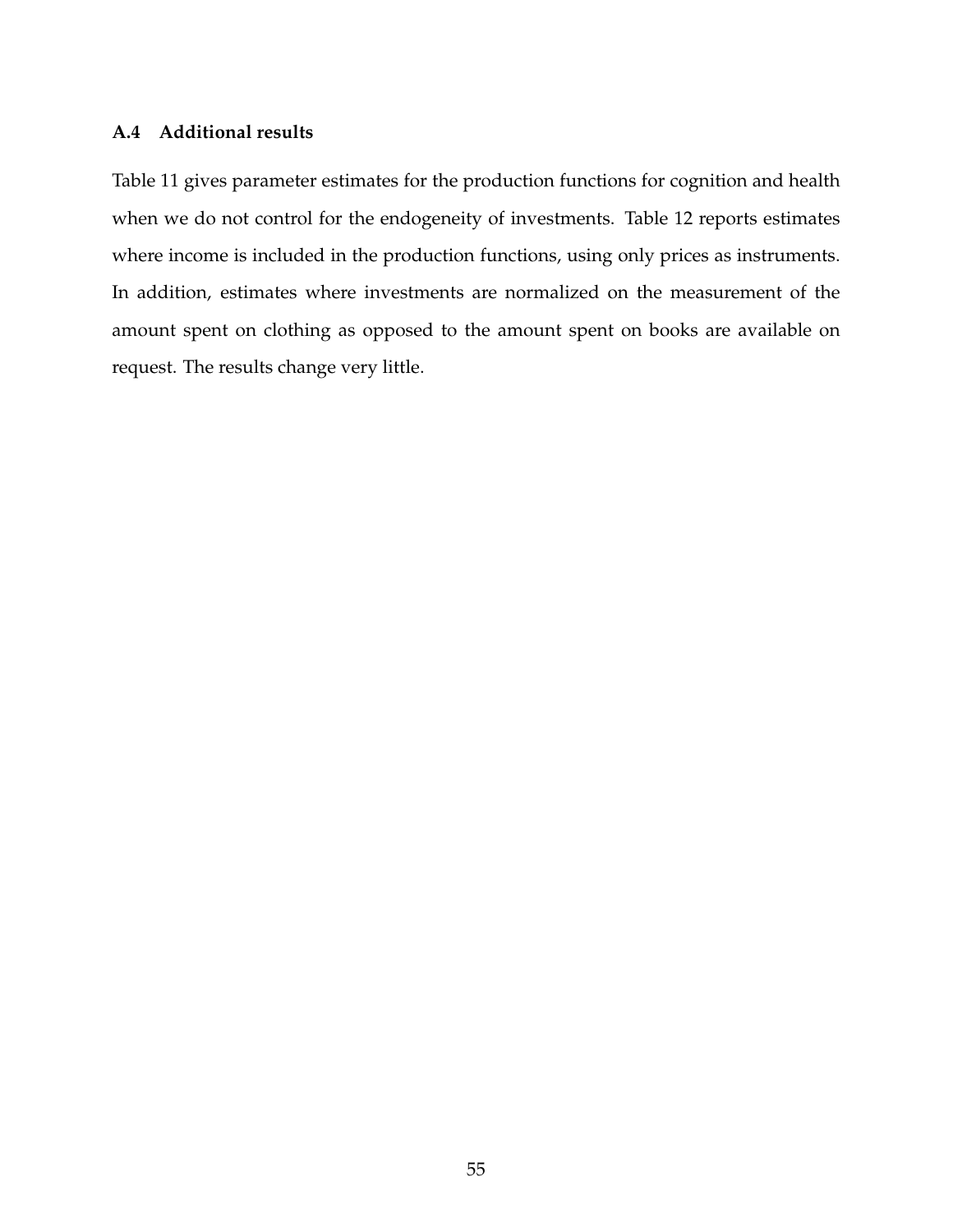### A.4 Additional results

Table 11 gives parameter estimates for the production functions for cognition and health when we do not control for the endogeneity of investments. Table 12 reports estimates where income is included in the production functions, using only prices as instruments. In addition, estimates where investments are normalized on the measurement of the amount spent on clothing as opposed to the amount spent on books are available on request. The results change very little.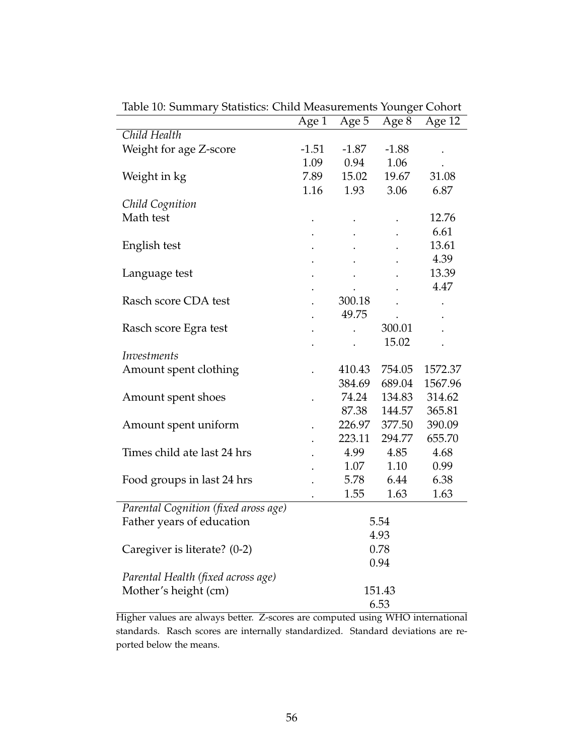Table 10: Summary Statistics: Child Measurements Younger Cohort

| | Age 1 | Age 5 | Age 8 | Age 12 |
|---|---|---|---|---|
| *Child Health* | | | | |
| Weight for age Z-score | -1.51 | -1.87 | -1.88 | . |
| | 1.09 | 0.94 | 1.06 | . |
| Weight in kg | 7.89 | 15.02 | 19.67 | 31.08 |
| | 1.16 | 1.93 | 3.06 | 6.87 |
| *Child Cognition* | | | | |
| Math test | . | . | . | 12.76 |
| | . | . | . | 6.61 |
| English test | . | . | . | 13.61 |
| | . | . | . | 4.39 |
| Language test | . | . | . | 13.39 |
| | . | . | . | 4.47 |
| Rasch score CDA test | . | 300.18 | . | . |
| | . | 49.75 | . | . |
| Rasch score Egra test | . | . | 300.01 | . |
| | . | . | 15.02 | . |
| *Investments* | | | | |
| Amount spent clothing | . | 410.43 | 754.05 | 1572.37 |
| | | 384.69 | 689.04 | 1567.96 |
| Amount spent shoes | . | 74.24 | 134.83 | 314.62 |
| | | 87.38 | 144.57 | 365.81 |
| Amount spent uniform | . | 226.97 | 377.50 | 390.09 |
| | . | 223.11 | 294.77 | 655.70 |
| Times child ate last 24 hrs | . | 4.99 | 4.85 | 4.68 |
| | . | 1.07 | 1.10 | 0.99 |
| Food groups in last 24 hrs | . | 5.78 | 6.44 | 6.38 |
| | . | 1.55 | 1.63 | 1.63 |
| *Parental Cognition (fixed aross age)* | | | | |
| Father years of education | 5.54 | | | |
| | 4.93 | | | |
| Caregiver is literate? (0-2) | 0.78 | | | |
| | 0.94 | | | |
| *Parental Health (fixed across age)* | | | | |
| Mother's height (cm) | 151.43 | | | |
| | 6.53 | | | |

Higher values are always better. Z-scores are computed using WHO international standards. Rasch scores are internally standardized. Standard deviations are reported below the means.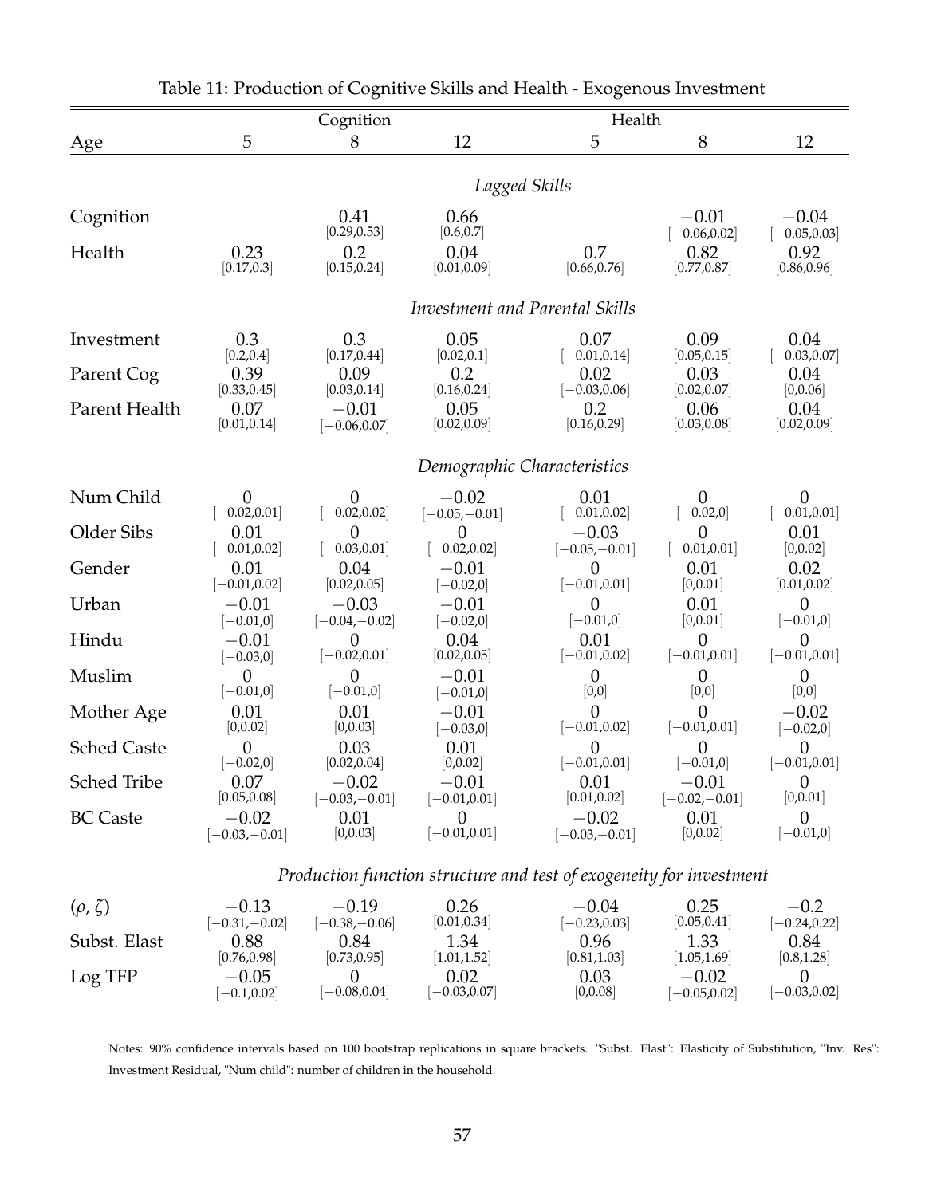Table 11: Production of Cognitive Skills and Health - Exogenous Investment

| | Cognition | | | Health | | |
|---|---|---|---|---|---|---|
| Age | 5 | 8 | 12 | 5 | 8 | 12 |
| | | | *Lagged Skills* | | | |
| Cognition | | 0.41 [0.29,0.53] | 0.66 [0.6,0.7] | | $-0.01$ [$-0.06$,0.02] | $-0.04$ [$-0.05$,0.03] |
| Health | 0.23 [0.17,0.3] | 0.2 [0.15,0.24] | 0.04 [0.01,0.09] | 0.7 [0.66,0.76] | 0.82 [0.77,0.87] | 0.92 [0.86,0.96] |
| | | | *Investment and Parental Skills* | | | |
| Investment | 0.3 [0.2,0.4] | 0.3 [0.17,0.44] | 0.05 [0.02,0.1] | 0.07 [$-0.01$,0.14] | 0.09 [0.05,0.15] | 0.04 [$-0.03$,0.07] |
| Parent Cog | 0.39 [0.33,0.45] | 0.09 [0.03,0.14] | 0.2 [0.16,0.24] | 0.02 [$-0.03$,0.06] | 0.03 [0.02,0.07] | 0.04 [0,0.06] |
| Parent Health | 0.07 [0.01,0.14] | $-0.01$ [$-0.06$,0.07] | 0.05 [0.02,0.09] | 0.2 [0.16,0.29] | 0.06 [0.03,0.08] | 0.04 [0.02,0.09] |
| | | | *Demographic Characteristics* | | | |
| Num Child | 0 [$-0.02$,0.01] | 0 [$-0.02$,0.02] | $-0.02$ [$-0.05$,$-0.01$] | 0.01 [$-0.01$,0.02] | 0 [$-0.02$,0] | 0 [$-0.01$,0.01] |
| Older Sibs | 0.01 [$-0.01$,0.02] | 0 [$-0.03$,0.01] | 0 [$-0.02$,0.02] | $-0.03$ [$-0.05$,$-0.01$] | 0 [$-0.01$,0.01] | 0.01 [0,0.02] |
| Gender | 0.01 [$-0.01$,0.02] | 0.04 [0.02,0.05] | $-0.01$ [$-0.02$,0] | 0 [$-0.01$,0.01] | 0.01 [0,0.01] | 0.02 [0.01,0.02] |
| Urban | $-0.01$ [$-0.01$,0] | $-0.03$ [$-0.04$,$-0.02$] | $-0.01$ [$-0.02$,0] | 0 [$-0.01$,0] | 0.01 [0,0.01] | 0 [$-0.01$,0] |
| Hindu | $-0.01$ [$-0.03$,0] | 0 [$-0.02$,0.01] | 0.04 [0.02,0.05] | 0.01 [$-0.01$,0.02] | 0 [$-0.01$,0.01] | 0 [$-0.01$,0.01] |
| Muslim | 0 [$-0.01$,0] | 0 [$-0.01$,0] | $-0.01$ [$-0.01$,0] | 0 [0,0] | 0 [0,0] | 0 [0,0] |
| Mother Age | 0.01 [0,0.02] | 0.01 [0,0.03] | $-0.01$ [$-0.03$,0] | 0 [$-0.01$,0.02] | 0 [$-0.01$,0.01] | $-0.02$ [$-0.02$,0] |
| Sched Caste | 0 [$-0.02$,0] | 0.03 [0.02,0.04] | 0.01 [0,0.02] | 0 [$-0.01$,0.01] | 0 [$-0.01$,0] | 0 [$-0.01$,0.01] |
| Sched Tribe | 0.07 [0.05,0.08] | $-0.02$ [$-0.03$,$-0.01$] | $-0.01$ [$-0.01$,0.01] | 0.01 [0.01,0.02] | $-0.01$ [$-0.02$,$-0.01$] | 0 [0,0.01] |
| BC Caste | $-0.02$ [$-0.03$,$-0.01$] | 0.01 [0,0.03] | 0 [$-0.01$,0.01] | $-0.02$ [$-0.03$,$-0.01$] | 0.01 [0,0.02] | 0 [$-0.01$,0] |
| | | | *Production function structure and test of exogeneity for investment* | | | |
| $(\rho, \zeta)$ | $-0.13$ [$-0.31$,$-0.02$] | $-0.19$ [$-0.38$,$-0.06$] | 0.26 [0.01,0.34] | $-0.04$ [$-0.23$,0.03] | 0.25 [0.05,0.41] | $-0.2$ [$-0.24$,0.22] |
| Subst. Elast | 0.88 [0.76,0.98] | 0.84 [0.73,0.95] | 1.34 [1.01,1.52] | 0.96 [0.81,1.03] | 1.33 [1.05,1.69] | 0.84 [0.8,1.28] |
| Log TFP | $-0.05$ [$-0.1$,0.02] | 0 [$-0.08$,0.04] | 0.02 [$-0.03$,0.07] | 0.03 [0,0.08] | $-0.02$ [$-0.05$,0.02] | 0 [$-0.03$,0.02] |

Notes: 90% confidence intervals based on 100 bootstrap replications in square brackets. "Subst. Elast": Elasticity of Substitution, "Inv. Res": Investment Residual, "Num child": number of children in the household.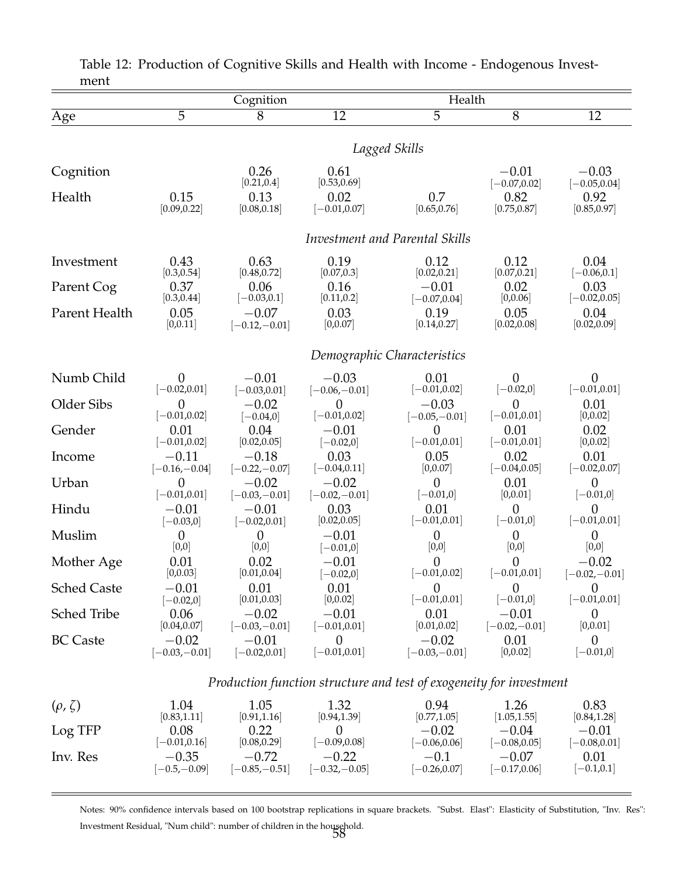Table 12: Production of Cognitive Skills and Health with Income - Endogenous Investment

| | Cognition | | | Health | | |
|---|---|---|---|---|---|---|
| Age | 5 | 8 | 12 | 5 | 8 | 12 |
| | | | *Lagged Skills* | | | |
| Cognition | | 0.26 [0.21,0.4] | 0.61 [0.53,0.69] | | −0.01 [−0.07,0.02] | −0.03 [−0.05,0.04] |
| Health | 0.15 [0.09,0.22] | 0.13 [0.08,0.18] | 0.02 [−0.01,0.07] | 0.7 [0.65,0.76] | 0.82 [0.75,0.87] | 0.92 [0.85,0.97] |
| | | | *Investment and Parental Skills* | | | |
| Investment | 0.43 [0.3,0.54] | 0.63 [0.48,0.72] | 0.19 [0.07,0.3] | 0.12 [0.02,0.21] | 0.12 [0.07,0.21] | 0.04 [−0.06,0.1] |
| Parent Cog | 0.37 [0.3,0.44] | 0.06 [−0.03,0.1] | 0.16 [0.11,0.2] | −0.01 [−0.07,0.04] | 0.02 [0,0.06] | 0.03 [−0.02,0.05] |
| Parent Health | 0.05 [0,0.11] | −0.07 [−0.12,−0.01] | 0.03 [0,0.07] | 0.19 [0.14,0.27] | 0.05 [0.02,0.08] | 0.04 [0.02,0.09] |
| | | | *Demographic Characteristics* | | | |
| Numb Child | 0 [−0.02,0.01] | −0.01 [−0.03,0.01] | −0.03 [−0.06,−0.01] | 0.01 [−0.01,0.02] | 0 [−0.02,0] | 0 [−0.01,0.01] |
| Older Sibs | 0 [−0.01,0.02] | −0.02 [−0.04,0] | 0 [−0.01,0.02] | −0.03 [−0.05,−0.01] | 0 [−0.01,0.01] | 0.01 [0,0.02] |
| Gender | 0.01 [−0.01,0.02] | 0.04 [0.02,0.05] | −0.01 [−0.02,0] | 0 [−0.01,0.01] | 0.01 [−0.01,0.01] | 0.02 [0,0.02] |
| Income | −0.11 [−0.16,−0.04] | −0.18 [−0.22,−0.07] | 0.03 [−0.04,0.11] | 0.05 [0,0.07] | 0.02 [−0.04,0.05] | 0.01 [−0.02,0.07] |
| Urban | 0 [−0.01,0.01] | −0.02 [−0.03,−0.01] | −0.02 [−0.02,−0.01] | 0 [−0.01,0] | 0.01 [0,0.01] | 0 [−0.01,0] |
| Hindu | −0.01 [−0.03,0] | −0.01 [−0.02,0.01] | 0.03 [0.02,0.05] | 0.01 [−0.01,0.01] | 0 [−0.01,0] | 0 [−0.01,0.01] |
| Muslim | 0 [0,0] | 0 [0,0] | −0.01 [−0.01,0] | 0 [0,0] | 0 [0,0] | 0 [0,0] |
| Mother Age | 0.01 [0,0.03] | 0.02 [0.01,0.04] | −0.01 [−0.02,0] | 0 [−0.01,0.02] | 0 [−0.01,0.01] | −0.02 [−0.02,−0.01] |
| Sched Caste | −0.01 [−0.02,0] | 0.01 [0.01,0.03] | 0.01 [0,0.02] | 0 [−0.01,0.01] | 0 [−0.01,0] | 0 [−0.01,0.01] |
| Sched Tribe | 0.06 [0.04,0.07] | −0.02 [−0.03,−0.01] | −0.01 [−0.01,0.01] | 0.01 [0.01,0.02] | −0.01 [−0.02,−0.01] | 0 [0,0.01] |
| BC Caste | −0.02 [−0.03,−0.01] | −0.01 [−0.02,0.01] | 0 [−0.01,0.01] | −0.02 [−0.03,−0.01] | 0.01 [0,0.02] | 0 [−0.01,0] |
| | | | *Production function structure and test of exogeneity for investment* | | | |
| $(\rho, \zeta)$ | 1.04 [0.83,1.11] | 1.05 [0.91,1.16] | 1.32 [0.94,1.39] | 0.94 [0.77,1.05] | 1.26 [1.05,1.55] | 0.83 [0.84,1.28] |
| Log TFP | 0.08 [−0.01,0.16] | 0.22 [0.08,0.29] | 0 [−0.09,0.08] | −0.02 [−0.06,0.06] | −0.04 [−0.08,0.05] | −0.01 [−0.08,0.01] |
| Inv. Res | −0.35 [−0.5,−0.09] | −0.72 [−0.85,−0.51] | −0.22 [−0.32,−0.05] | −0.1 [−0.26,0.07] | −0.07 [−0.17,0.06] | 0.01 [−0.1,0.1] |

Notes: 90% confidence intervals based on 100 bootstrap replications in square brackets. "Subst. Elast": Elasticity of Substitution, "Inv. Res": Investment Residual, "Num child": number of children in the household.